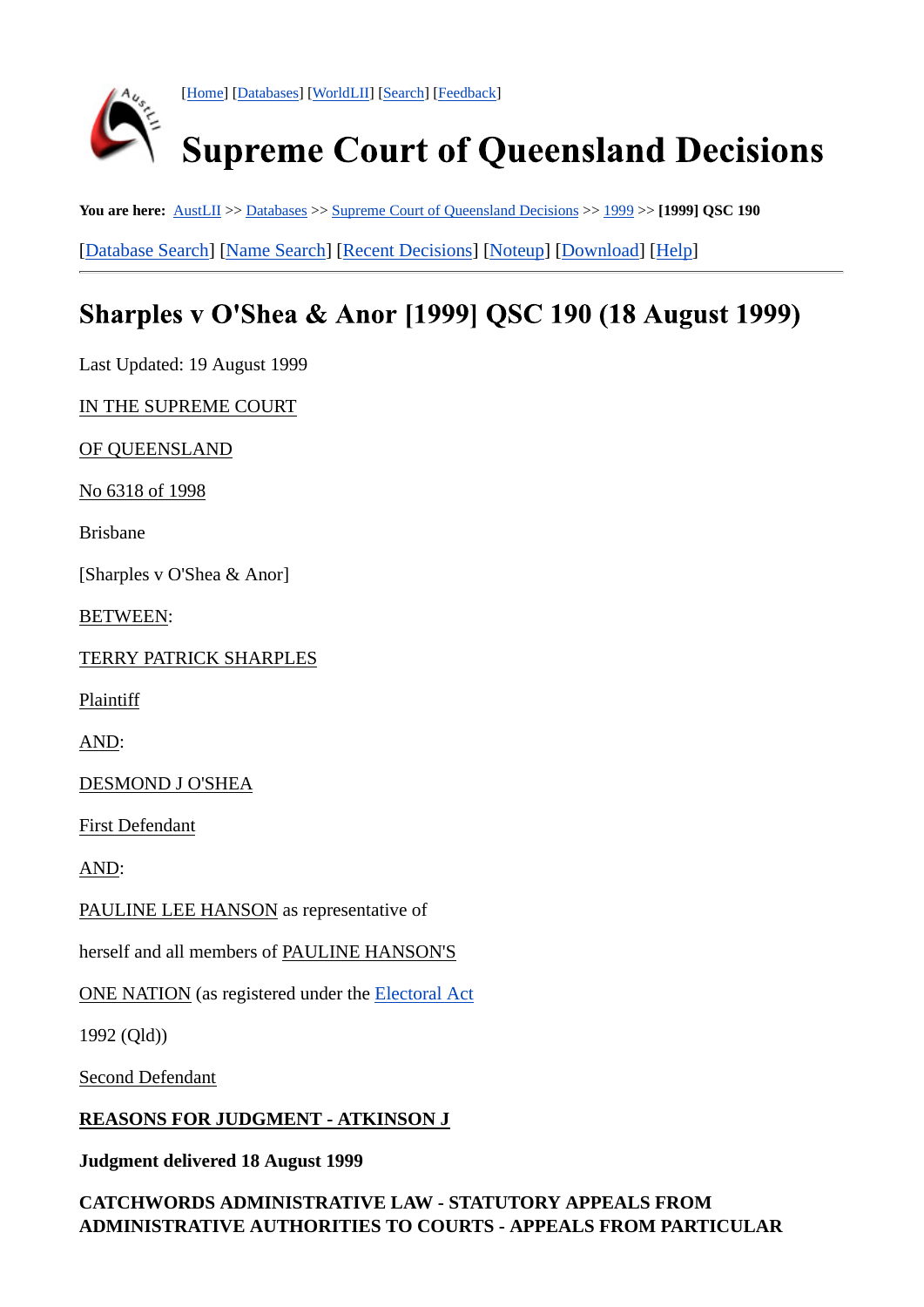[Home] [Databases] [WorldLII] [Search] [Feedback]

# Supreme Court of Queensland Decisions

**You are here:** AustLII >> Databases >> Supreme Court of Queensland Decisions >> 1999 >> **[1999] QSC 190**

[Database Search] [Name Search] [Recent Decisions] [Noteup] [Download] [Help]

---

## Sharples v O'Shea & Anor [1999] QSC 190 (18 August 1999)

Last Updated: 19 August 1999

IN THE SUPREME COURT

OF QUEENSLAND

No 6318 of 1998

Brisbane

[Sharples v O'Shea & Anor]

BETWEEN:

TERRY PATRICK SHARPLES

Plaintiff

AND:

DESMOND J O'SHEA

First Defendant

AND:

PAULINE LEE HANSON as representative of

herself and all members of PAULINE HANSON'S

ONE NATION (as registered under the Electoral Act

1992 (Qld))

Second Defendant

**REASONS FOR JUDGMENT - ATKINSON J**

**Judgment delivered 18 August 1999**

**CATCHWORDS ADMINISTRATIVE LAW - STATUTORY APPEALS FROM ADMINISTRATIVE AUTHORITIES TO COURTS - APPEALS FROM PARTICULAR**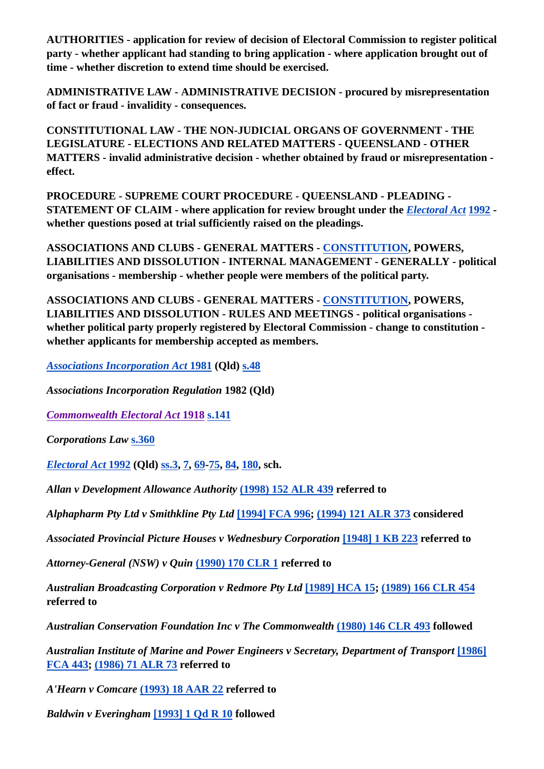**AUTHORITIES - application for review of decision of Electoral Commission to register political party - whether applicant had standing to bring application - where application brought out of time - whether discretion to extend time should be exercised.**

**ADMINISTRATIVE LAW - ADMINISTRATIVE DECISION - procured by misrepresentation of fact or fraud - invalidity - consequences.**

**CONSTITUTIONAL LAW - THE NON-JUDICIAL ORGANS OF GOVERNMENT - THE LEGISLATURE - ELECTIONS AND RELATED MATTERS - QUEENSLAND - OTHER MATTERS - invalid administrative decision - whether obtained by fraud or misrepresentation - effect.**

**PROCEDURE - SUPREME COURT PROCEDURE - QUEENSLAND - PLEADING - STATEMENT OF CLAIM - where application for review brought under the *Electoral Act* 1992 - whether questions posed at trial sufficiently raised on the pleadings.**

**ASSOCIATIONS AND CLUBS - GENERAL MATTERS - CONSTITUTION, POWERS, LIABILITIES AND DISSOLUTION - INTERNAL MANAGEMENT - GENERALLY - political organisations - membership - whether people were members of the political party.**

**ASSOCIATIONS AND CLUBS - GENERAL MATTERS - CONSTITUTION, POWERS, LIABILITIES AND DISSOLUTION - RULES AND MEETINGS - political organisations - whether political party properly registered by Electoral Commission - change to constitution - whether applicants for membership accepted as members.**

***Associations Incorporation Act* 1981 (Qld) s.48**

***Associations Incorporation Regulation* 1982 (Qld)**

***Commonwealth Electoral Act* 1918 s.141**

***Corporations Law* s.360**

***Electoral Act* 1992 (Qld) ss.3, 7, 69-75, 84, 180, sch.**

***Allan v Development Allowance Authority* (1998) 152 ALR 439 referred to**

***Alphapharm Pty Ltd v Smithkline Pty Ltd* [1994] FCA 996; (1994) 121 ALR 373 considered**

***Associated Provincial Picture Houses v Wednesbury Corporation* [1948] 1 KB 223 referred to**

***Attorney-General (NSW) v Quin* (1990) 170 CLR 1 referred to**

***Australian Broadcasting Corporation v Redmore Pty Ltd* [1989] HCA 15; (1989) 166 CLR 454 referred to**

***Australian Conservation Foundation Inc v The Commonwealth* (1980) 146 CLR 493 followed**

***Australian Institute of Marine and Power Engineers v Secretary, Department of Transport* [1986] FCA 443; (1986) 71 ALR 73 referred to**

***A'Hearn v Comcare* (1993) 18 AAR 22 referred to**

***Baldwin v Everingham* [1993] 1 Qd R 10 followed**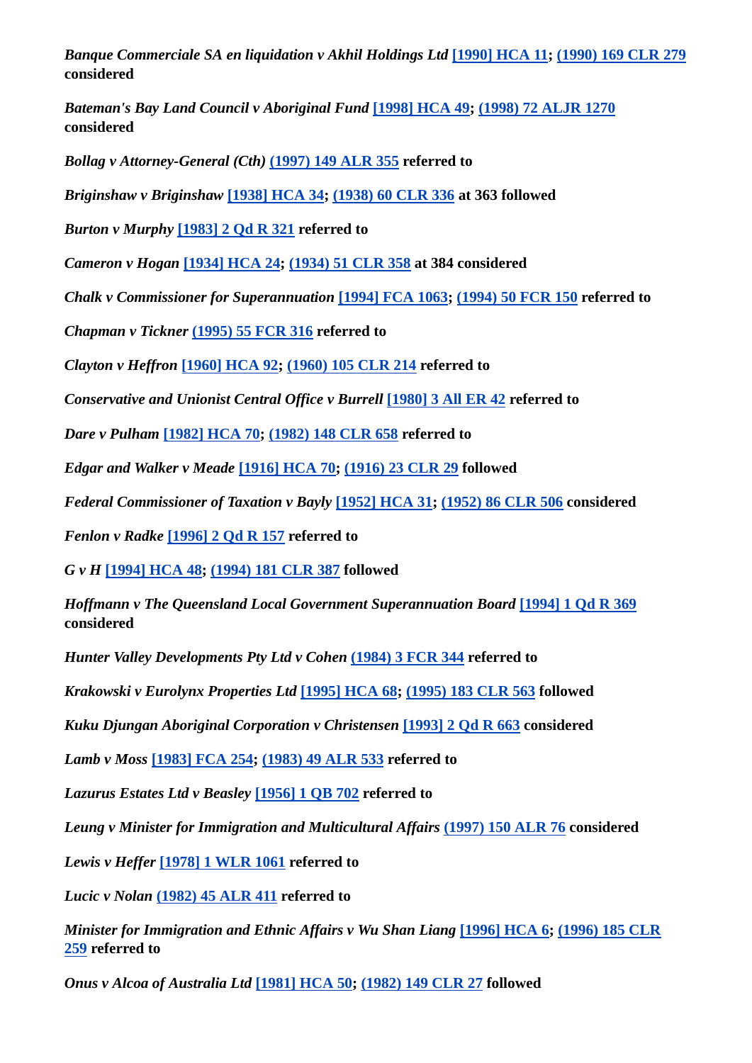*Banque Commerciale SA en liquidation v Akhil Holdings Ltd* [1990] HCA 11; (1990) 169 CLR 279 **considered**

*Bateman's Bay Land Council v Aboriginal Fund* [1998] HCA 49; (1998) 72 ALJR 1270 **considered**

*Bollag v Attorney-General (Cth)* (1997) 149 ALR 355 **referred to**

*Briginshaw v Briginshaw* [1938] HCA 34; (1938) 60 CLR 336 **at 363 followed**

*Burton v Murphy* [1983] 2 Qd R 321 **referred to**

*Cameron v Hogan* [1934] HCA 24; (1934) 51 CLR 358 **at 384 considered**

*Chalk v Commissioner for Superannuation* [1994] FCA 1063; (1994) 50 FCR 150 **referred to**

*Chapman v Tickner* (1995) 55 FCR 316 **referred to**

*Clayton v Heffron* [1960] HCA 92; (1960) 105 CLR 214 **referred to**

*Conservative and Unionist Central Office v Burrell* [1980] 3 All ER 42 **referred to**

*Dare v Pulham* [1982] HCA 70; (1982) 148 CLR 658 **referred to**

*Edgar and Walker v Meade* [1916] HCA 70; (1916) 23 CLR 29 **followed**

*Federal Commissioner of Taxation v Bayly* [1952] HCA 31; (1952) 86 CLR 506 **considered**

*Fenlon v Radke* [1996] 2 Qd R 157 **referred to**

*G v H* [1994] HCA 48; (1994) 181 CLR 387 **followed**

*Hoffmann v The Queensland Local Government Superannuation Board* [1994] 1 Qd R 369 **considered**

*Hunter Valley Developments Pty Ltd v Cohen* (1984) 3 FCR 344 **referred to**

*Krakowski v Eurolynx Properties Ltd* [1995] HCA 68; (1995) 183 CLR 563 **followed**

*Kuku Djungan Aboriginal Corporation v Christensen* [1993] 2 Qd R 663 **considered**

*Lamb v Moss* [1983] FCA 254; (1983) 49 ALR 533 **referred to**

*Lazurus Estates Ltd v Beasley* [1956] 1 QB 702 **referred to**

*Leung v Minister for Immigration and Multicultural Affairs* (1997) 150 ALR 76 **considered**

*Lewis v Heffer* [1978] 1 WLR 1061 **referred to**

*Lucic v Nolan* (1982) 45 ALR 411 **referred to**

*Minister for Immigration and Ethnic Affairs v Wu Shan Liang* [1996] HCA 6; (1996) 185 CLR 259 **referred to**

*Onus v Alcoa of Australia Ltd* [1981] HCA 50; (1982) 149 CLR 27 **followed**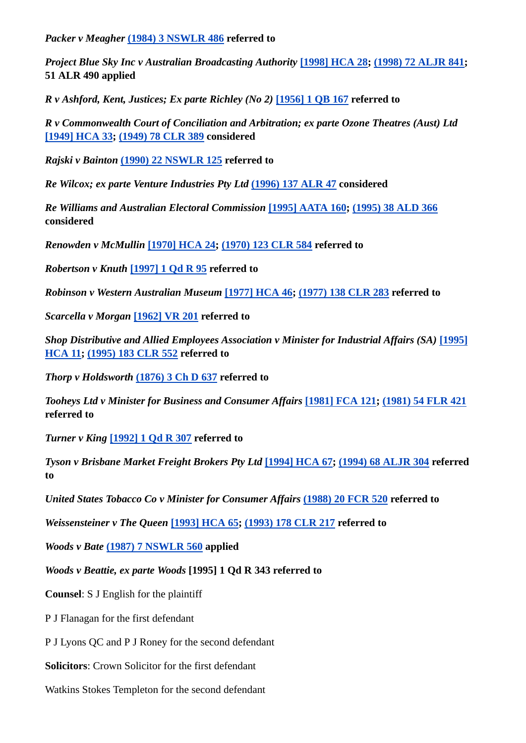*Packer v Meagher* (1984) 3 NSWLR 486 **referred to**

*Project Blue Sky Inc v Australian Broadcasting Authority* [1998] HCA 28; (1998) 72 ALJR 841; **51 ALR 490 applied**

*R v Ashford, Kent, Justices; Ex parte Richley (No 2)* [1956] 1 QB 167 **referred to**

*R v Commonwealth Court of Conciliation and Arbitration; ex parte Ozone Theatres (Aust) Ltd* [1949] HCA 33; (1949) 78 CLR 389 **considered**

*Rajski v Bainton* (1990) 22 NSWLR 125 **referred to**

*Re Wilcox; ex parte Venture Industries Pty Ltd* (1996) 137 ALR 47 **considered**

*Re Williams and Australian Electoral Commission* [1995] AATA 160; (1995) 38 ALD 366 **considered**

*Renowden v McMullin* [1970] HCA 24; (1970) 123 CLR 584 **referred to**

*Robertson v Knuth* [1997] 1 Qd R 95 **referred to**

*Robinson v Western Australian Museum* [1977] HCA 46; (1977) 138 CLR 283 **referred to**

*Scarcella v Morgan* [1962] VR 201 **referred to**

*Shop Distributive and Allied Employees Association v Minister for Industrial Affairs (SA)* [1995] HCA 11; (1995) 183 CLR 552 **referred to**

*Thorp v Holdsworth* (1876) 3 Ch D 637 **referred to**

*Tooheys Ltd v Minister for Business and Consumer Affairs* [1981] FCA 121; (1981) 54 FLR 421 **referred to**

*Turner v King* [1992] 1 Qd R 307 **referred to**

*Tyson v Brisbane Market Freight Brokers Pty Ltd* [1994] HCA 67; (1994) 68 ALJR 304 **referred to**

*United States Tobacco Co v Minister for Consumer Affairs* (1988) 20 FCR 520 **referred to**

*Weissensteiner v The Queen* [1993] HCA 65; (1993) 178 CLR 217 **referred to**

*Woods v Bate* (1987) 7 NSWLR 560 **applied**

*Woods v Beattie, ex parte Woods* **[1995] 1 Qd R 343 referred to**

**Counsel**: S J English for the plaintiff

P J Flanagan for the first defendant

P J Lyons QC and P J Roney for the second defendant

**Solicitors**: Crown Solicitor for the first defendant

Watkins Stokes Templeton for the second defendant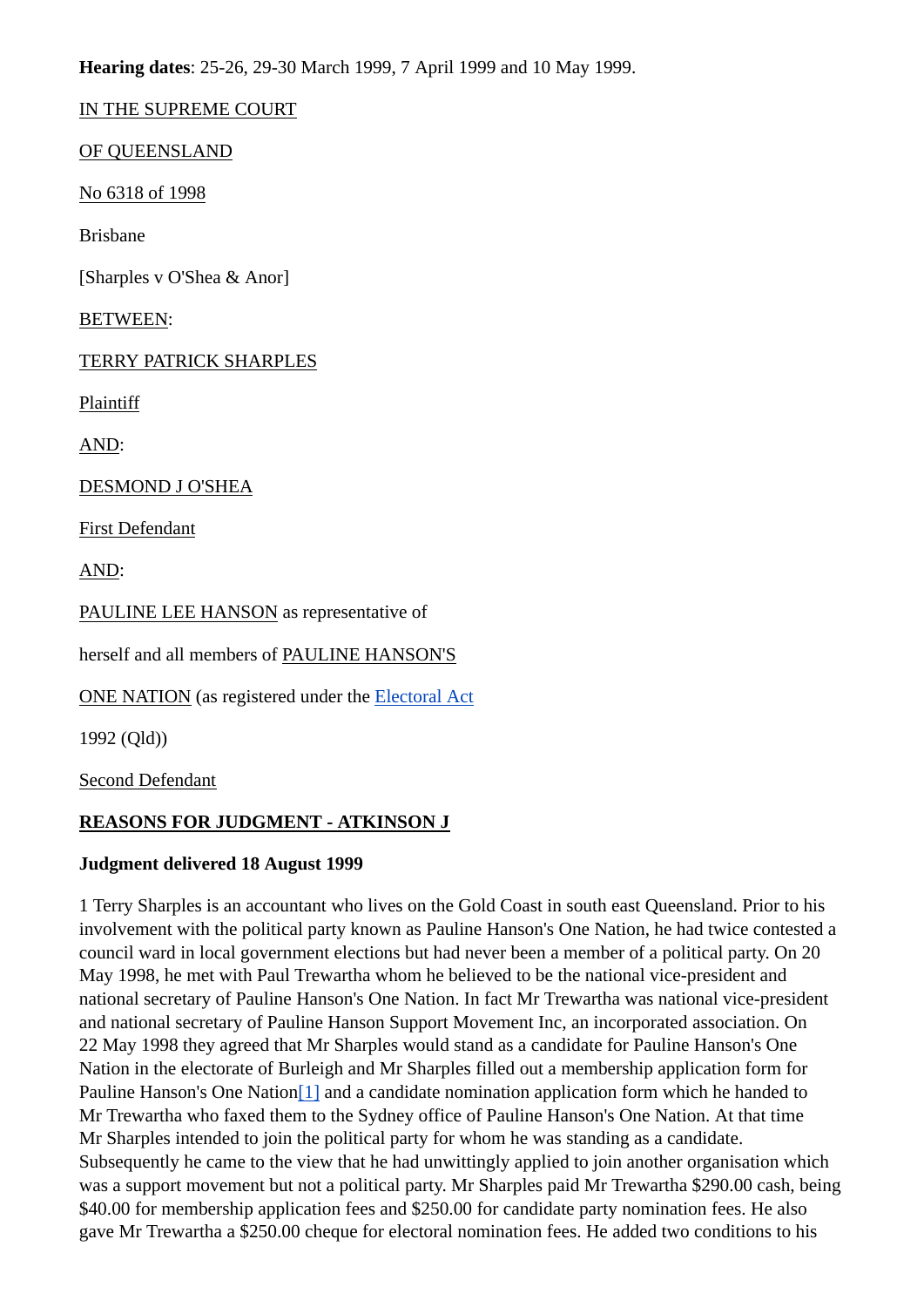**Hearing dates**: 25-26, 29-30 March 1999, 7 April 1999 and 10 May 1999.

IN THE SUPREME COURT

OF QUEENSLAND

No 6318 of 1998

Brisbane

[Sharples v O'Shea & Anor]

BETWEEN:

TERRY PATRICK SHARPLES

Plaintiff

AND:

DESMOND J O'SHEA

First Defendant

AND:

PAULINE LEE HANSON as representative of

herself and all members of PAULINE HANSON'S

ONE NATION (as registered under the Electoral Act

1992 (Qld))

Second Defendant

**REASONS FOR JUDGMENT - ATKINSON J**

**Judgment delivered 18 August 1999**

1 Terry Sharples is an accountant who lives on the Gold Coast in south east Queensland. Prior to his involvement with the political party known as Pauline Hanson's One Nation, he had twice contested a council ward in local government elections but had never been a member of a political party. On 20 May 1998, he met with Paul Trewartha whom he believed to be the national vice-president and national secretary of Pauline Hanson's One Nation. In fact Mr Trewartha was national vice-president and national secretary of Pauline Hanson Support Movement Inc, an incorporated association. On 22 May 1998 they agreed that Mr Sharples would stand as a candidate for Pauline Hanson's One Nation in the electorate of Burleigh and Mr Sharples filled out a membership application form for Pauline Hanson's One Nation[1] and a candidate nomination application form which he handed to Mr Trewartha who faxed them to the Sydney office of Pauline Hanson's One Nation. At that time Mr Sharples intended to join the political party for whom he was standing as a candidate. Subsequently he came to the view that he had unwittingly applied to join another organisation which was a support movement but not a political party. Mr Sharples paid Mr Trewartha $290.00 cash, being $40.00 for membership application fees and $250.00 for candidate party nomination fees. He also gave Mr Trewartha a $250.00 cheque for electoral nomination fees. He added two conditions to his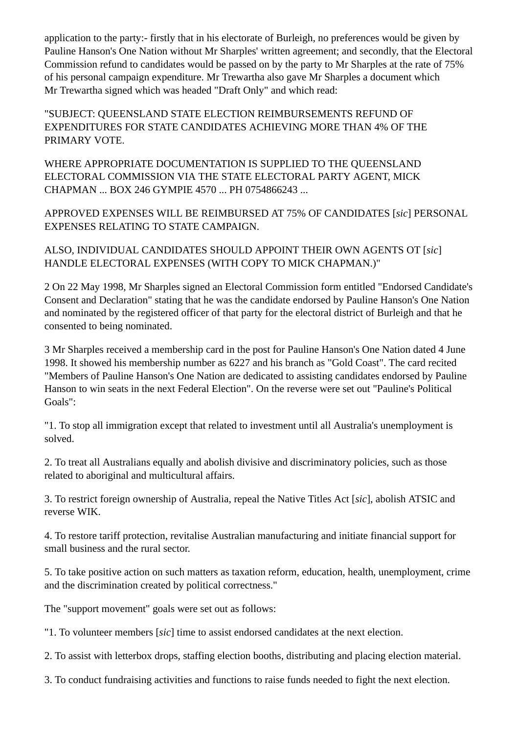application to the party:- firstly that in his electorate of Burleigh, no preferences would be given by Pauline Hanson's One Nation without Mr Sharples' written agreement; and secondly, that the Electoral Commission refund to candidates would be passed on by the party to Mr Sharples at the rate of 75% of his personal campaign expenditure. Mr Trewartha also gave Mr Sharples a document which Mr Trewartha signed which was headed "Draft Only" and which read:

"SUBJECT: QUEENSLAND STATE ELECTION REIMBURSEMENTS REFUND OF EXPENDITURES FOR STATE CANDIDATES ACHIEVING MORE THAN 4% OF THE PRIMARY VOTE.

WHERE APPROPRIATE DOCUMENTATION IS SUPPLIED TO THE QUEENSLAND ELECTORAL COMMISSION VIA THE STATE ELECTORAL PARTY AGENT, MICK CHAPMAN ... BOX 246 GYMPIE 4570 ... PH 0754866243 ...

APPROVED EXPENSES WILL BE REIMBURSED AT 75% OF CANDIDATES [*sic*] PERSONAL EXPENSES RELATING TO STATE CAMPAIGN.

ALSO, INDIVIDUAL CANDIDATES SHOULD APPOINT THEIR OWN AGENTS OT [*sic*] HANDLE ELECTORAL EXPENSES (WITH COPY TO MICK CHAPMAN.)"

2 On 22 May 1998, Mr Sharples signed an Electoral Commission form entitled "Endorsed Candidate's Consent and Declaration" stating that he was the candidate endorsed by Pauline Hanson's One Nation and nominated by the registered officer of that party for the electoral district of Burleigh and that he consented to being nominated.

3 Mr Sharples received a membership card in the post for Pauline Hanson's One Nation dated 4 June 1998. It showed his membership number as 6227 and his branch as "Gold Coast". The card recited "Members of Pauline Hanson's One Nation are dedicated to assisting candidates endorsed by Pauline Hanson to win seats in the next Federal Election". On the reverse were set out "Pauline's Political Goals":

"1. To stop all immigration except that related to investment until all Australia's unemployment is solved.

2. To treat all Australians equally and abolish divisive and discriminatory policies, such as those related to aboriginal and multicultural affairs.

3. To restrict foreign ownership of Australia, repeal the Native Titles Act [*sic*], abolish ATSIC and reverse WIK.

4. To restore tariff protection, revitalise Australian manufacturing and initiate financial support for small business and the rural sector.

5. To take positive action on such matters as taxation reform, education, health, unemployment, crime and the discrimination created by political correctness."

The "support movement" goals were set out as follows:

"1. To volunteer members [*sic*] time to assist endorsed candidates at the next election.

2. To assist with letterbox drops, staffing election booths, distributing and placing election material.

3. To conduct fundraising activities and functions to raise funds needed to fight the next election.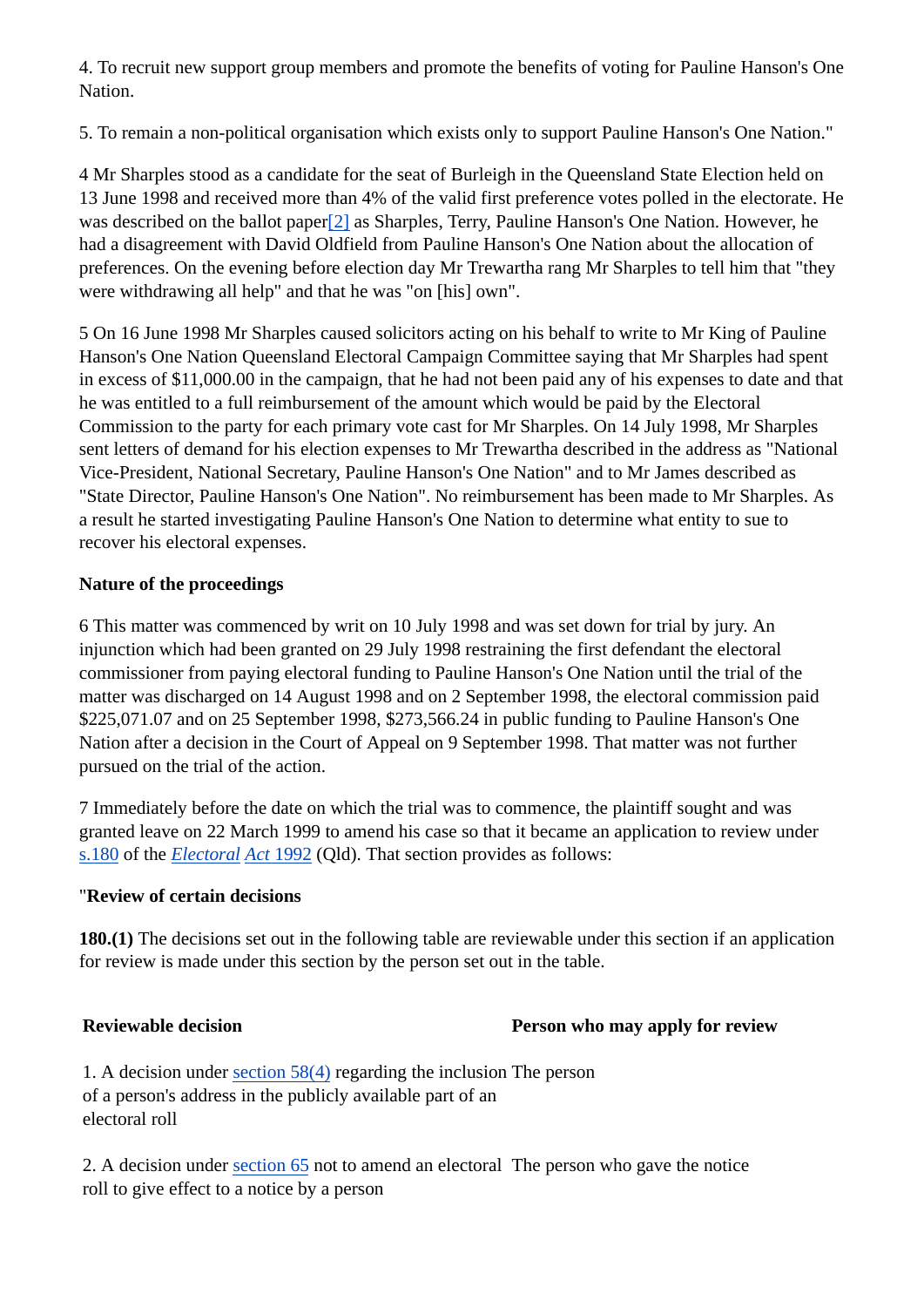4. To recruit new support group members and promote the benefits of voting for Pauline Hanson's One Nation.

5. To remain a non-political organisation which exists only to support Pauline Hanson's One Nation."

4 Mr Sharples stood as a candidate for the seat of Burleigh in the Queensland State Election held on 13 June 1998 and received more than 4% of the valid first preference votes polled in the electorate. He was described on the ballot paper[2] as Sharples, Terry, Pauline Hanson's One Nation. However, he had a disagreement with David Oldfield from Pauline Hanson's One Nation about the allocation of preferences. On the evening before election day Mr Trewartha rang Mr Sharples to tell him that "they were withdrawing all help" and that he was "on [his] own".

5 On 16 June 1998 Mr Sharples caused solicitors acting on his behalf to write to Mr King of Pauline Hanson's One Nation Queensland Electoral Campaign Committee saying that Mr Sharples had spent in excess of $11,000.00 in the campaign, that he had not been paid any of his expenses to date and that he was entitled to a full reimbursement of the amount which would be paid by the Electoral Commission to the party for each primary vote cast for Mr Sharples. On 14 July 1998, Mr Sharples sent letters of demand for his election expenses to Mr Trewartha described in the address as "National Vice-President, National Secretary, Pauline Hanson's One Nation" and to Mr James described as "State Director, Pauline Hanson's One Nation". No reimbursement has been made to Mr Sharples. As a result he started investigating Pauline Hanson's One Nation to determine what entity to sue to recover his electoral expenses.

**Nature of the proceedings**

6 This matter was commenced by writ on 10 July 1998 and was set down for trial by jury. An injunction which had been granted on 29 July 1998 restraining the first defendant the electoral commissioner from paying electoral funding to Pauline Hanson's One Nation until the trial of the matter was discharged on 14 August 1998 and on 2 September 1998, the electoral commission paid $225,071.07 and on 25 September 1998, $273,566.24 in public funding to Pauline Hanson's One Nation after a decision in the Court of Appeal on 9 September 1998. That matter was not further pursued on the trial of the action.

7 Immediately before the date on which the trial was to commence, the plaintiff sought and was granted leave on 22 March 1999 to amend his case so that it became an application to review under s.180 of the *Electoral Act* 1992 (Qld). That section provides as follows:

"**Review of certain decisions**

**180.(1)** The decisions set out in the following table are reviewable under this section if an application for review is made under this section by the person set out in the table.

| **Reviewable decision** | **Person who may apply for review** |
|---|---|
| 1. A decision under section 58(4) regarding the inclusion of a person's address in the publicly available part of an electoral roll | The person |
| 2. A decision under section 65 not to amend an electoral roll to give effect to a notice by a person | The person who gave the notice |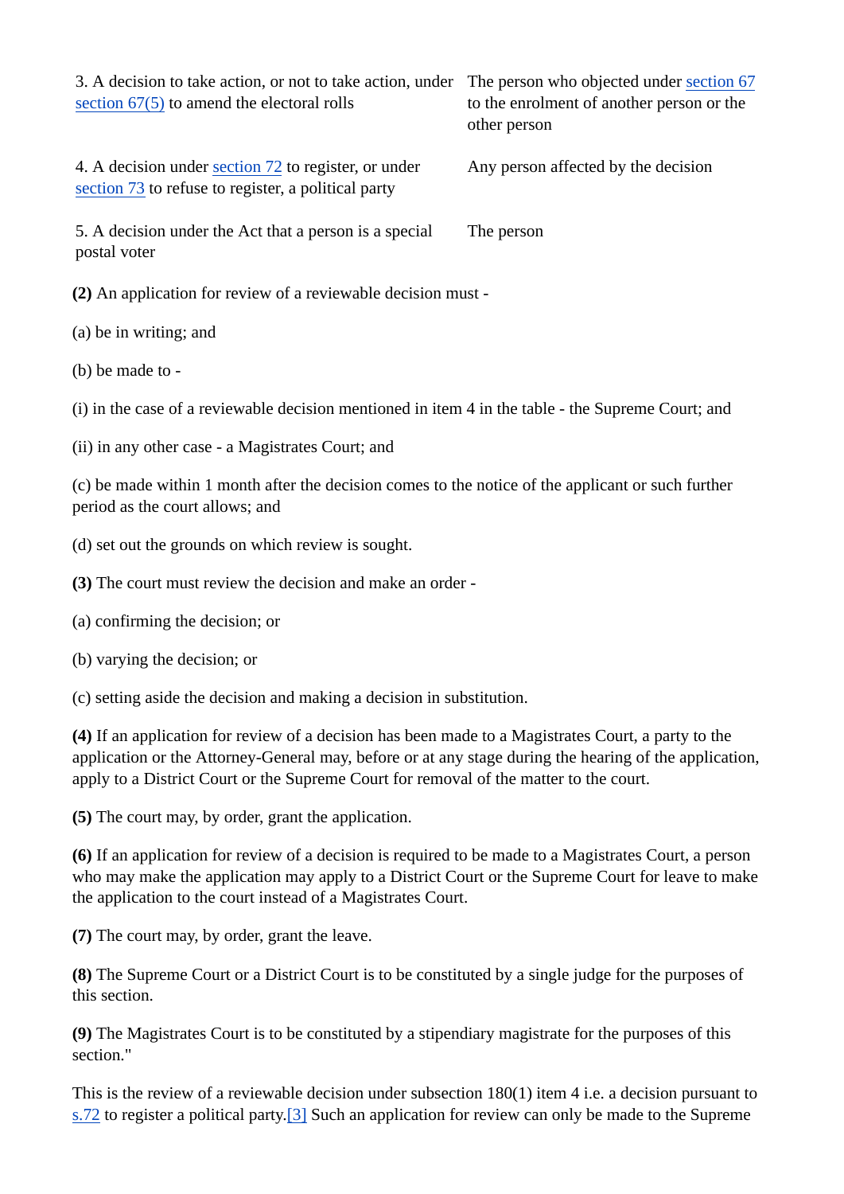| | |
|---|---|
| 3. A decision to take action, or not to take action, under section 67(5) to amend the electoral rolls | The person who objected under section 67 to the enrolment of another person or the other person |
| 4. A decision under section 72 to register, or under section 73 to refuse to register, a political party | Any person affected by the decision |
| 5. A decision under the Act that a person is a special postal voter | The person |

**(2)** An application for review of a reviewable decision must -

(a) be in writing; and

(b) be made to -

(i) in the case of a reviewable decision mentioned in item 4 in the table - the Supreme Court; and

(ii) in any other case - a Magistrates Court; and

(c) be made within 1 month after the decision comes to the notice of the applicant or such further period as the court allows; and

(d) set out the grounds on which review is sought.

**(3)** The court must review the decision and make an order -

(a) confirming the decision; or

(b) varying the decision; or

(c) setting aside the decision and making a decision in substitution.

**(4)** If an application for review of a decision has been made to a Magistrates Court, a party to the application or the Attorney-General may, before or at any stage during the hearing of the application, apply to a District Court or the Supreme Court for removal of the matter to the court.

**(5)** The court may, by order, grant the application.

**(6)** If an application for review of a decision is required to be made to a Magistrates Court, a person who may make the application may apply to a District Court or the Supreme Court for leave to make the application to the court instead of a Magistrates Court.

**(7)** The court may, by order, grant the leave.

**(8)** The Supreme Court or a District Court is to be constituted by a single judge for the purposes of this section.

**(9)** The Magistrates Court is to be constituted by a stipendiary magistrate for the purposes of this section."

This is the review of a reviewable decision under subsection 180(1) item 4 i.e. a decision pursuant to s.72 to register a political party.[3] Such an application for review can only be made to the Supreme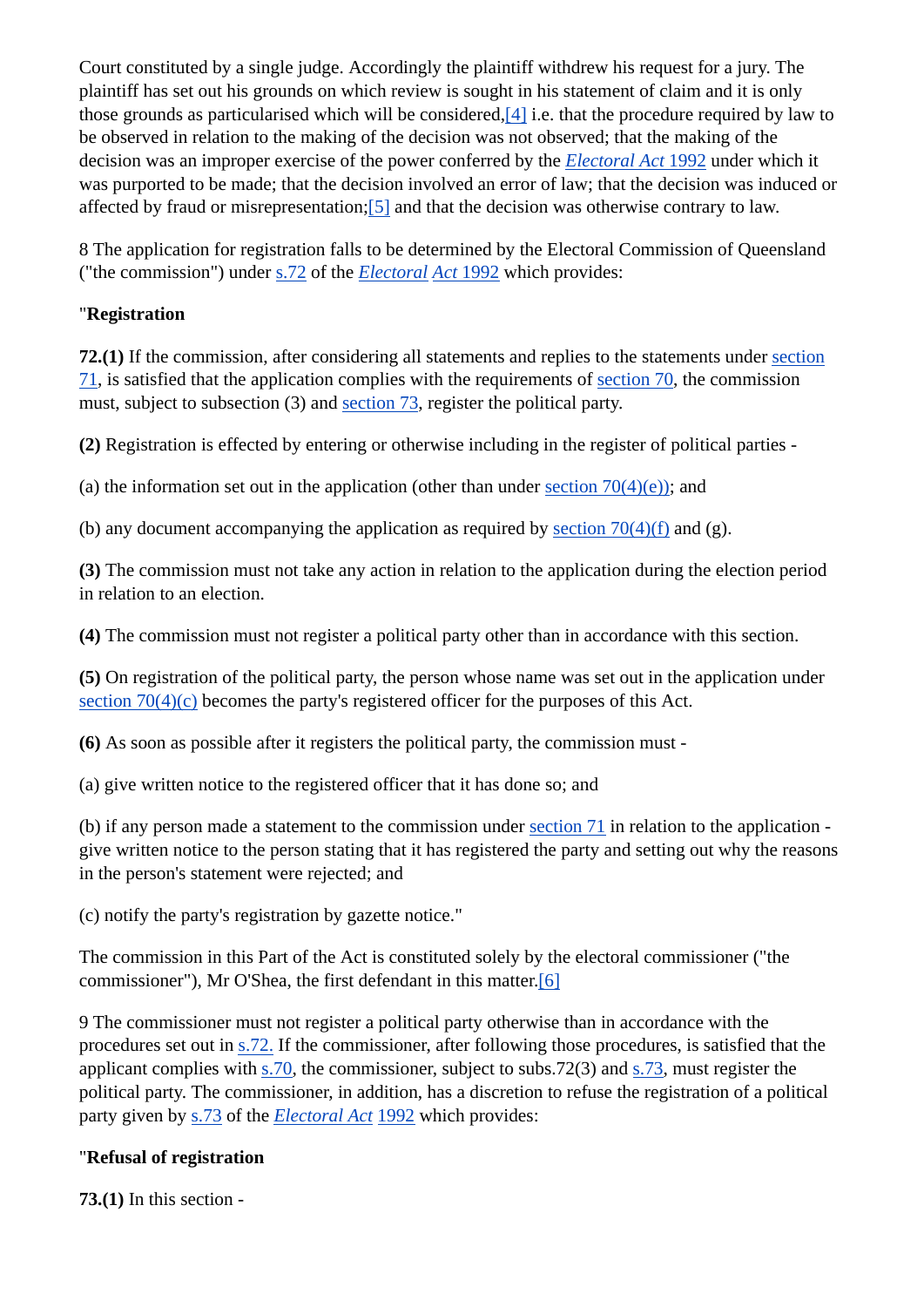Court constituted by a single judge. Accordingly the plaintiff withdrew his request for a jury. The plaintiff has set out his grounds on which review is sought in his statement of claim and it is only those grounds as particularised which will be considered,[4] i.e. that the procedure required by law to be observed in relation to the making of the decision was not observed; that the making of the decision was an improper exercise of the power conferred by the *Electoral Act* 1992 under which it was purported to be made; that the decision involved an error of law; that the decision was induced or affected by fraud or misrepresentation;[5] and that the decision was otherwise contrary to law.

8 The application for registration falls to be determined by the Electoral Commission of Queensland ("the commission") under s.72 of the *Electoral Act* 1992 which provides:

"**Registration**

**72.(1)** If the commission, after considering all statements and replies to the statements under section 71, is satisfied that the application complies with the requirements of section 70, the commission must, subject to subsection (3) and section 73, register the political party.

**(2)** Registration is effected by entering or otherwise including in the register of political parties -

(a) the information set out in the application (other than under section 70(4)(e)); and

(b) any document accompanying the application as required by section 70(4)(f) and (g).

**(3)** The commission must not take any action in relation to the application during the election period in relation to an election.

**(4)** The commission must not register a political party other than in accordance with this section.

**(5)** On registration of the political party, the person whose name was set out in the application under section 70(4)(c) becomes the party's registered officer for the purposes of this Act.

**(6)** As soon as possible after it registers the political party, the commission must -

(a) give written notice to the registered officer that it has done so; and

(b) if any person made a statement to the commission under section 71 in relation to the application - give written notice to the person stating that it has registered the party and setting out why the reasons in the person's statement were rejected; and

(c) notify the party's registration by gazette notice."

The commission in this Part of the Act is constituted solely by the electoral commissioner ("the commissioner"), Mr O'Shea, the first defendant in this matter.[6]

9 The commissioner must not register a political party otherwise than in accordance with the procedures set out in s.72. If the commissioner, after following those procedures, is satisfied that the applicant complies with s.70, the commissioner, subject to subs.72(3) and s.73, must register the political party. The commissioner, in addition, has a discretion to refuse the registration of a political party given by s.73 of the *Electoral Act* 1992 which provides:

"**Refusal of registration**

**73.(1)** In this section -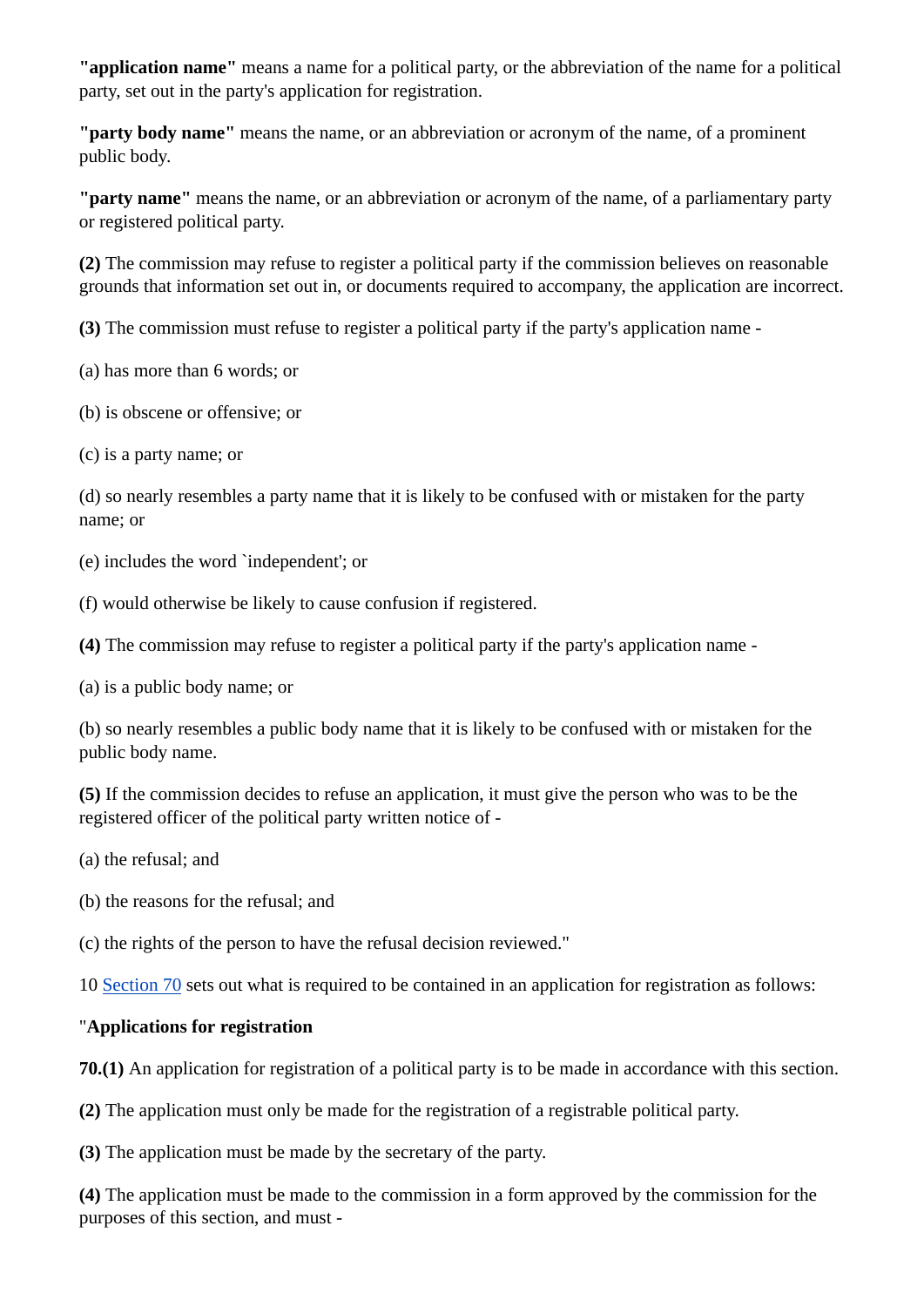**"application name"** means a name for a political party, or the abbreviation of the name for a political party, set out in the party's application for registration.

**"party body name"** means the name, or an abbreviation or acronym of the name, of a prominent public body.

**"party name"** means the name, or an abbreviation or acronym of the name, of a parliamentary party or registered political party.

**(2)** The commission may refuse to register a political party if the commission believes on reasonable grounds that information set out in, or documents required to accompany, the application are incorrect.

**(3)** The commission must refuse to register a political party if the party's application name -

(a) has more than 6 words; or

(b) is obscene or offensive; or

(c) is a party name; or

(d) so nearly resembles a party name that it is likely to be confused with or mistaken for the party name; or

(e) includes the word `independent'; or

(f) would otherwise be likely to cause confusion if registered.

**(4)** The commission may refuse to register a political party if the party's application name -

(a) is a public body name; or

(b) so nearly resembles a public body name that it is likely to be confused with or mistaken for the public body name.

**(5)** If the commission decides to refuse an application, it must give the person who was to be the registered officer of the political party written notice of -

(a) the refusal; and

(b) the reasons for the refusal; and

(c) the rights of the person to have the refusal decision reviewed."

10 Section 70 sets out what is required to be contained in an application for registration as follows:

"**Applications for registration**

**70.(1)** An application for registration of a political party is to be made in accordance with this section.

**(2)** The application must only be made for the registration of a registrable political party.

**(3)** The application must be made by the secretary of the party.

**(4)** The application must be made to the commission in a form approved by the commission for the purposes of this section, and must -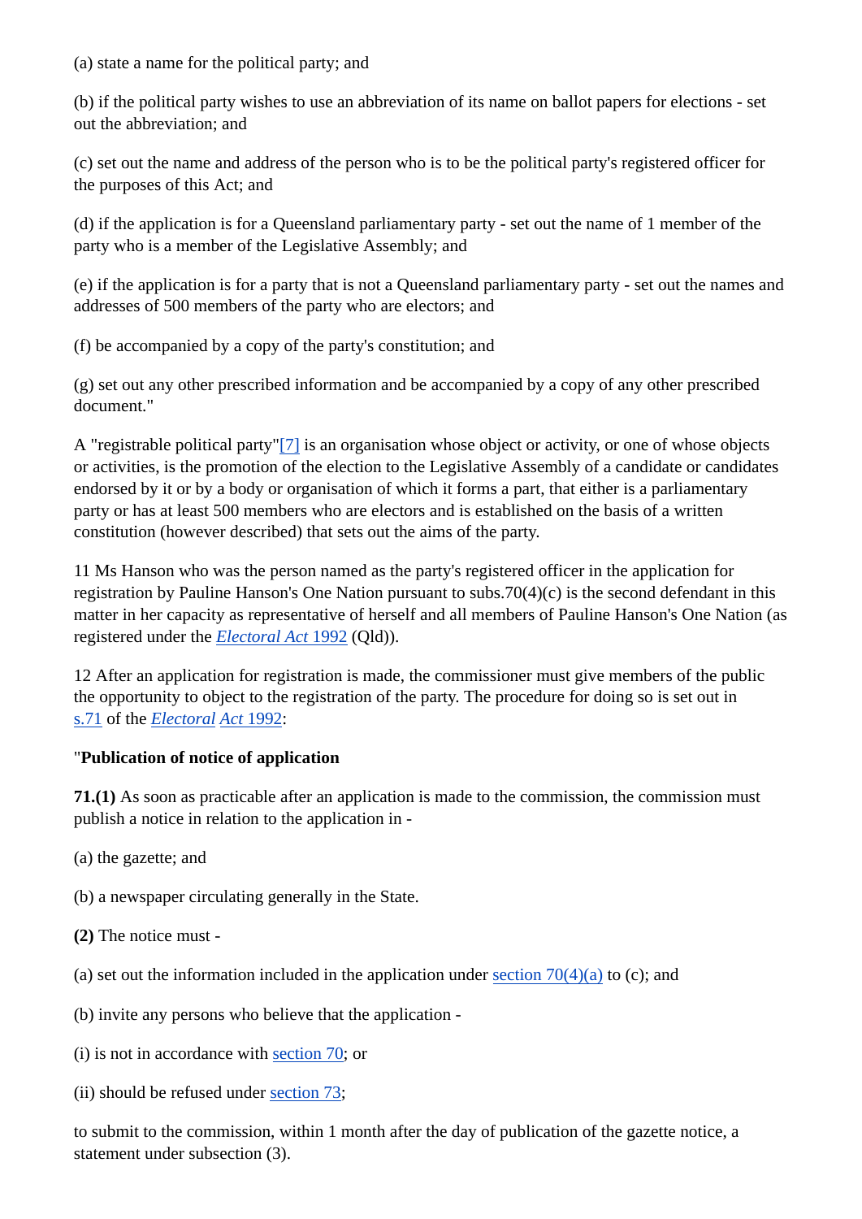(a) state a name for the political party; and

(b) if the political party wishes to use an abbreviation of its name on ballot papers for elections - set out the abbreviation; and

(c) set out the name and address of the person who is to be the political party's registered officer for the purposes of this Act; and

(d) if the application is for a Queensland parliamentary party - set out the name of 1 member of the party who is a member of the Legislative Assembly; and

(e) if the application is for a party that is not a Queensland parliamentary party - set out the names and addresses of 500 members of the party who are electors; and

(f) be accompanied by a copy of the party's constitution; and

(g) set out any other prescribed information and be accompanied by a copy of any other prescribed document."

A "registrable political party"[7] is an organisation whose object or activity, or one of whose objects or activities, is the promotion of the election to the Legislative Assembly of a candidate or candidates endorsed by it or by a body or organisation of which it forms a part, that either is a parliamentary party or has at least 500 members who are electors and is established on the basis of a written constitution (however described) that sets out the aims of the party.

11 Ms Hanson who was the person named as the party's registered officer in the application for registration by Pauline Hanson's One Nation pursuant to subs.70(4)(c) is the second defendant in this matter in her capacity as representative of herself and all members of Pauline Hanson's One Nation (as registered under the *Electoral Act* 1992 (Qld)).

12 After an application for registration is made, the commissioner must give members of the public the opportunity to object to the registration of the party. The procedure for doing so is set out in s.71 of the *Electoral Act* 1992:

"**Publication of notice of application**

**71.(1)** As soon as practicable after an application is made to the commission, the commission must publish a notice in relation to the application in -

(a) the gazette; and

(b) a newspaper circulating generally in the State.

**(2)** The notice must -

(a) set out the information included in the application under section 70(4)(a) to (c); and

(b) invite any persons who believe that the application -

(i) is not in accordance with section 70; or

(ii) should be refused under section 73;

to submit to the commission, within 1 month after the day of publication of the gazette notice, a statement under subsection (3).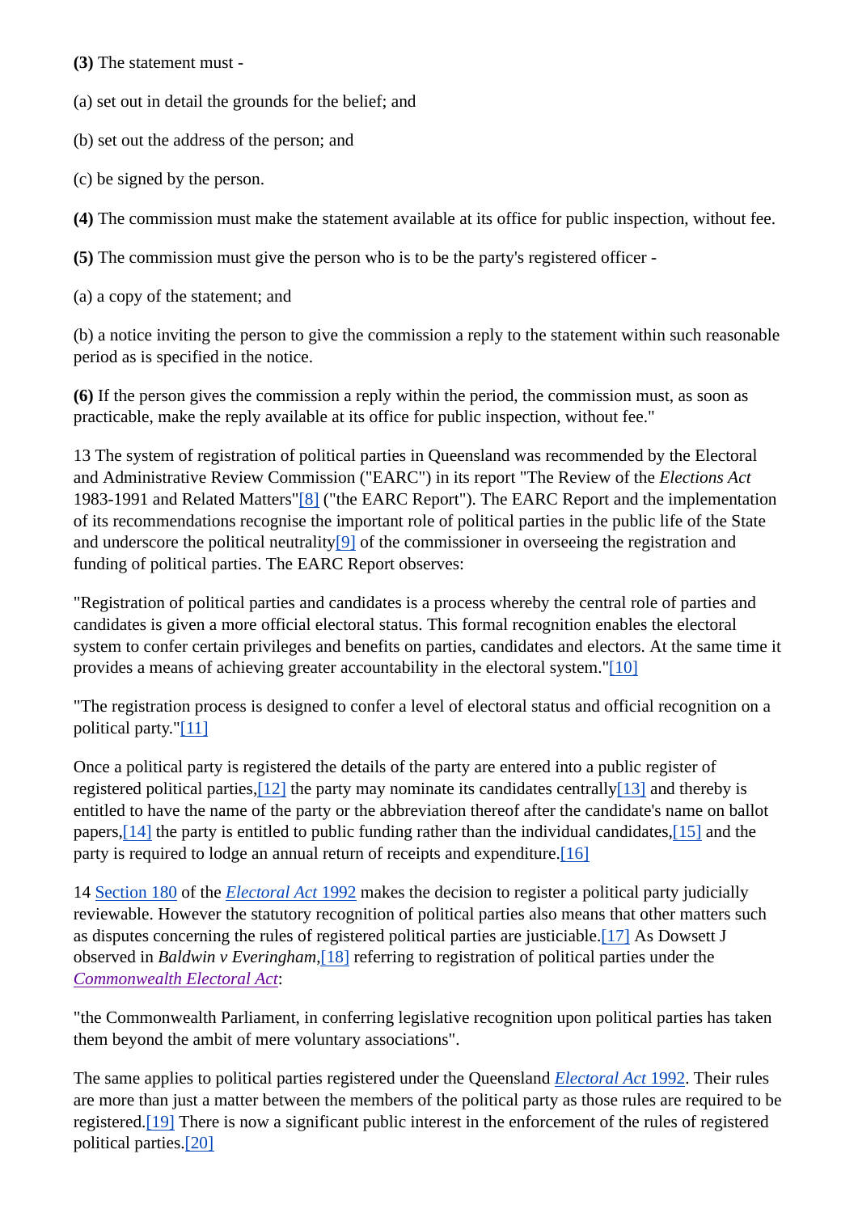**(3)** The statement must -

(a) set out in detail the grounds for the belief; and

(b) set out the address of the person; and

(c) be signed by the person.

**(4)** The commission must make the statement available at its office for public inspection, without fee.

**(5)** The commission must give the person who is to be the party's registered officer -

(a) a copy of the statement; and

(b) a notice inviting the person to give the commission a reply to the statement within such reasonable period as is specified in the notice.

**(6)** If the person gives the commission a reply within the period, the commission must, as soon as practicable, make the reply available at its office for public inspection, without fee."

13 The system of registration of political parties in Queensland was recommended by the Electoral and Administrative Review Commission ("EARC") in its report "The Review of the *Elections Act* 1983-1991 and Related Matters"[8] ("the EARC Report"). The EARC Report and the implementation of its recommendations recognise the important role of political parties in the public life of the State and underscore the political neutrality[9] of the commissioner in overseeing the registration and funding of political parties. The EARC Report observes:

"Registration of political parties and candidates is a process whereby the central role of parties and candidates is given a more official electoral status. This formal recognition enables the electoral system to confer certain privileges and benefits on parties, candidates and electors. At the same time it provides a means of achieving greater accountability in the electoral system."[10]

"The registration process is designed to confer a level of electoral status and official recognition on a political party."[11]

Once a political party is registered the details of the party are entered into a public register of registered political parties,[12] the party may nominate its candidates centrally[13] and thereby is entitled to have the name of the party or the abbreviation thereof after the candidate's name on ballot papers,[14] the party is entitled to public funding rather than the individual candidates,[15] and the party is required to lodge an annual return of receipts and expenditure.[16]

14 Section 180 of the *Electoral Act* 1992 makes the decision to register a political party judicially reviewable. However the statutory recognition of political parties also means that other matters such as disputes concerning the rules of registered political parties are justiciable.[17] As Dowsett J observed in *Baldwin v Everingham*,[18] referring to registration of political parties under the *Commonwealth Electoral Act*:

"the Commonwealth Parliament, in conferring legislative recognition upon political parties has taken them beyond the ambit of mere voluntary associations".

The same applies to political parties registered under the Queensland *Electoral Act* 1992. Their rules are more than just a matter between the members of the political party as those rules are required to be registered.[19] There is now a significant public interest in the enforcement of the rules of registered political parties.[20]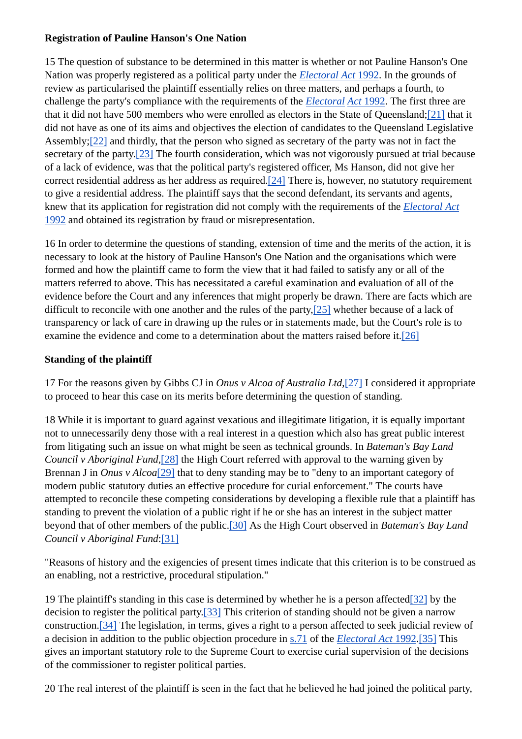**Registration of Pauline Hanson's One Nation**

15 The question of substance to be determined in this matter is whether or not Pauline Hanson's One Nation was properly registered as a political party under the *Electoral Act* 1992. In the grounds of review as particularised the plaintiff essentially relies on three matters, and perhaps a fourth, to challenge the party's compliance with the requirements of the *Electoral Act* 1992. The first three are that it did not have 500 members who were enrolled as electors in the State of Queensland;[21] that it did not have as one of its aims and objectives the election of candidates to the Queensland Legislative Assembly;[22] and thirdly, that the person who signed as secretary of the party was not in fact the secretary of the party.[23] The fourth consideration, which was not vigorously pursued at trial because of a lack of evidence, was that the political party's registered officer, Ms Hanson, did not give her correct residential address as her address as required.[24] There is, however, no statutory requirement to give a residential address. The plaintiff says that the second defendant, its servants and agents, knew that its application for registration did not comply with the requirements of the *Electoral Act* 1992 and obtained its registration by fraud or misrepresentation.

16 In order to determine the questions of standing, extension of time and the merits of the action, it is necessary to look at the history of Pauline Hanson's One Nation and the organisations which were formed and how the plaintiff came to form the view that it had failed to satisfy any or all of the matters referred to above. This has necessitated a careful examination and evaluation of all of the evidence before the Court and any inferences that might properly be drawn. There are facts which are difficult to reconcile with one another and the rules of the party,[25] whether because of a lack of transparency or lack of care in drawing up the rules or in statements made, but the Court's role is to examine the evidence and come to a determination about the matters raised before it.[26]

**Standing of the plaintiff**

17 For the reasons given by Gibbs CJ in *Onus v Alcoa of Australia Ltd*,[27] I considered it appropriate to proceed to hear this case on its merits before determining the question of standing.

18 While it is important to guard against vexatious and illegitimate litigation, it is equally important not to unnecessarily deny those with a real interest in a question which also has great public interest from litigating such an issue on what might be seen as technical grounds. In *Bateman's Bay Land Council v Aboriginal Fund*,[28] the High Court referred with approval to the warning given by Brennan J in *Onus v Alcoa*[29] that to deny standing may be to "deny to an important category of modern public statutory duties an effective procedure for curial enforcement." The courts have attempted to reconcile these competing considerations by developing a flexible rule that a plaintiff has standing to prevent the violation of a public right if he or she has an interest in the subject matter beyond that of other members of the public.[30] As the High Court observed in *Bateman's Bay Land Council v Aboriginal Fund*:[31]

"Reasons of history and the exigencies of present times indicate that this criterion is to be construed as an enabling, not a restrictive, procedural stipulation."

19 The plaintiff's standing in this case is determined by whether he is a person affected[32] by the decision to register the political party.[33] This criterion of standing should not be given a narrow construction.[34] The legislation, in terms, gives a right to a person affected to seek judicial review of a decision in addition to the public objection procedure in s.71 of the *Electoral Act* 1992.[35] This gives an important statutory role to the Supreme Court to exercise curial supervision of the decisions of the commissioner to register political parties.

20 The real interest of the plaintiff is seen in the fact that he believed he had joined the political party,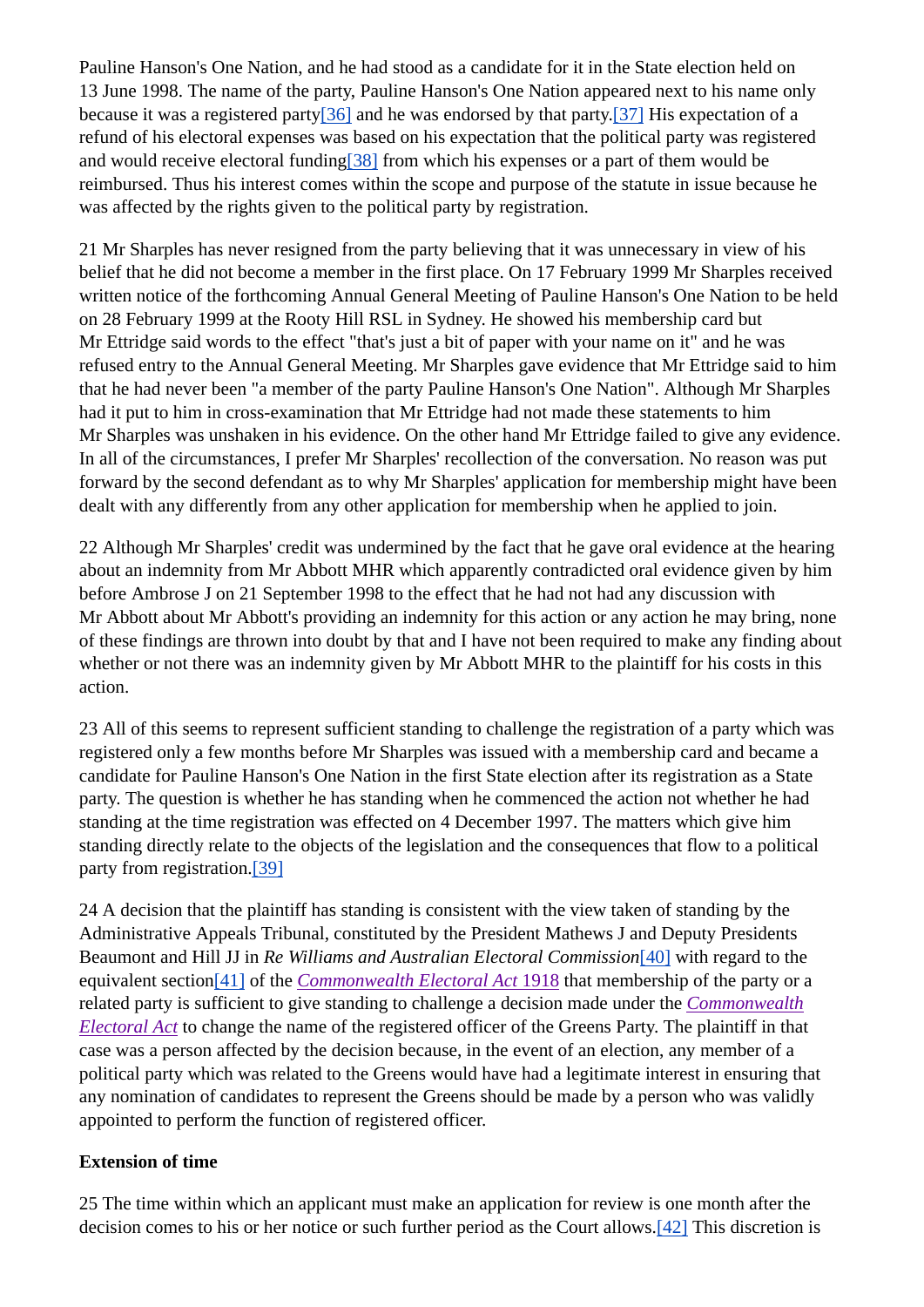Pauline Hanson's One Nation, and he had stood as a candidate for it in the State election held on 13 June 1998. The name of the party, Pauline Hanson's One Nation appeared next to his name only because it was a registered party[36] and he was endorsed by that party.[37] His expectation of a refund of his electoral expenses was based on his expectation that the political party was registered and would receive electoral funding[38] from which his expenses or a part of them would be reimbursed. Thus his interest comes within the scope and purpose of the statute in issue because he was affected by the rights given to the political party by registration.

21 Mr Sharples has never resigned from the party believing that it was unnecessary in view of his belief that he did not become a member in the first place. On 17 February 1999 Mr Sharples received written notice of the forthcoming Annual General Meeting of Pauline Hanson's One Nation to be held on 28 February 1999 at the Rooty Hill RSL in Sydney. He showed his membership card but Mr Ettridge said words to the effect "that's just a bit of paper with your name on it" and he was refused entry to the Annual General Meeting. Mr Sharples gave evidence that Mr Ettridge said to him that he had never been "a member of the party Pauline Hanson's One Nation". Although Mr Sharples had it put to him in cross-examination that Mr Ettridge had not made these statements to him Mr Sharples was unshaken in his evidence. On the other hand Mr Ettridge failed to give any evidence. In all of the circumstances, I prefer Mr Sharples' recollection of the conversation. No reason was put forward by the second defendant as to why Mr Sharples' application for membership might have been dealt with any differently from any other application for membership when he applied to join.

22 Although Mr Sharples' credit was undermined by the fact that he gave oral evidence at the hearing about an indemnity from Mr Abbott MHR which apparently contradicted oral evidence given by him before Ambrose J on 21 September 1998 to the effect that he had not had any discussion with Mr Abbott about Mr Abbott's providing an indemnity for this action or any action he may bring, none of these findings are thrown into doubt by that and I have not been required to make any finding about whether or not there was an indemnity given by Mr Abbott MHR to the plaintiff for his costs in this action.

23 All of this seems to represent sufficient standing to challenge the registration of a party which was registered only a few months before Mr Sharples was issued with a membership card and became a candidate for Pauline Hanson's One Nation in the first State election after its registration as a State party. The question is whether he has standing when he commenced the action not whether he had standing at the time registration was effected on 4 December 1997. The matters which give him standing directly relate to the objects of the legislation and the consequences that flow to a political party from registration.[39]

24 A decision that the plaintiff has standing is consistent with the view taken of standing by the Administrative Appeals Tribunal, constituted by the President Mathews J and Deputy Presidents Beaumont and Hill JJ in *Re Williams and Australian Electoral Commission*[40] with regard to the equivalent section[41] of the *Commonwealth Electoral Act* 1918 that membership of the party or a related party is sufficient to give standing to challenge a decision made under the *Commonwealth Electoral Act* to change the name of the registered officer of the Greens Party. The plaintiff in that case was a person affected by the decision because, in the event of an election, any member of a political party which was related to the Greens would have had a legitimate interest in ensuring that any nomination of candidates to represent the Greens should be made by a person who was validly appointed to perform the function of registered officer.

**Extension of time**

25 The time within which an applicant must make an application for review is one month after the decision comes to his or her notice or such further period as the Court allows.[42] This discretion is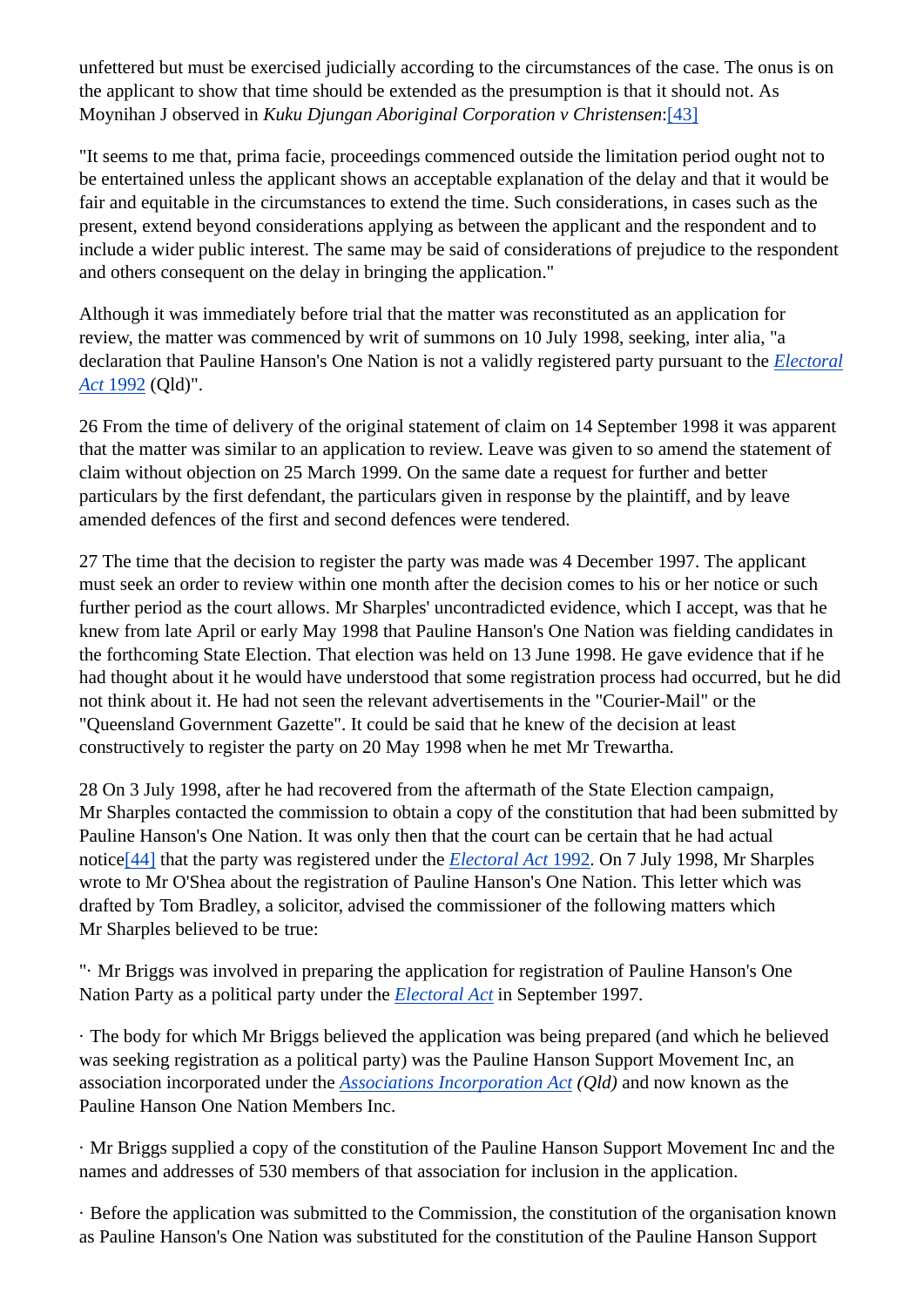unfettered but must be exercised judicially according to the circumstances of the case. The onus is on the applicant to show that time should be extended as the presumption is that it should not. As Moynihan J observed in *Kuku Djungan Aboriginal Corporation v Christensen*:[43]

"It seems to me that, prima facie, proceedings commenced outside the limitation period ought not to be entertained unless the applicant shows an acceptable explanation of the delay and that it would be fair and equitable in the circumstances to extend the time. Such considerations, in cases such as the present, extend beyond considerations applying as between the applicant and the respondent and to include a wider public interest. The same may be said of considerations of prejudice to the respondent and others consequent on the delay in bringing the application."

Although it was immediately before trial that the matter was reconstituted as an application for review, the matter was commenced by writ of summons on 10 July 1998, seeking, inter alia, "a declaration that Pauline Hanson's One Nation is not a validly registered party pursuant to the *Electoral Act* 1992 (Qld)".

26 From the time of delivery of the original statement of claim on 14 September 1998 it was apparent that the matter was similar to an application to review. Leave was given to so amend the statement of claim without objection on 25 March 1999. On the same date a request for further and better particulars by the first defendant, the particulars given in response by the plaintiff, and by leave amended defences of the first and second defences were tendered.

27 The time that the decision to register the party was made was 4 December 1997. The applicant must seek an order to review within one month after the decision comes to his or her notice or such further period as the court allows. Mr Sharples' uncontradicted evidence, which I accept, was that he knew from late April or early May 1998 that Pauline Hanson's One Nation was fielding candidates in the forthcoming State Election. That election was held on 13 June 1998. He gave evidence that if he had thought about it he would have understood that some registration process had occurred, but he did not think about it. He had not seen the relevant advertisements in the "Courier-Mail" or the "Queensland Government Gazette". It could be said that he knew of the decision at least constructively to register the party on 20 May 1998 when he met Mr Trewartha.

28 On 3 July 1998, after he had recovered from the aftermath of the State Election campaign, Mr Sharples contacted the commission to obtain a copy of the constitution that had been submitted by Pauline Hanson's One Nation. It was only then that the court can be certain that he had actual notice[44] that the party was registered under the *Electoral Act* 1992. On 7 July 1998, Mr Sharples wrote to Mr O'Shea about the registration of Pauline Hanson's One Nation. This letter which was drafted by Tom Bradley, a solicitor, advised the commissioner of the following matters which Mr Sharples believed to be true:

"· Mr Briggs was involved in preparing the application for registration of Pauline Hanson's One Nation Party as a political party under the *Electoral Act* in September 1997.

· The body for which Mr Briggs believed the application was being prepared (and which he believed was seeking registration as a political party) was the Pauline Hanson Support Movement Inc, an association incorporated under the *Associations Incorporation Act (Qld)* and now known as the Pauline Hanson One Nation Members Inc.

· Mr Briggs supplied a copy of the constitution of the Pauline Hanson Support Movement Inc and the names and addresses of 530 members of that association for inclusion in the application.

· Before the application was submitted to the Commission, the constitution of the organisation known as Pauline Hanson's One Nation was substituted for the constitution of the Pauline Hanson Support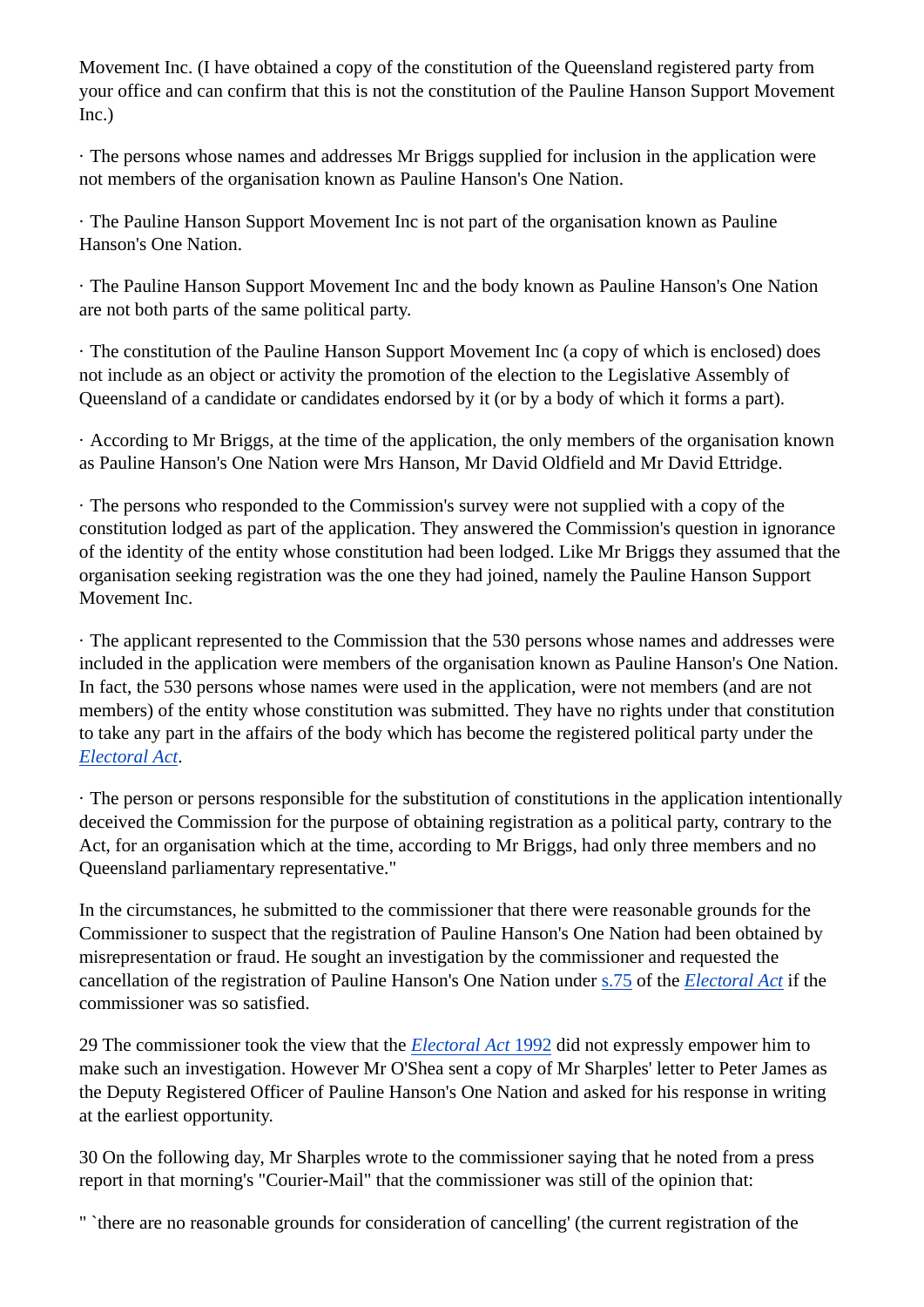Movement Inc. (I have obtained a copy of the constitution of the Queensland registered party from your office and can confirm that this is not the constitution of the Pauline Hanson Support Movement Inc.)

· The persons whose names and addresses Mr Briggs supplied for inclusion in the application were not members of the organisation known as Pauline Hanson's One Nation.

· The Pauline Hanson Support Movement Inc is not part of the organisation known as Pauline Hanson's One Nation.

· The Pauline Hanson Support Movement Inc and the body known as Pauline Hanson's One Nation are not both parts of the same political party.

· The constitution of the Pauline Hanson Support Movement Inc (a copy of which is enclosed) does not include as an object or activity the promotion of the election to the Legislative Assembly of Queensland of a candidate or candidates endorsed by it (or by a body of which it forms a part).

· According to Mr Briggs, at the time of the application, the only members of the organisation known as Pauline Hanson's One Nation were Mrs Hanson, Mr David Oldfield and Mr David Ettridge.

· The persons who responded to the Commission's survey were not supplied with a copy of the constitution lodged as part of the application. They answered the Commission's question in ignorance of the identity of the entity whose constitution had been lodged. Like Mr Briggs they assumed that the organisation seeking registration was the one they had joined, namely the Pauline Hanson Support Movement Inc.

· The applicant represented to the Commission that the 530 persons whose names and addresses were included in the application were members of the organisation known as Pauline Hanson's One Nation. In fact, the 530 persons whose names were used in the application, were not members (and are not members) of the entity whose constitution was submitted. They have no rights under that constitution to take any part in the affairs of the body which has become the registered political party under the *Electoral Act*.

· The person or persons responsible for the substitution of constitutions in the application intentionally deceived the Commission for the purpose of obtaining registration as a political party, contrary to the Act, for an organisation which at the time, according to Mr Briggs, had only three members and no Queensland parliamentary representative."

In the circumstances, he submitted to the commissioner that there were reasonable grounds for the Commissioner to suspect that the registration of Pauline Hanson's One Nation had been obtained by misrepresentation or fraud. He sought an investigation by the commissioner and requested the cancellation of the registration of Pauline Hanson's One Nation under s.75 of the *Electoral Act* if the commissioner was so satisfied.

29 The commissioner took the view that the *Electoral Act* 1992 did not expressly empower him to make such an investigation. However Mr O'Shea sent a copy of Mr Sharples' letter to Peter James as the Deputy Registered Officer of Pauline Hanson's One Nation and asked for his response in writing at the earliest opportunity.

30 On the following day, Mr Sharples wrote to the commissioner saying that he noted from a press report in that morning's "Courier-Mail" that the commissioner was still of the opinion that:

" `there are no reasonable grounds for consideration of cancelling' (the current registration of the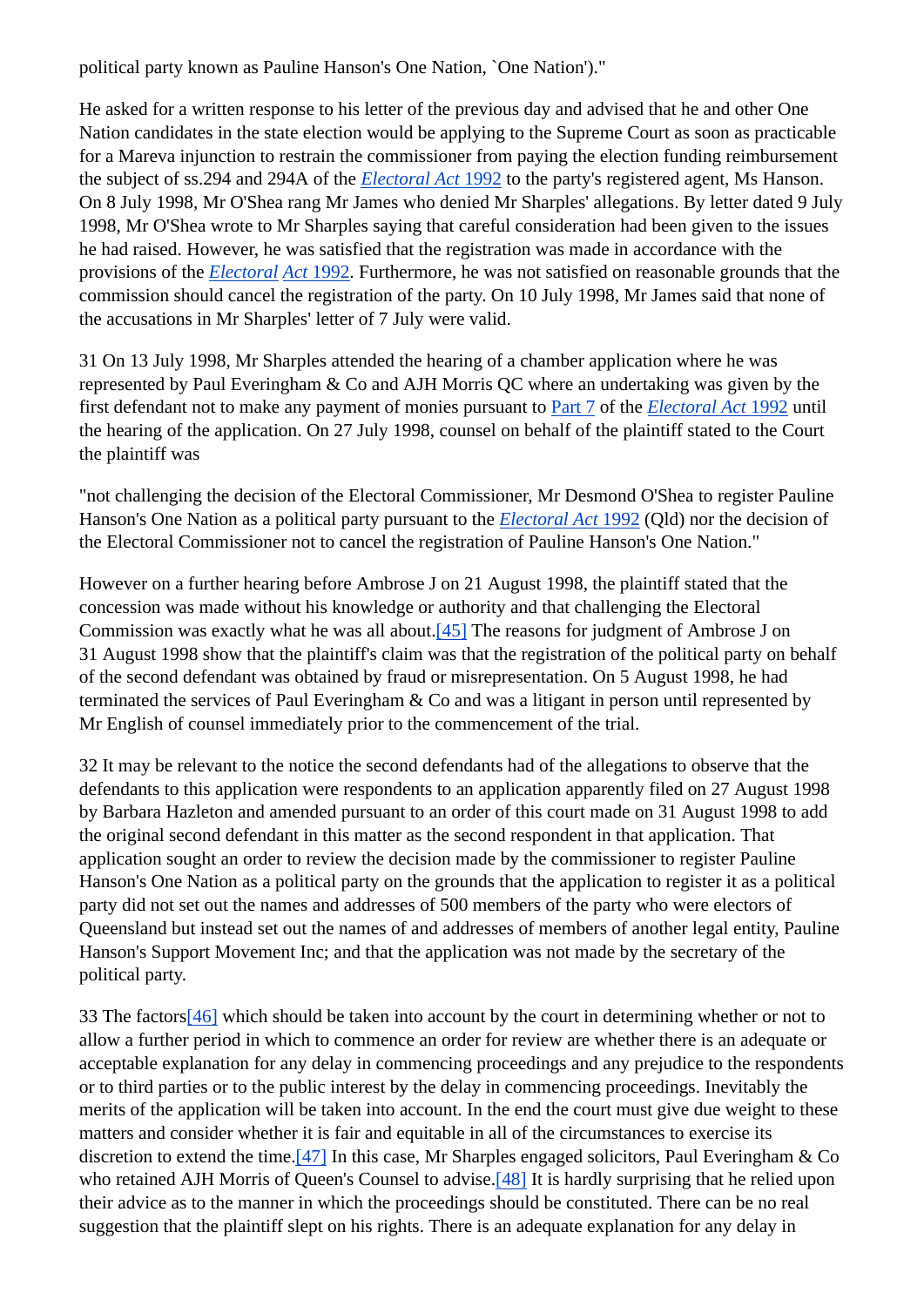political party known as Pauline Hanson's One Nation, `One Nation')."

He asked for a written response to his letter of the previous day and advised that he and other One Nation candidates in the state election would be applying to the Supreme Court as soon as practicable for a Mareva injunction to restrain the commissioner from paying the election funding reimbursement the subject of ss.294 and 294A of the *Electoral Act* 1992 to the party's registered agent, Ms Hanson. On 8 July 1998, Mr O'Shea rang Mr James who denied Mr Sharples' allegations. By letter dated 9 July 1998, Mr O'Shea wrote to Mr Sharples saying that careful consideration had been given to the issues he had raised. However, he was satisfied that the registration was made in accordance with the provisions of the *Electoral* *Act* 1992. Furthermore, he was not satisfied on reasonable grounds that the commission should cancel the registration of the party. On 10 July 1998, Mr James said that none of the accusations in Mr Sharples' letter of 7 July were valid.

31 On 13 July 1998, Mr Sharples attended the hearing of a chamber application where he was represented by Paul Everingham & Co and AJH Morris QC where an undertaking was given by the first defendant not to make any payment of monies pursuant to Part 7 of the *Electoral Act* 1992 until the hearing of the application. On 27 July 1998, counsel on behalf of the plaintiff stated to the Court the plaintiff was

"not challenging the decision of the Electoral Commissioner, Mr Desmond O'Shea to register Pauline Hanson's One Nation as a political party pursuant to the *Electoral Act* 1992 (Qld) nor the decision of the Electoral Commissioner not to cancel the registration of Pauline Hanson's One Nation."

However on a further hearing before Ambrose J on 21 August 1998, the plaintiff stated that the concession was made without his knowledge or authority and that challenging the Electoral Commission was exactly what he was all about.[45] The reasons for judgment of Ambrose J on 31 August 1998 show that the plaintiff's claim was that the registration of the political party on behalf of the second defendant was obtained by fraud or misrepresentation. On 5 August 1998, he had terminated the services of Paul Everingham & Co and was a litigant in person until represented by Mr English of counsel immediately prior to the commencement of the trial.

32 It may be relevant to the notice the second defendants had of the allegations to observe that the defendants to this application were respondents to an application apparently filed on 27 August 1998 by Barbara Hazleton and amended pursuant to an order of this court made on 31 August 1998 to add the original second defendant in this matter as the second respondent in that application. That application sought an order to review the decision made by the commissioner to register Pauline Hanson's One Nation as a political party on the grounds that the application to register it as a political party did not set out the names and addresses of 500 members of the party who were electors of Queensland but instead set out the names of and addresses of members of another legal entity, Pauline Hanson's Support Movement Inc; and that the application was not made by the secretary of the political party.

33 The factors[46] which should be taken into account by the court in determining whether or not to allow a further period in which to commence an order for review are whether there is an adequate or acceptable explanation for any delay in commencing proceedings and any prejudice to the respondents or to third parties or to the public interest by the delay in commencing proceedings. Inevitably the merits of the application will be taken into account. In the end the court must give due weight to these matters and consider whether it is fair and equitable in all of the circumstances to exercise its discretion to extend the time.[47] In this case, Mr Sharples engaged solicitors, Paul Everingham & Co who retained AJH Morris of Queen's Counsel to advise.[48] It is hardly surprising that he relied upon their advice as to the manner in which the proceedings should be constituted. There can be no real suggestion that the plaintiff slept on his rights. There is an adequate explanation for any delay in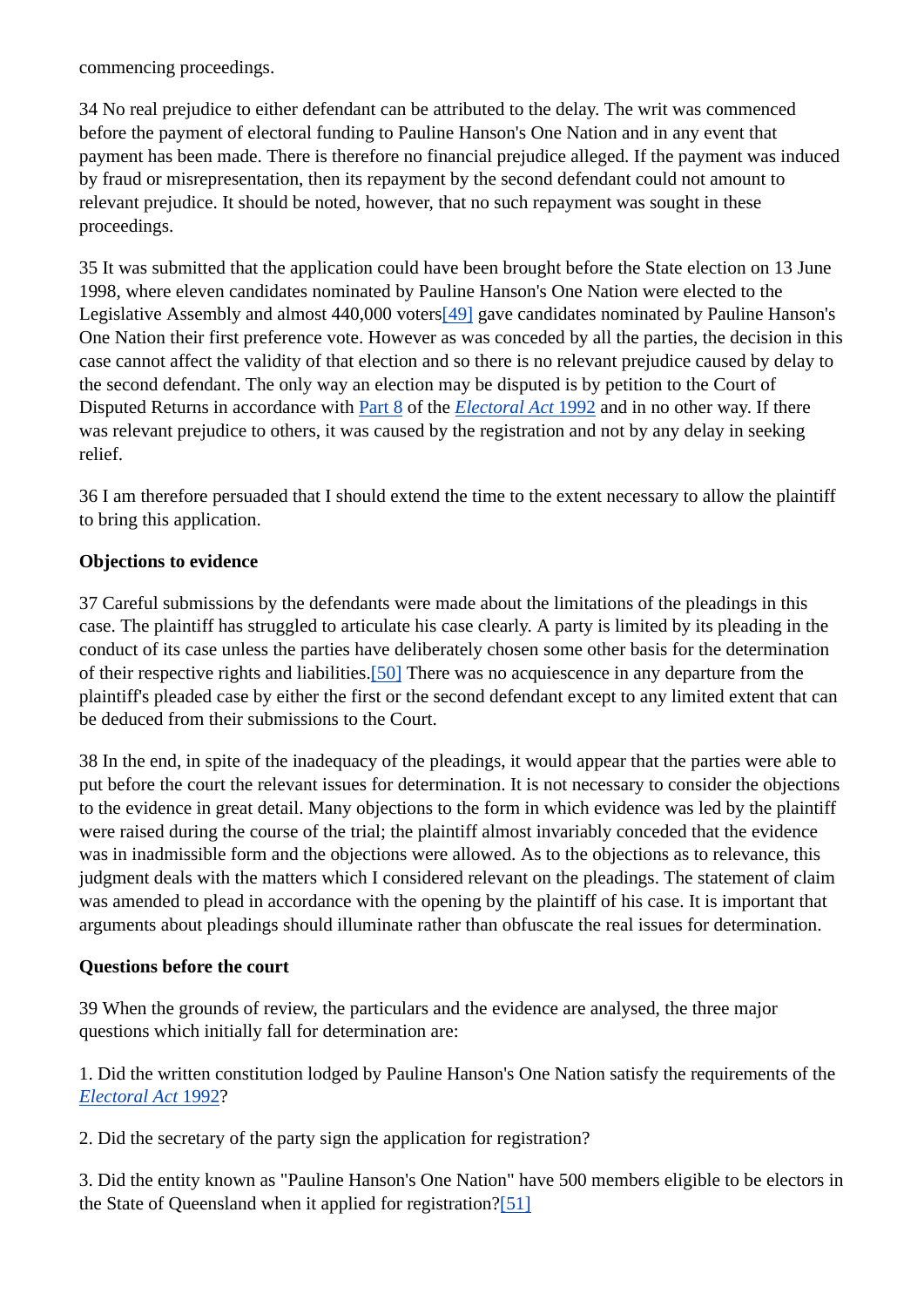commencing proceedings.

34 No real prejudice to either defendant can be attributed to the delay. The writ was commenced before the payment of electoral funding to Pauline Hanson's One Nation and in any event that payment has been made. There is therefore no financial prejudice alleged. If the payment was induced by fraud or misrepresentation, then its repayment by the second defendant could not amount to relevant prejudice. It should be noted, however, that no such repayment was sought in these proceedings.

35 It was submitted that the application could have been brought before the State election on 13 June 1998, where eleven candidates nominated by Pauline Hanson's One Nation were elected to the Legislative Assembly and almost 440,000 voters[49] gave candidates nominated by Pauline Hanson's One Nation their first preference vote. However as was conceded by all the parties, the decision in this case cannot affect the validity of that election and so there is no relevant prejudice caused by delay to the second defendant. The only way an election may be disputed is by petition to the Court of Disputed Returns in accordance with Part 8 of the *Electoral Act* 1992 and in no other way. If there was relevant prejudice to others, it was caused by the registration and not by any delay in seeking relief.

36 I am therefore persuaded that I should extend the time to the extent necessary to allow the plaintiff to bring this application.

**Objections to evidence**

37 Careful submissions by the defendants were made about the limitations of the pleadings in this case. The plaintiff has struggled to articulate his case clearly. A party is limited by its pleading in the conduct of its case unless the parties have deliberately chosen some other basis for the determination of their respective rights and liabilities.[50] There was no acquiescence in any departure from the plaintiff's pleaded case by either the first or the second defendant except to any limited extent that can be deduced from their submissions to the Court.

38 In the end, in spite of the inadequacy of the pleadings, it would appear that the parties were able to put before the court the relevant issues for determination. It is not necessary to consider the objections to the evidence in great detail. Many objections to the form in which evidence was led by the plaintiff were raised during the course of the trial; the plaintiff almost invariably conceded that the evidence was in inadmissible form and the objections were allowed. As to the objections as to relevance, this judgment deals with the matters which I considered relevant on the pleadings. The statement of claim was amended to plead in accordance with the opening by the plaintiff of his case. It is important that arguments about pleadings should illuminate rather than obfuscate the real issues for determination.

**Questions before the court**

39 When the grounds of review, the particulars and the evidence are analysed, the three major questions which initially fall for determination are:

1. Did the written constitution lodged by Pauline Hanson's One Nation satisfy the requirements of the *Electoral Act* 1992?

2. Did the secretary of the party sign the application for registration?

3. Did the entity known as "Pauline Hanson's One Nation" have 500 members eligible to be electors in the State of Queensland when it applied for registration?[51]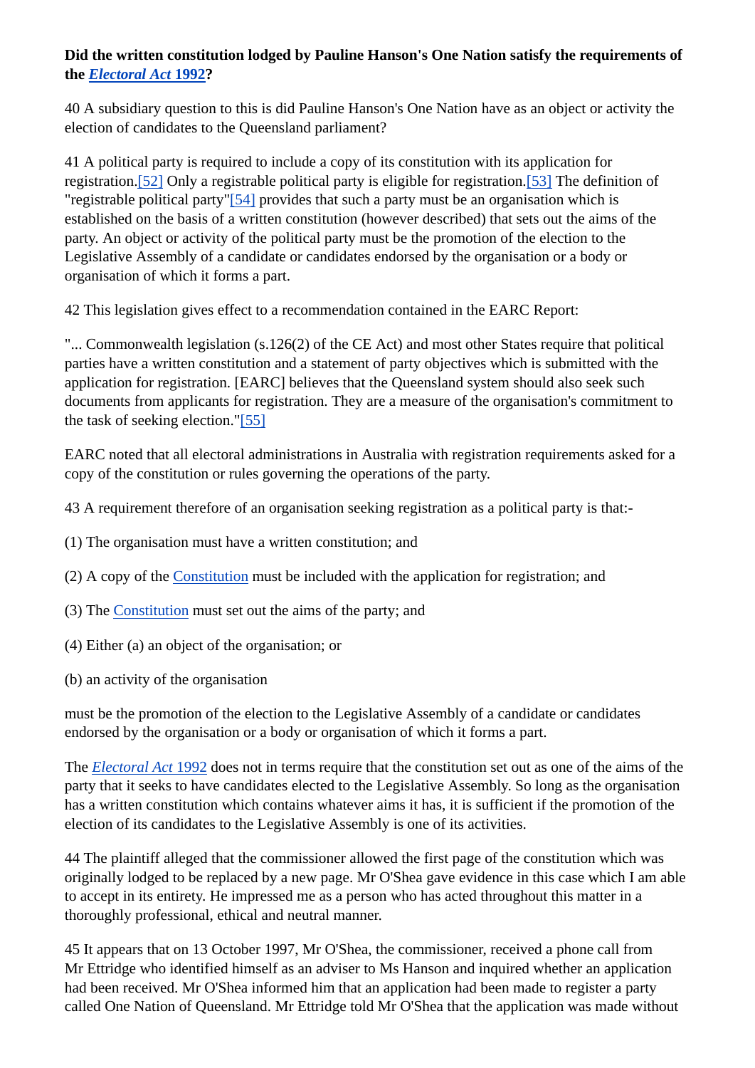**Did the written constitution lodged by Pauline Hanson's One Nation satisfy the requirements of the *Electoral Act* 1992?**

40 A subsidiary question to this is did Pauline Hanson's One Nation have as an object or activity the election of candidates to the Queensland parliament?

41 A political party is required to include a copy of its constitution with its application for registration.[52] Only a registrable political party is eligible for registration.[53] The definition of "registrable political party"[54] provides that such a party must be an organisation which is established on the basis of a written constitution (however described) that sets out the aims of the party. An object or activity of the political party must be the promotion of the election to the Legislative Assembly of a candidate or candidates endorsed by the organisation or a body or organisation of which it forms a part.

42 This legislation gives effect to a recommendation contained in the EARC Report:

"... Commonwealth legislation (s.126(2) of the CE Act) and most other States require that political parties have a written constitution and a statement of party objectives which is submitted with the application for registration. [EARC] believes that the Queensland system should also seek such documents from applicants for registration. They are a measure of the organisation's commitment to the task of seeking election."[55]

EARC noted that all electoral administrations in Australia with registration requirements asked for a copy of the constitution or rules governing the operations of the party.

43 A requirement therefore of an organisation seeking registration as a political party is that:-

(1) The organisation must have a written constitution; and

(2) A copy of the Constitution must be included with the application for registration; and

(3) The Constitution must set out the aims of the party; and

(4) Either (a) an object of the organisation; or

(b) an activity of the organisation

must be the promotion of the election to the Legislative Assembly of a candidate or candidates endorsed by the organisation or a body or organisation of which it forms a part.

The *Electoral Act* 1992 does not in terms require that the constitution set out as one of the aims of the party that it seeks to have candidates elected to the Legislative Assembly. So long as the organisation has a written constitution which contains whatever aims it has, it is sufficient if the promotion of the election of its candidates to the Legislative Assembly is one of its activities.

44 The plaintiff alleged that the commissioner allowed the first page of the constitution which was originally lodged to be replaced by a new page. Mr O'Shea gave evidence in this case which I am able to accept in its entirety. He impressed me as a person who has acted throughout this matter in a thoroughly professional, ethical and neutral manner.

45 It appears that on 13 October 1997, Mr O'Shea, the commissioner, received a phone call from Mr Ettridge who identified himself as an adviser to Ms Hanson and inquired whether an application had been received. Mr O'Shea informed him that an application had been made to register a party called One Nation of Queensland. Mr Ettridge told Mr O'Shea that the application was made without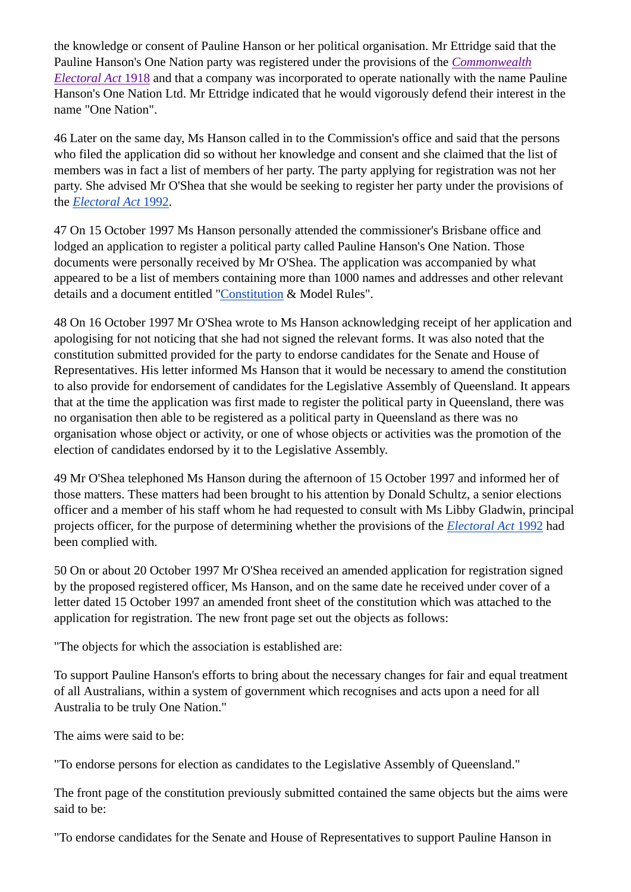the knowledge or consent of Pauline Hanson or her political organisation. Mr Ettridge said that the Pauline Hanson's One Nation party was registered under the provisions of the *Commonwealth Electoral Act* 1918 and that a company was incorporated to operate nationally with the name Pauline Hanson's One Nation Ltd. Mr Ettridge indicated that he would vigorously defend their interest in the name "One Nation".

46 Later on the same day, Ms Hanson called in to the Commission's office and said that the persons who filed the application did so without her knowledge and consent and she claimed that the list of members was in fact a list of members of her party. The party applying for registration was not her party. She advised Mr O'Shea that she would be seeking to register her party under the provisions of the *Electoral Act* 1992.

47 On 15 October 1997 Ms Hanson personally attended the commissioner's Brisbane office and lodged an application to register a political party called Pauline Hanson's One Nation. Those documents were personally received by Mr O'Shea. The application was accompanied by what appeared to be a list of members containing more than 1000 names and addresses and other relevant details and a document entitled "Constitution & Model Rules".

48 On 16 October 1997 Mr O'Shea wrote to Ms Hanson acknowledging receipt of her application and apologising for not noticing that she had not signed the relevant forms. It was also noted that the constitution submitted provided for the party to endorse candidates for the Senate and House of Representatives. His letter informed Ms Hanson that it would be necessary to amend the constitution to also provide for endorsement of candidates for the Legislative Assembly of Queensland. It appears that at the time the application was first made to register the political party in Queensland, there was no organisation then able to be registered as a political party in Queensland as there was no organisation whose object or activity, or one of whose objects or activities was the promotion of the election of candidates endorsed by it to the Legislative Assembly.

49 Mr O'Shea telephoned Ms Hanson during the afternoon of 15 October 1997 and informed her of those matters. These matters had been brought to his attention by Donald Schultz, a senior elections officer and a member of his staff whom he had requested to consult with Ms Libby Gladwin, principal projects officer, for the purpose of determining whether the provisions of the *Electoral Act* 1992 had been complied with.

50 On or about 20 October 1997 Mr O'Shea received an amended application for registration signed by the proposed registered officer, Ms Hanson, and on the same date he received under cover of a letter dated 15 October 1997 an amended front sheet of the constitution which was attached to the application for registration. The new front page set out the objects as follows:

"The objects for which the association is established are:

To support Pauline Hanson's efforts to bring about the necessary changes for fair and equal treatment of all Australians, within a system of government which recognises and acts upon a need for all Australia to be truly One Nation."

The aims were said to be:

"To endorse persons for election as candidates to the Legislative Assembly of Queensland."

The front page of the constitution previously submitted contained the same objects but the aims were said to be:

"To endorse candidates for the Senate and House of Representatives to support Pauline Hanson in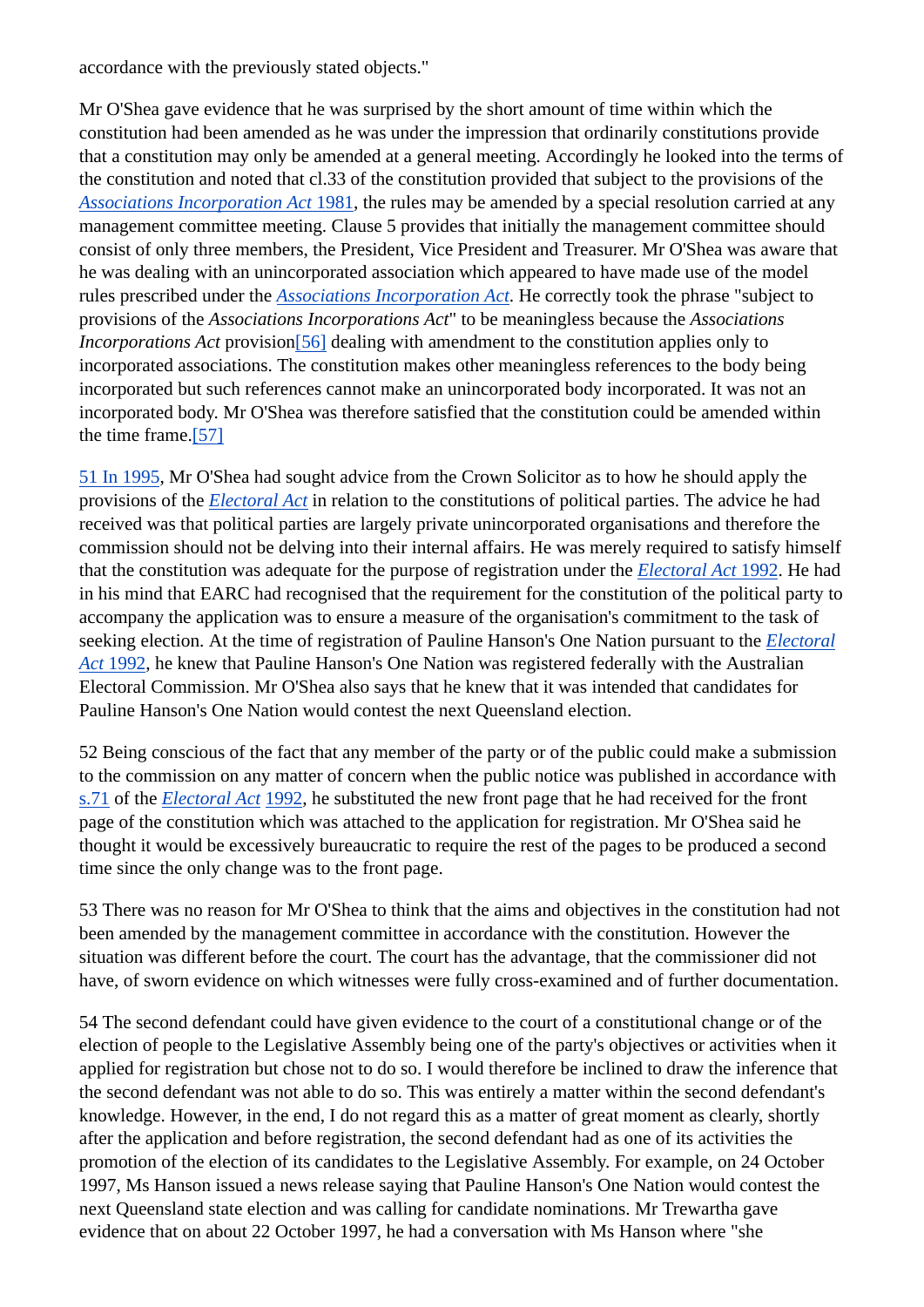accordance with the previously stated objects."

Mr O'Shea gave evidence that he was surprised by the short amount of time within which the constitution had been amended as he was under the impression that ordinarily constitutions provide that a constitution may only be amended at a general meeting. Accordingly he looked into the terms of the constitution and noted that cl.33 of the constitution provided that subject to the provisions of the *Associations Incorporation Act* 1981, the rules may be amended by a special resolution carried at any management committee meeting. Clause 5 provides that initially the management committee should consist of only three members, the President, Vice President and Treasurer. Mr O'Shea was aware that he was dealing with an unincorporated association which appeared to have made use of the model rules prescribed under the *Associations Incorporation Act*. He correctly took the phrase "subject to provisions of the *Associations Incorporations Act*" to be meaningless because the *Associations Incorporations Act* provision[56] dealing with amendment to the constitution applies only to incorporated associations. The constitution makes other meaningless references to the body being incorporated but such references cannot make an unincorporated body incorporated. It was not an incorporated body. Mr O'Shea was therefore satisfied that the constitution could be amended within the time frame.[57]

51 In 1995, Mr O'Shea had sought advice from the Crown Solicitor as to how he should apply the provisions of the *Electoral Act* in relation to the constitutions of political parties. The advice he had received was that political parties are largely private unincorporated organisations and therefore the commission should not be delving into their internal affairs. He was merely required to satisfy himself that the constitution was adequate for the purpose of registration under the *Electoral Act* 1992. He had in his mind that EARC had recognised that the requirement for the constitution of the political party to accompany the application was to ensure a measure of the organisation's commitment to the task of seeking election. At the time of registration of Pauline Hanson's One Nation pursuant to the *Electoral Act* 1992, he knew that Pauline Hanson's One Nation was registered federally with the Australian Electoral Commission. Mr O'Shea also says that he knew that it was intended that candidates for Pauline Hanson's One Nation would contest the next Queensland election.

52 Being conscious of the fact that any member of the party or of the public could make a submission to the commission on any matter of concern when the public notice was published in accordance with s.71 of the *Electoral Act* 1992, he substituted the new front page that he had received for the front page of the constitution which was attached to the application for registration. Mr O'Shea said he thought it would be excessively bureaucratic to require the rest of the pages to be produced a second time since the only change was to the front page.

53 There was no reason for Mr O'Shea to think that the aims and objectives in the constitution had not been amended by the management committee in accordance with the constitution. However the situation was different before the court. The court has the advantage, that the commissioner did not have, of sworn evidence on which witnesses were fully cross-examined and of further documentation.

54 The second defendant could have given evidence to the court of a constitutional change or of the election of people to the Legislative Assembly being one of the party's objectives or activities when it applied for registration but chose not to do so. I would therefore be inclined to draw the inference that the second defendant was not able to do so. This was entirely a matter within the second defendant's knowledge. However, in the end, I do not regard this as a matter of great moment as clearly, shortly after the application and before registration, the second defendant had as one of its activities the promotion of the election of its candidates to the Legislative Assembly. For example, on 24 October 1997, Ms Hanson issued a news release saying that Pauline Hanson's One Nation would contest the next Queensland state election and was calling for candidate nominations. Mr Trewartha gave evidence that on about 22 October 1997, he had a conversation with Ms Hanson where "she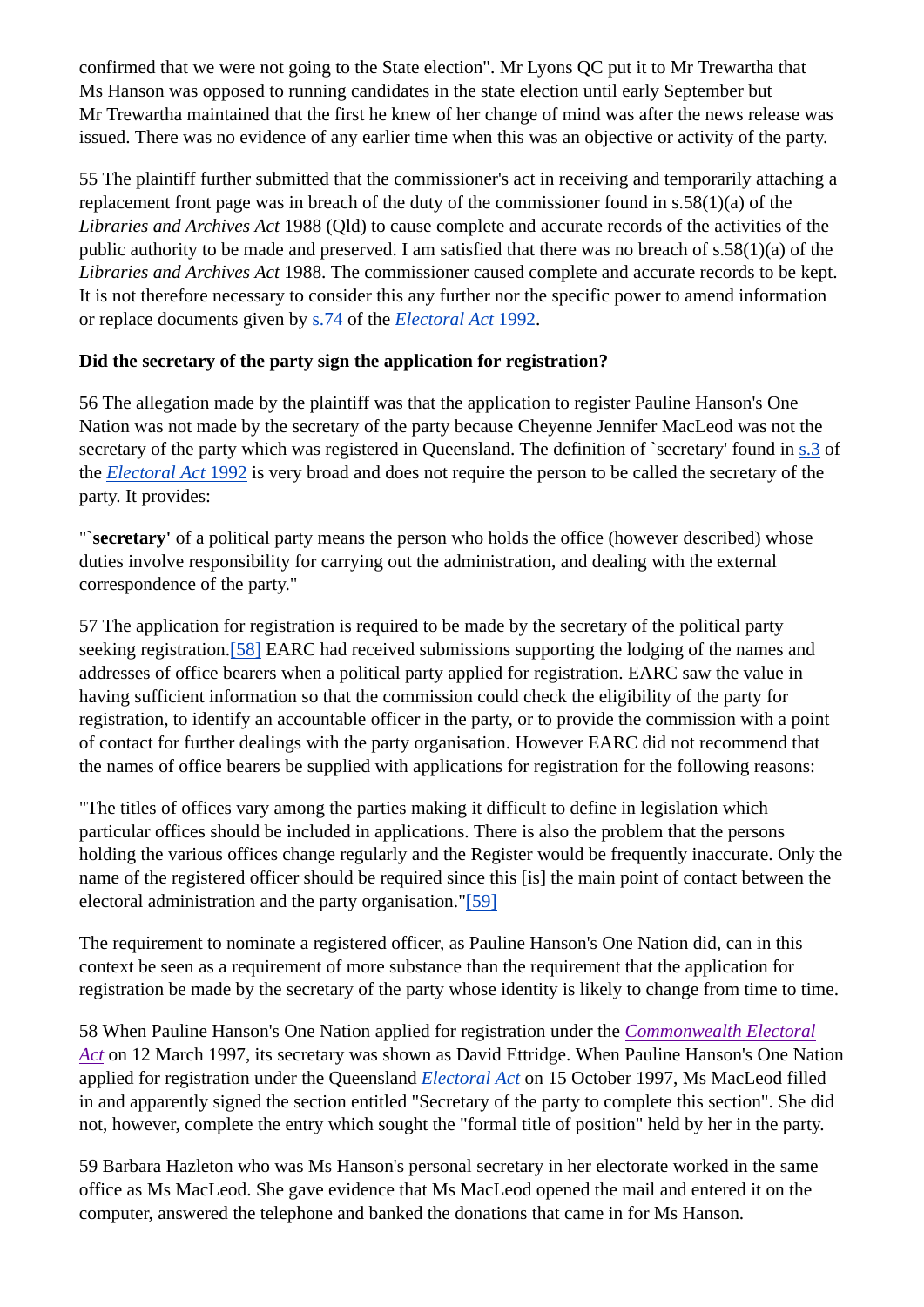confirmed that we were not going to the State election". Mr Lyons QC put it to Mr Trewartha that Ms Hanson was opposed to running candidates in the state election until early September but Mr Trewartha maintained that the first he knew of her change of mind was after the news release was issued. There was no evidence of any earlier time when this was an objective or activity of the party.

55 The plaintiff further submitted that the commissioner's act in receiving and temporarily attaching a replacement front page was in breach of the duty of the commissioner found in s.58(1)(a) of the *Libraries and Archives Act* 1988 (Qld) to cause complete and accurate records of the activities of the public authority to be made and preserved. I am satisfied that there was no breach of s.58(1)(a) of the *Libraries and Archives Act* 1988. The commissioner caused complete and accurate records to be kept. It is not therefore necessary to consider this any further nor the specific power to amend information or replace documents given by s.74 of the *Electoral Act* 1992.

**Did the secretary of the party sign the application for registration?**

56 The allegation made by the plaintiff was that the application to register Pauline Hanson's One Nation was not made by the secretary of the party because Cheyenne Jennifer MacLeod was not the secretary of the party which was registered in Queensland. The definition of `secretary' found in s.3 of the *Electoral Act* 1992 is very broad and does not require the person to be called the secretary of the party. It provides:

"**`secretary'** of a political party means the person who holds the office (however described) whose duties involve responsibility for carrying out the administration, and dealing with the external correspondence of the party."

57 The application for registration is required to be made by the secretary of the political party seeking registration.[58] EARC had received submissions supporting the lodging of the names and addresses of office bearers when a political party applied for registration. EARC saw the value in having sufficient information so that the commission could check the eligibility of the party for registration, to identify an accountable officer in the party, or to provide the commission with a point of contact for further dealings with the party organisation. However EARC did not recommend that the names of office bearers be supplied with applications for registration for the following reasons:

"The titles of offices vary among the parties making it difficult to define in legislation which particular offices should be included in applications. There is also the problem that the persons holding the various offices change regularly and the Register would be frequently inaccurate. Only the name of the registered officer should be required since this [is] the main point of contact between the electoral administration and the party organisation."[59]

The requirement to nominate a registered officer, as Pauline Hanson's One Nation did, can in this context be seen as a requirement of more substance than the requirement that the application for registration be made by the secretary of the party whose identity is likely to change from time to time.

58 When Pauline Hanson's One Nation applied for registration under the *Commonwealth Electoral Act* on 12 March 1997, its secretary was shown as David Ettridge. When Pauline Hanson's One Nation applied for registration under the Queensland *Electoral Act* on 15 October 1997, Ms MacLeod filled in and apparently signed the section entitled "Secretary of the party to complete this section". She did not, however, complete the entry which sought the "formal title of position" held by her in the party.

59 Barbara Hazleton who was Ms Hanson's personal secretary in her electorate worked in the same office as Ms MacLeod. She gave evidence that Ms MacLeod opened the mail and entered it on the computer, answered the telephone and banked the donations that came in for Ms Hanson.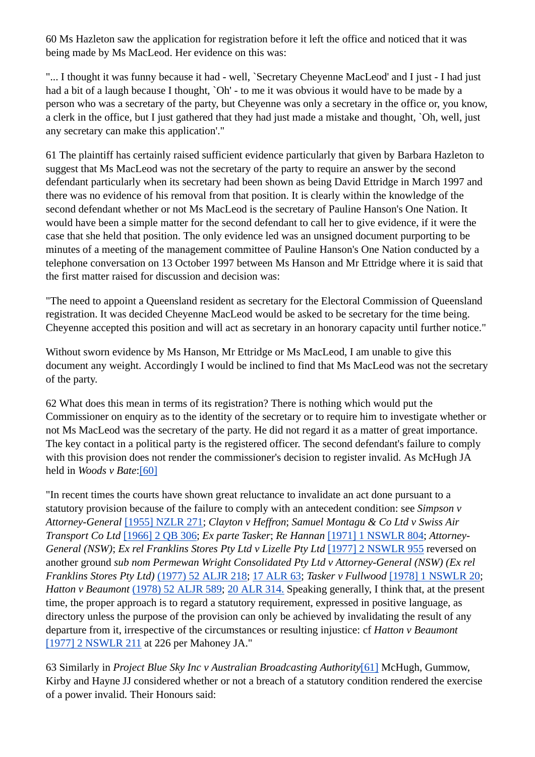60 Ms Hazleton saw the application for registration before it left the office and noticed that it was being made by Ms MacLeod. Her evidence on this was:

"... I thought it was funny because it had - well, `Secretary Cheyenne MacLeod' and I just - I had just had a bit of a laugh because I thought, `Oh' - to me it was obvious it would have to be made by a person who was a secretary of the party, but Cheyenne was only a secretary in the office or, you know, a clerk in the office, but I just gathered that they had just made a mistake and thought, `Oh, well, just any secretary can make this application'."

61 The plaintiff has certainly raised sufficient evidence particularly that given by Barbara Hazleton to suggest that Ms MacLeod was not the secretary of the party to require an answer by the second defendant particularly when its secretary had been shown as being David Ettridge in March 1997 and there was no evidence of his removal from that position. It is clearly within the knowledge of the second defendant whether or not Ms MacLeod is the secretary of Pauline Hanson's One Nation. It would have been a simple matter for the second defendant to call her to give evidence, if it were the case that she held that position. The only evidence led was an unsigned document purporting to be minutes of a meeting of the management committee of Pauline Hanson's One Nation conducted by a telephone conversation on 13 October 1997 between Ms Hanson and Mr Ettridge where it is said that the first matter raised for discussion and decision was:

"The need to appoint a Queensland resident as secretary for the Electoral Commission of Queensland registration. It was decided Cheyenne MacLeod would be asked to be secretary for the time being. Cheyenne accepted this position and will act as secretary in an honorary capacity until further notice."

Without sworn evidence by Ms Hanson, Mr Ettridge or Ms MacLeod, I am unable to give this document any weight. Accordingly I would be inclined to find that Ms MacLeod was not the secretary of the party.

62 What does this mean in terms of its registration? There is nothing which would put the Commissioner on enquiry as to the identity of the secretary or to require him to investigate whether or not Ms MacLeod was the secretary of the party. He did not regard it as a matter of great importance. The key contact in a political party is the registered officer. The second defendant's failure to comply with this provision does not render the commissioner's decision to register invalid. As McHugh JA held in *Woods v Bate*:[60]

"In recent times the courts have shown great reluctance to invalidate an act done pursuant to a statutory provision because of the failure to comply with an antecedent condition: see *Simpson v Attorney-General* [1955] NZLR 271; *Clayton v Heffron*; *Samuel Montagu & Co Ltd v Swiss Air Transport Co Ltd* [1966] 2 QB 306; *Ex parte Tasker*; *Re Hannan* [1971] 1 NSWLR 804; *Attorney-General (NSW)*; *Ex rel Franklins Stores Pty Ltd v Lizelle Pty Ltd* [1977] 2 NSWLR 955 reversed on another ground *sub nom Permewan Wright Consolidated Pty Ltd v Attorney-General (NSW) (Ex rel Franklins Stores Pty Ltd)* (1977) 52 ALJR 218; 17 ALR 63; *Tasker v Fullwood* [1978] 1 NSWLR 20; *Hatton v Beaumont* (1978) 52 ALJR 589; 20 ALR 314. Speaking generally, I think that, at the present time, the proper approach is to regard a statutory requirement, expressed in positive language, as directory unless the purpose of the provision can only be achieved by invalidating the result of any departure from it, irrespective of the circumstances or resulting injustice: cf *Hatton v Beaumont* [1977] 2 NSWLR 211 at 226 per Mahoney JA."

63 Similarly in *Project Blue Sky Inc v Australian Broadcasting Authority*[61] McHugh, Gummow, Kirby and Hayne JJ considered whether or not a breach of a statutory condition rendered the exercise of a power invalid. Their Honours said: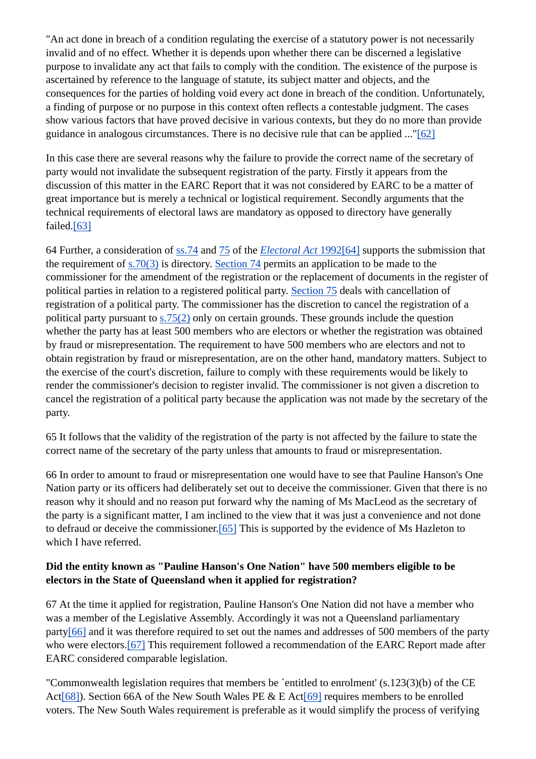"An act done in breach of a condition regulating the exercise of a statutory power is not necessarily invalid and of no effect. Whether it is depends upon whether there can be discerned a legislative purpose to invalidate any act that fails to comply with the condition. The existence of the purpose is ascertained by reference to the language of statute, its subject matter and objects, and the consequences for the parties of holding void every act done in breach of the condition. Unfortunately, a finding of purpose or no purpose in this context often reflects a contestable judgment. The cases show various factors that have proved decisive in various contexts, but they do no more than provide guidance in analogous circumstances. There is no decisive rule that can be applied ..."[62]

In this case there are several reasons why the failure to provide the correct name of the secretary of party would not invalidate the subsequent registration of the party. Firstly it appears from the discussion of this matter in the EARC Report that it was not considered by EARC to be a matter of great importance but is merely a technical or logistical requirement. Secondly arguments that the technical requirements of electoral laws are mandatory as opposed to directory have generally failed.[63]

64 Further, a consideration of ss.74 and 75 of the *Electoral Act* 1992[64] supports the submission that the requirement of s.70(3) is directory. Section 74 permits an application to be made to the commissioner for the amendment of the registration or the replacement of documents in the register of political parties in relation to a registered political party. Section 75 deals with cancellation of registration of a political party. The commissioner has the discretion to cancel the registration of a political party pursuant to s.75(2) only on certain grounds. These grounds include the question whether the party has at least 500 members who are electors or whether the registration was obtained by fraud or misrepresentation. The requirement to have 500 members who are electors and not to obtain registration by fraud or misrepresentation, are on the other hand, mandatory matters. Subject to the exercise of the court's discretion, failure to comply with these requirements would be likely to render the commissioner's decision to register invalid. The commissioner is not given a discretion to cancel the registration of a political party because the application was not made by the secretary of the party.

65 It follows that the validity of the registration of the party is not affected by the failure to state the correct name of the secretary of the party unless that amounts to fraud or misrepresentation.

66 In order to amount to fraud or misrepresentation one would have to see that Pauline Hanson's One Nation party or its officers had deliberately set out to deceive the commissioner. Given that there is no reason why it should and no reason put forward why the naming of Ms MacLeod as the secretary of the party is a significant matter, I am inclined to the view that it was just a convenience and not done to defraud or deceive the commissioner.[65] This is supported by the evidence of Ms Hazleton to which I have referred.

**Did the entity known as "Pauline Hanson's One Nation" have 500 members eligible to be electors in the State of Queensland when it applied for registration?**

67 At the time it applied for registration, Pauline Hanson's One Nation did not have a member who was a member of the Legislative Assembly. Accordingly it was not a Queensland parliamentary party[66] and it was therefore required to set out the names and addresses of 500 members of the party who were electors.[67] This requirement followed a recommendation of the EARC Report made after EARC considered comparable legislation.

"Commonwealth legislation requires that members be `entitled to enrolment' (s.123(3)(b) of the CE Act[68]). Section 66A of the New South Wales PE & E Act[69] requires members to be enrolled voters. The New South Wales requirement is preferable as it would simplify the process of verifying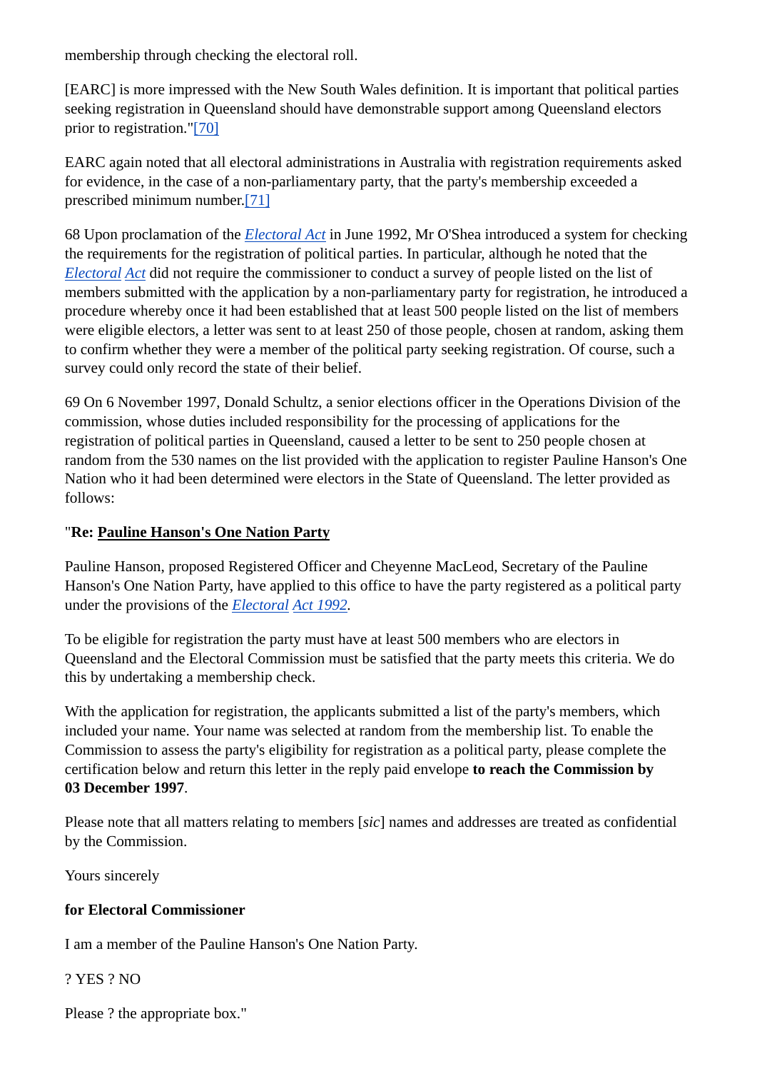membership through checking the electoral roll.

[EARC] is more impressed with the New South Wales definition. It is important that political parties seeking registration in Queensland should have demonstrable support among Queensland electors prior to registration."[70]

EARC again noted that all electoral administrations in Australia with registration requirements asked for evidence, in the case of a non-parliamentary party, that the party's membership exceeded a prescribed minimum number.[71]

68 Upon proclamation of the *Electoral Act* in June 1992, Mr O'Shea introduced a system for checking the requirements for the registration of political parties. In particular, although he noted that the *Electoral Act* did not require the commissioner to conduct a survey of people listed on the list of members submitted with the application by a non-parliamentary party for registration, he introduced a procedure whereby once it had been established that at least 500 people listed on the list of members were eligible electors, a letter was sent to at least 250 of those people, chosen at random, asking them to confirm whether they were a member of the political party seeking registration. Of course, such a survey could only record the state of their belief.

69 On 6 November 1997, Donald Schultz, a senior elections officer in the Operations Division of the commission, whose duties included responsibility for the processing of applications for the registration of political parties in Queensland, caused a letter to be sent to 250 people chosen at random from the 530 names on the list provided with the application to register Pauline Hanson's One Nation who it had been determined were electors in the State of Queensland. The letter provided as follows:

"**Re: Pauline Hanson's One Nation Party**

Pauline Hanson, proposed Registered Officer and Cheyenne MacLeod, Secretary of the Pauline Hanson's One Nation Party, have applied to this office to have the party registered as a political party under the provisions of the *Electoral Act 1992*.

To be eligible for registration the party must have at least 500 members who are electors in Queensland and the Electoral Commission must be satisfied that the party meets this criteria. We do this by undertaking a membership check.

With the application for registration, the applicants submitted a list of the party's members, which included your name. Your name was selected at random from the membership list. To enable the Commission to assess the party's eligibility for registration as a political party, please complete the certification below and return this letter in the reply paid envelope **to reach the Commission by 03 December 1997**.

Please note that all matters relating to members [*sic*] names and addresses are treated as confidential by the Commission.

Yours sincerely

**for Electoral Commissioner**

I am a member of the Pauline Hanson's One Nation Party.

? YES ? NO

Please ? the appropriate box."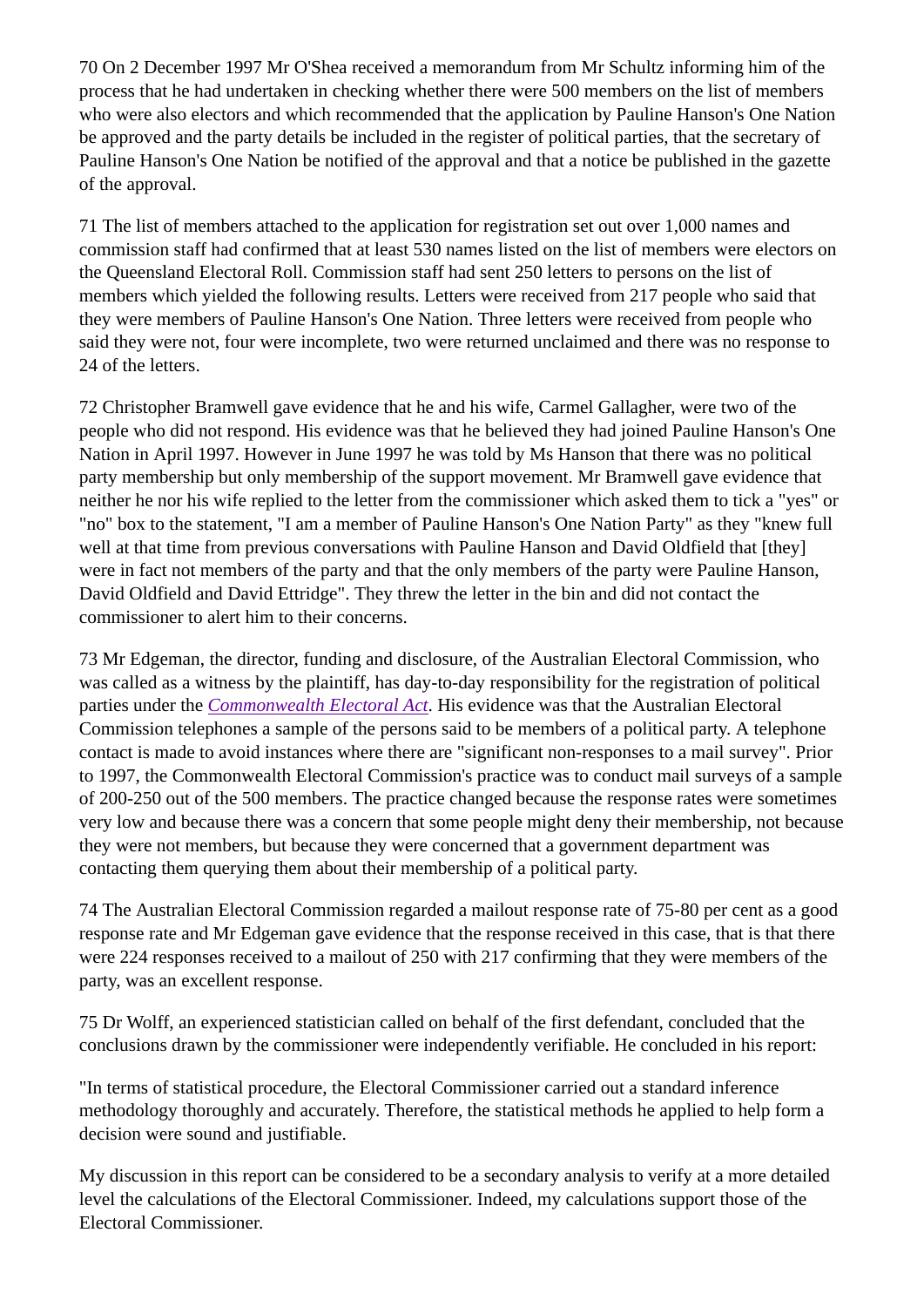70 On 2 December 1997 Mr O'Shea received a memorandum from Mr Schultz informing him of the process that he had undertaken in checking whether there were 500 members on the list of members who were also electors and which recommended that the application by Pauline Hanson's One Nation be approved and the party details be included in the register of political parties, that the secretary of Pauline Hanson's One Nation be notified of the approval and that a notice be published in the gazette of the approval.

71 The list of members attached to the application for registration set out over 1,000 names and commission staff had confirmed that at least 530 names listed on the list of members were electors on the Queensland Electoral Roll. Commission staff had sent 250 letters to persons on the list of members which yielded the following results. Letters were received from 217 people who said that they were members of Pauline Hanson's One Nation. Three letters were received from people who said they were not, four were incomplete, two were returned unclaimed and there was no response to 24 of the letters.

72 Christopher Bramwell gave evidence that he and his wife, Carmel Gallagher, were two of the people who did not respond. His evidence was that he believed they had joined Pauline Hanson's One Nation in April 1997. However in June 1997 he was told by Ms Hanson that there was no political party membership but only membership of the support movement. Mr Bramwell gave evidence that neither he nor his wife replied to the letter from the commissioner which asked them to tick a "yes" or "no" box to the statement, "I am a member of Pauline Hanson's One Nation Party" as they "knew full well at that time from previous conversations with Pauline Hanson and David Oldfield that [they] were in fact not members of the party and that the only members of the party were Pauline Hanson, David Oldfield and David Ettridge". They threw the letter in the bin and did not contact the commissioner to alert him to their concerns.

73 Mr Edgeman, the director, funding and disclosure, of the Australian Electoral Commission, who was called as a witness by the plaintiff, has day-to-day responsibility for the registration of political parties under the *Commonwealth Electoral Act*. His evidence was that the Australian Electoral Commission telephones a sample of the persons said to be members of a political party. A telephone contact is made to avoid instances where there are "significant non-responses to a mail survey". Prior to 1997, the Commonwealth Electoral Commission's practice was to conduct mail surveys of a sample of 200-250 out of the 500 members. The practice changed because the response rates were sometimes very low and because there was a concern that some people might deny their membership, not because they were not members, but because they were concerned that a government department was contacting them querying them about their membership of a political party.

74 The Australian Electoral Commission regarded a mailout response rate of 75-80 per cent as a good response rate and Mr Edgeman gave evidence that the response received in this case, that is that there were 224 responses received to a mailout of 250 with 217 confirming that they were members of the party, was an excellent response.

75 Dr Wolff, an experienced statistician called on behalf of the first defendant, concluded that the conclusions drawn by the commissioner were independently verifiable. He concluded in his report:

"In terms of statistical procedure, the Electoral Commissioner carried out a standard inference methodology thoroughly and accurately. Therefore, the statistical methods he applied to help form a decision were sound and justifiable.

My discussion in this report can be considered to be a secondary analysis to verify at a more detailed level the calculations of the Electoral Commissioner. Indeed, my calculations support those of the Electoral Commissioner.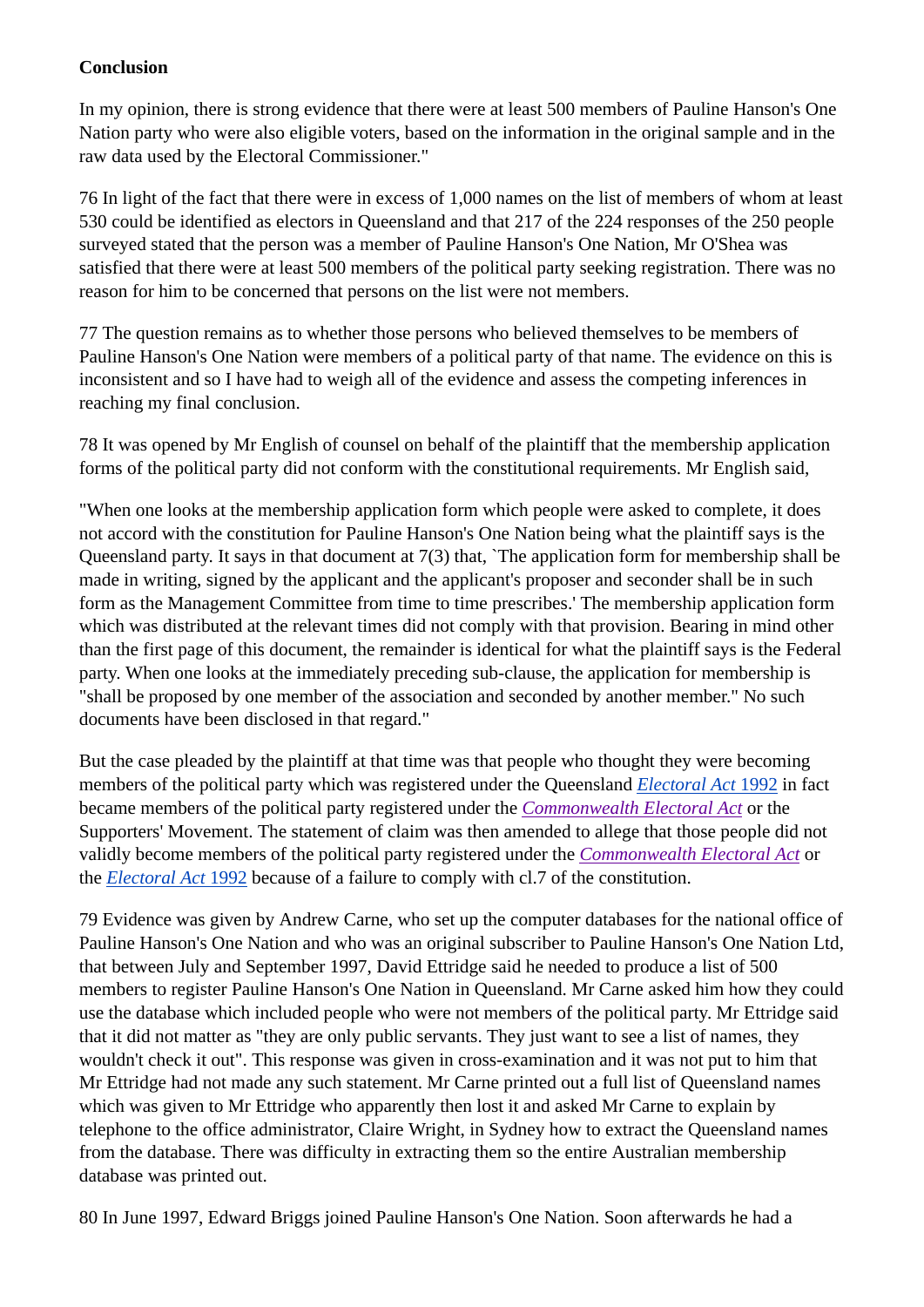**Conclusion**

In my opinion, there is strong evidence that there were at least 500 members of Pauline Hanson's One Nation party who were also eligible voters, based on the information in the original sample and in the raw data used by the Electoral Commissioner."

76 In light of the fact that there were in excess of 1,000 names on the list of members of whom at least 530 could be identified as electors in Queensland and that 217 of the 224 responses of the 250 people surveyed stated that the person was a member of Pauline Hanson's One Nation, Mr O'Shea was satisfied that there were at least 500 members of the political party seeking registration. There was no reason for him to be concerned that persons on the list were not members.

77 The question remains as to whether those persons who believed themselves to be members of Pauline Hanson's One Nation were members of a political party of that name. The evidence on this is inconsistent and so I have had to weigh all of the evidence and assess the competing inferences in reaching my final conclusion.

78 It was opened by Mr English of counsel on behalf of the plaintiff that the membership application forms of the political party did not conform with the constitutional requirements. Mr English said,

"When one looks at the membership application form which people were asked to complete, it does not accord with the constitution for Pauline Hanson's One Nation being what the plaintiff says is the Queensland party. It says in that document at 7(3) that, `The application form for membership shall be made in writing, signed by the applicant and the applicant's proposer and seconder shall be in such form as the Management Committee from time to time prescribes.' The membership application form which was distributed at the relevant times did not comply with that provision. Bearing in mind other than the first page of this document, the remainder is identical for what the plaintiff says is the Federal party. When one looks at the immediately preceding sub-clause, the application for membership is "shall be proposed by one member of the association and seconded by another member." No such documents have been disclosed in that regard."

But the case pleaded by the plaintiff at that time was that people who thought they were becoming members of the political party which was registered under the Queensland *Electoral Act* 1992 in fact became members of the political party registered under the *Commonwealth Electoral Act* or the Supporters' Movement. The statement of claim was then amended to allege that those people did not validly become members of the political party registered under the *Commonwealth Electoral Act* or the *Electoral Act* 1992 because of a failure to comply with cl.7 of the constitution.

79 Evidence was given by Andrew Carne, who set up the computer databases for the national office of Pauline Hanson's One Nation and who was an original subscriber to Pauline Hanson's One Nation Ltd, that between July and September 1997, David Ettridge said he needed to produce a list of 500 members to register Pauline Hanson's One Nation in Queensland. Mr Carne asked him how they could use the database which included people who were not members of the political party. Mr Ettridge said that it did not matter as "they are only public servants. They just want to see a list of names, they wouldn't check it out". This response was given in cross-examination and it was not put to him that Mr Ettridge had not made any such statement. Mr Carne printed out a full list of Queensland names which was given to Mr Ettridge who apparently then lost it and asked Mr Carne to explain by telephone to the office administrator, Claire Wright, in Sydney how to extract the Queensland names from the database. There was difficulty in extracting them so the entire Australian membership database was printed out.

80 In June 1997, Edward Briggs joined Pauline Hanson's One Nation. Soon afterwards he had a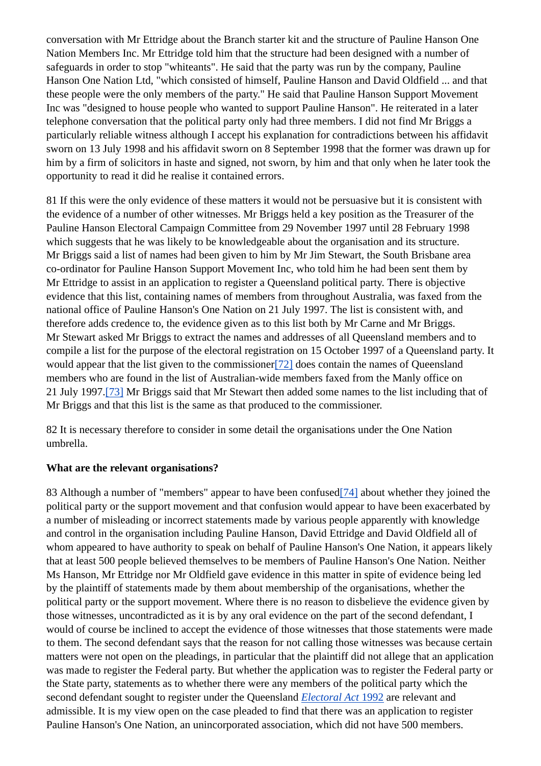conversation with Mr Ettridge about the Branch starter kit and the structure of Pauline Hanson One Nation Members Inc. Mr Ettridge told him that the structure had been designed with a number of safeguards in order to stop "whiteants". He said that the party was run by the company, Pauline Hanson One Nation Ltd, "which consisted of himself, Pauline Hanson and David Oldfield ... and that these people were the only members of the party." He said that Pauline Hanson Support Movement Inc was "designed to house people who wanted to support Pauline Hanson". He reiterated in a later telephone conversation that the political party only had three members. I did not find Mr Briggs a particularly reliable witness although I accept his explanation for contradictions between his affidavit sworn on 13 July 1998 and his affidavit sworn on 8 September 1998 that the former was drawn up for him by a firm of solicitors in haste and signed, not sworn, by him and that only when he later took the opportunity to read it did he realise it contained errors.

81 If this were the only evidence of these matters it would not be persuasive but it is consistent with the evidence of a number of other witnesses. Mr Briggs held a key position as the Treasurer of the Pauline Hanson Electoral Campaign Committee from 29 November 1997 until 28 February 1998 which suggests that he was likely to be knowledgeable about the organisation and its structure. Mr Briggs said a list of names had been given to him by Mr Jim Stewart, the South Brisbane area co-ordinator for Pauline Hanson Support Movement Inc, who told him he had been sent them by Mr Ettridge to assist in an application to register a Queensland political party. There is objective evidence that this list, containing names of members from throughout Australia, was faxed from the national office of Pauline Hanson's One Nation on 21 July 1997. The list is consistent with, and therefore adds credence to, the evidence given as to this list both by Mr Carne and Mr Briggs. Mr Stewart asked Mr Briggs to extract the names and addresses of all Queensland members and to compile a list for the purpose of the electoral registration on 15 October 1997 of a Queensland party. It would appear that the list given to the commissioner[72] does contain the names of Queensland members who are found in the list of Australian-wide members faxed from the Manly office on 21 July 1997.[73] Mr Briggs said that Mr Stewart then added some names to the list including that of Mr Briggs and that this list is the same as that produced to the commissioner.

82 It is necessary therefore to consider in some detail the organisations under the One Nation umbrella.

**What are the relevant organisations?**

83 Although a number of "members" appear to have been confused[74] about whether they joined the political party or the support movement and that confusion would appear to have been exacerbated by a number of misleading or incorrect statements made by various people apparently with knowledge and control in the organisation including Pauline Hanson, David Ettridge and David Oldfield all of whom appeared to have authority to speak on behalf of Pauline Hanson's One Nation, it appears likely that at least 500 people believed themselves to be members of Pauline Hanson's One Nation. Neither Ms Hanson, Mr Ettridge nor Mr Oldfield gave evidence in this matter in spite of evidence being led by the plaintiff of statements made by them about membership of the organisations, whether the political party or the support movement. Where there is no reason to disbelieve the evidence given by those witnesses, uncontradicted as it is by any oral evidence on the part of the second defendant, I would of course be inclined to accept the evidence of those witnesses that those statements were made to them. The second defendant says that the reason for not calling those witnesses was because certain matters were not open on the pleadings, in particular that the plaintiff did not allege that an application was made to register the Federal party. But whether the application was to register the Federal party or the State party, statements as to whether there were any members of the political party which the second defendant sought to register under the Queensland *Electoral Act* 1992 are relevant and admissible. It is my view open on the case pleaded to find that there was an application to register Pauline Hanson's One Nation, an unincorporated association, which did not have 500 members.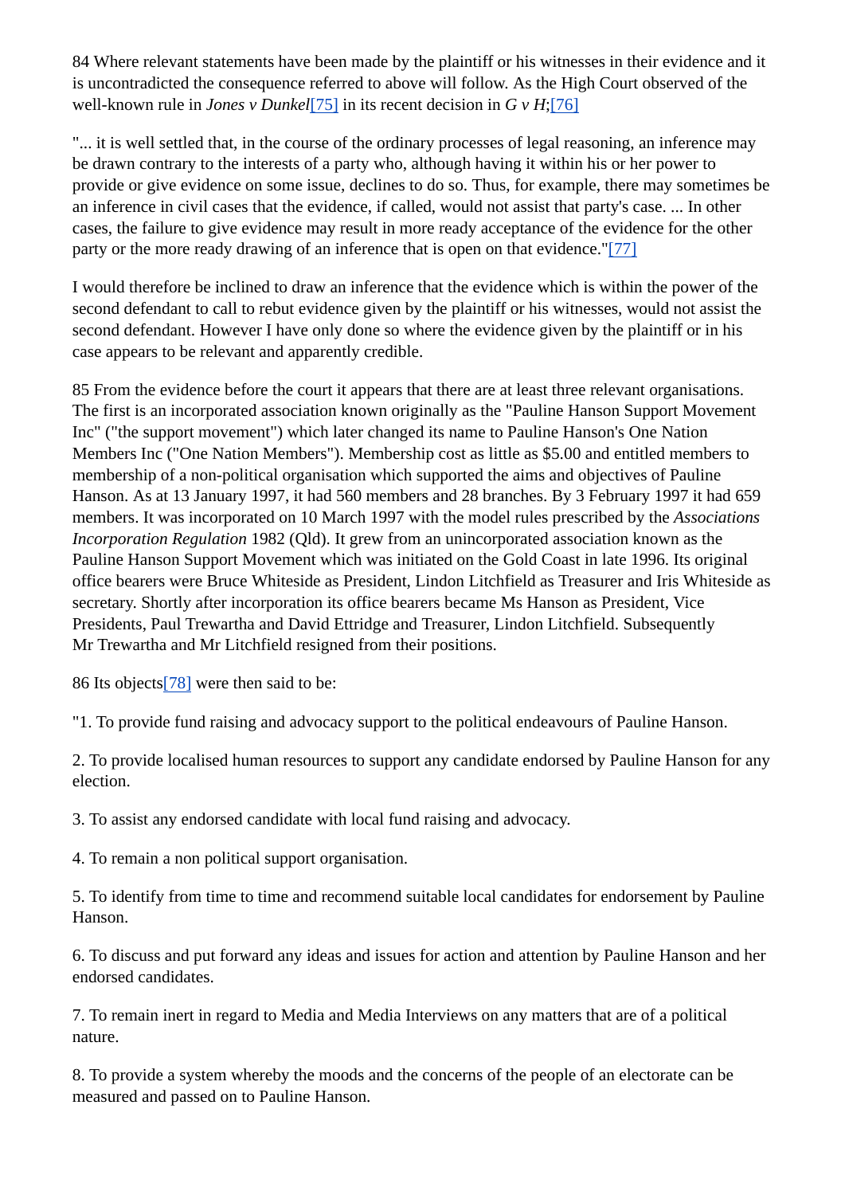84 Where relevant statements have been made by the plaintiff or his witnesses in their evidence and it is uncontradicted the consequence referred to above will follow. As the High Court observed of the well-known rule in *Jones v Dunkel*[75] in its recent decision in *G v H*;[76]

"... it is well settled that, in the course of the ordinary processes of legal reasoning, an inference may be drawn contrary to the interests of a party who, although having it within his or her power to provide or give evidence on some issue, declines to do so. Thus, for example, there may sometimes be an inference in civil cases that the evidence, if called, would not assist that party's case. ... In other cases, the failure to give evidence may result in more ready acceptance of the evidence for the other party or the more ready drawing of an inference that is open on that evidence."[77]

I would therefore be inclined to draw an inference that the evidence which is within the power of the second defendant to call to rebut evidence given by the plaintiff or his witnesses, would not assist the second defendant. However I have only done so where the evidence given by the plaintiff or in his case appears to be relevant and apparently credible.

85 From the evidence before the court it appears that there are at least three relevant organisations. The first is an incorporated association known originally as the "Pauline Hanson Support Movement Inc" ("the support movement") which later changed its name to Pauline Hanson's One Nation Members Inc ("One Nation Members"). Membership cost as little as $5.00 and entitled members to membership of a non-political organisation which supported the aims and objectives of Pauline Hanson. As at 13 January 1997, it had 560 members and 28 branches. By 3 February 1997 it had 659 members. It was incorporated on 10 March 1997 with the model rules prescribed by the *Associations Incorporation Regulation* 1982 (Qld). It grew from an unincorporated association known as the Pauline Hanson Support Movement which was initiated on the Gold Coast in late 1996. Its original office bearers were Bruce Whiteside as President, Lindon Litchfield as Treasurer and Iris Whiteside as secretary. Shortly after incorporation its office bearers became Ms Hanson as President, Vice Presidents, Paul Trewartha and David Ettridge and Treasurer, Lindon Litchfield. Subsequently Mr Trewartha and Mr Litchfield resigned from their positions.

86 Its objects[78] were then said to be:

"1. To provide fund raising and advocacy support to the political endeavours of Pauline Hanson.

2. To provide localised human resources to support any candidate endorsed by Pauline Hanson for any election.

3. To assist any endorsed candidate with local fund raising and advocacy.

4. To remain a non political support organisation.

5. To identify from time to time and recommend suitable local candidates for endorsement by Pauline Hanson.

6. To discuss and put forward any ideas and issues for action and attention by Pauline Hanson and her endorsed candidates.

7. To remain inert in regard to Media and Media Interviews on any matters that are of a political nature.

8. To provide a system whereby the moods and the concerns of the people of an electorate can be measured and passed on to Pauline Hanson.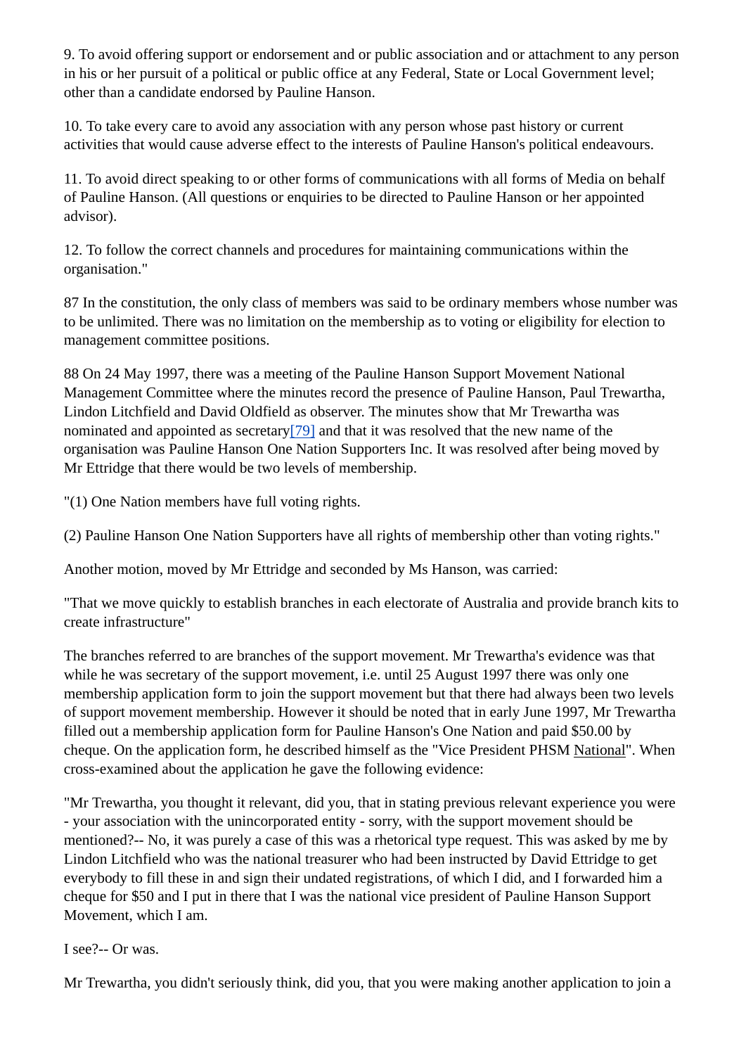9. To avoid offering support or endorsement and or public association and or attachment to any person in his or her pursuit of a political or public office at any Federal, State or Local Government level; other than a candidate endorsed by Pauline Hanson.

10. To take every care to avoid any association with any person whose past history or current activities that would cause adverse effect to the interests of Pauline Hanson's political endeavours.

11. To avoid direct speaking to or other forms of communications with all forms of Media on behalf of Pauline Hanson. (All questions or enquiries to be directed to Pauline Hanson or her appointed advisor).

12. To follow the correct channels and procedures for maintaining communications within the organisation."

87 In the constitution, the only class of members was said to be ordinary members whose number was to be unlimited. There was no limitation on the membership as to voting or eligibility for election to management committee positions.

88 On 24 May 1997, there was a meeting of the Pauline Hanson Support Movement National Management Committee where the minutes record the presence of Pauline Hanson, Paul Trewartha, Lindon Litchfield and David Oldfield as observer. The minutes show that Mr Trewartha was nominated and appointed as secretary[79] and that it was resolved that the new name of the organisation was Pauline Hanson One Nation Supporters Inc. It was resolved after being moved by Mr Ettridge that there would be two levels of membership.

"(1) One Nation members have full voting rights.

(2) Pauline Hanson One Nation Supporters have all rights of membership other than voting rights."

Another motion, moved by Mr Ettridge and seconded by Ms Hanson, was carried:

"That we move quickly to establish branches in each electorate of Australia and provide branch kits to create infrastructure"

The branches referred to are branches of the support movement. Mr Trewartha's evidence was that while he was secretary of the support movement, i.e. until 25 August 1997 there was only one membership application form to join the support movement but that there had always been two levels of support movement membership. However it should be noted that in early June 1997, Mr Trewartha filled out a membership application form for Pauline Hanson's One Nation and paid $50.00 by cheque. On the application form, he described himself as the "Vice President PHSM National". When cross-examined about the application he gave the following evidence:

"Mr Trewartha, you thought it relevant, did you, that in stating previous relevant experience you were - your association with the unincorporated entity - sorry, with the support movement should be mentioned?-- No, it was purely a case of this was a rhetorical type request. This was asked by me by Lindon Litchfield who was the national treasurer who had been instructed by David Ettridge to get everybody to fill these in and sign their undated registrations, of which I did, and I forwarded him a cheque for $50 and I put in there that I was the national vice president of Pauline Hanson Support Movement, which I am.

I see?-- Or was.

Mr Trewartha, you didn't seriously think, did you, that you were making another application to join a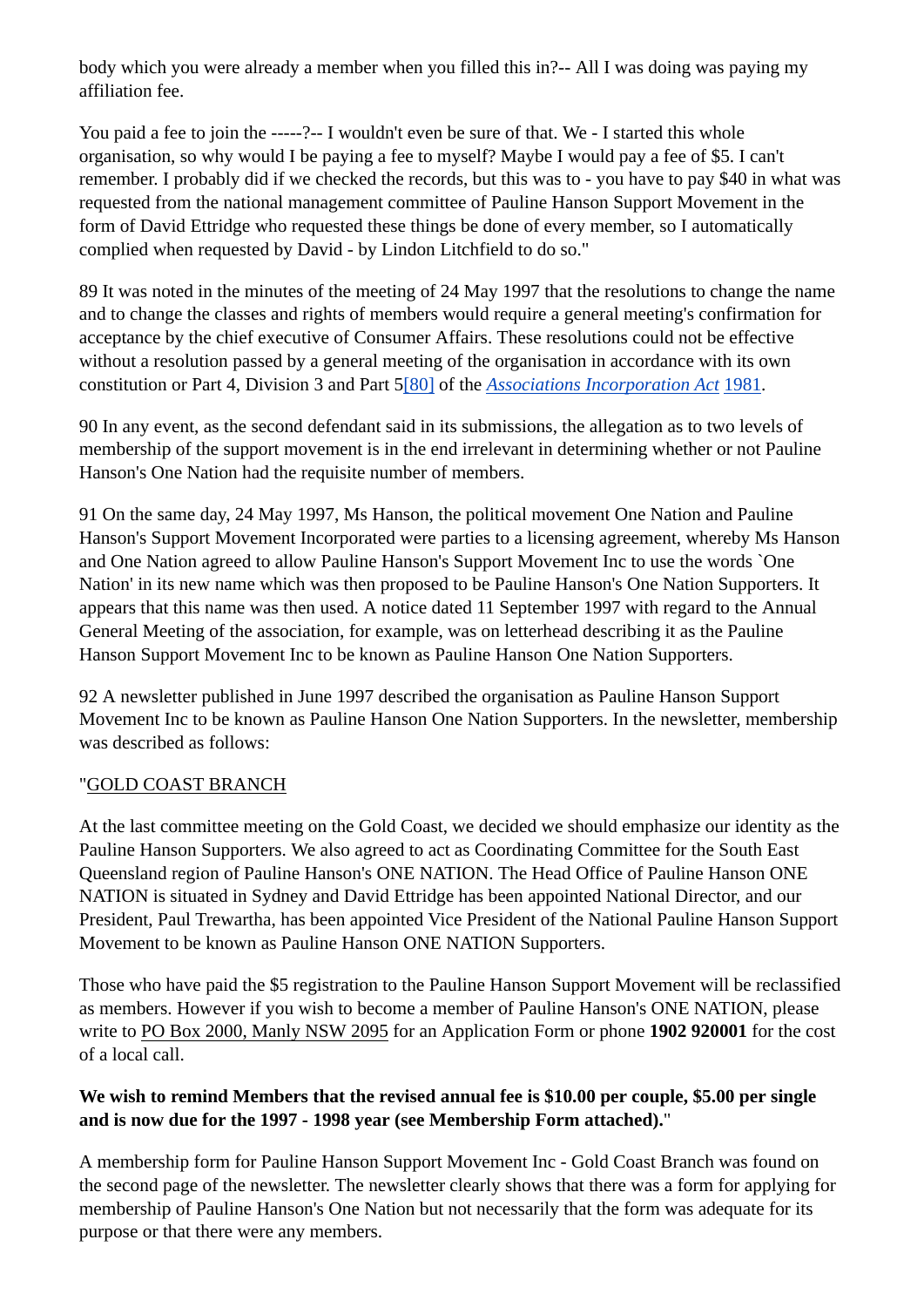body which you were already a member when you filled this in?-- All I was doing was paying my affiliation fee.

You paid a fee to join the -----?-- I wouldn't even be sure of that. We - I started this whole organisation, so why would I be paying a fee to myself? Maybe I would pay a fee of $5. I can't remember. I probably did if we checked the records, but this was to - you have to pay $40 in what was requested from the national management committee of Pauline Hanson Support Movement in the form of David Ettridge who requested these things be done of every member, so I automatically complied when requested by David - by Lindon Litchfield to do so."

89 It was noted in the minutes of the meeting of 24 May 1997 that the resolutions to change the name and to change the classes and rights of members would require a general meeting's confirmation for acceptance by the chief executive of Consumer Affairs. These resolutions could not be effective without a resolution passed by a general meeting of the organisation in accordance with its own constitution or Part 4, Division 3 and Part 5[80] of the *Associations Incorporation Act* 1981.

90 In any event, as the second defendant said in its submissions, the allegation as to two levels of membership of the support movement is in the end irrelevant in determining whether or not Pauline Hanson's One Nation had the requisite number of members.

91 On the same day, 24 May 1997, Ms Hanson, the political movement One Nation and Pauline Hanson's Support Movement Incorporated were parties to a licensing agreement, whereby Ms Hanson and One Nation agreed to allow Pauline Hanson's Support Movement Inc to use the words `One Nation' in its new name which was then proposed to be Pauline Hanson's One Nation Supporters. It appears that this name was then used. A notice dated 11 September 1997 with regard to the Annual General Meeting of the association, for example, was on letterhead describing it as the Pauline Hanson Support Movement Inc to be known as Pauline Hanson One Nation Supporters.

92 A newsletter published in June 1997 described the organisation as Pauline Hanson Support Movement Inc to be known as Pauline Hanson One Nation Supporters. In the newsletter, membership was described as follows:

"GOLD COAST BRANCH

At the last committee meeting on the Gold Coast, we decided we should emphasize our identity as the Pauline Hanson Supporters. We also agreed to act as Coordinating Committee for the South East Queensland region of Pauline Hanson's ONE NATION. The Head Office of Pauline Hanson ONE NATION is situated in Sydney and David Ettridge has been appointed National Director, and our President, Paul Trewartha, has been appointed Vice President of the National Pauline Hanson Support Movement to be known as Pauline Hanson ONE NATION Supporters.

Those who have paid the $5 registration to the Pauline Hanson Support Movement will be reclassified as members. However if you wish to become a member of Pauline Hanson's ONE NATION, please write to PO Box 2000, Manly NSW 2095 for an Application Form or phone **1902 920001** for the cost of a local call.

**We wish to remind Members that the revised annual fee is $10.00 per couple, $5.00 per single and is now due for the 1997 - 1998 year (see Membership Form attached).**"

A membership form for Pauline Hanson Support Movement Inc - Gold Coast Branch was found on the second page of the newsletter. The newsletter clearly shows that there was a form for applying for membership of Pauline Hanson's One Nation but not necessarily that the form was adequate for its purpose or that there were any members.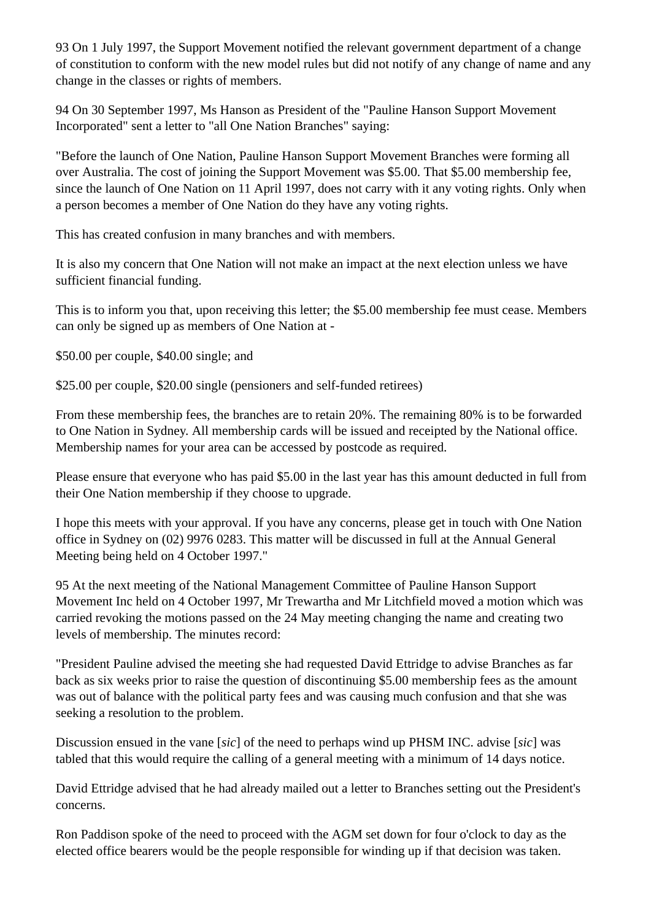93 On 1 July 1997, the Support Movement notified the relevant government department of a change of constitution to conform with the new model rules but did not notify of any change of name and any change in the classes or rights of members.

94 On 30 September 1997, Ms Hanson as President of the "Pauline Hanson Support Movement Incorporated" sent a letter to "all One Nation Branches" saying:

"Before the launch of One Nation, Pauline Hanson Support Movement Branches were forming all over Australia. The cost of joining the Support Movement was $5.00. That $5.00 membership fee, since the launch of One Nation on 11 April 1997, does not carry with it any voting rights. Only when a person becomes a member of One Nation do they have any voting rights.

This has created confusion in many branches and with members.

It is also my concern that One Nation will not make an impact at the next election unless we have sufficient financial funding.

This is to inform you that, upon receiving this letter; the $5.00 membership fee must cease. Members can only be signed up as members of One Nation at -

$50.00 per couple, $40.00 single; and

$25.00 per couple, $20.00 single (pensioners and self-funded retirees)

From these membership fees, the branches are to retain 20%. The remaining 80% is to be forwarded to One Nation in Sydney. All membership cards will be issued and receipted by the National office. Membership names for your area can be accessed by postcode as required.

Please ensure that everyone who has paid $5.00 in the last year has this amount deducted in full from their One Nation membership if they choose to upgrade.

I hope this meets with your approval. If you have any concerns, please get in touch with One Nation office in Sydney on (02) 9976 0283. This matter will be discussed in full at the Annual General Meeting being held on 4 October 1997."

95 At the next meeting of the National Management Committee of Pauline Hanson Support Movement Inc held on 4 October 1997, Mr Trewartha and Mr Litchfield moved a motion which was carried revoking the motions passed on the 24 May meeting changing the name and creating two levels of membership. The minutes record:

"President Pauline advised the meeting she had requested David Ettridge to advise Branches as far back as six weeks prior to raise the question of discontinuing $5.00 membership fees as the amount was out of balance with the political party fees and was causing much confusion and that she was seeking a resolution to the problem.

Discussion ensued in the vane [*sic*] of the need to perhaps wind up PHSM INC. advise [*sic*] was tabled that this would require the calling of a general meeting with a minimum of 14 days notice.

David Ettridge advised that he had already mailed out a letter to Branches setting out the President's concerns.

Ron Paddison spoke of the need to proceed with the AGM set down for four o'clock to day as the elected office bearers would be the people responsible for winding up if that decision was taken.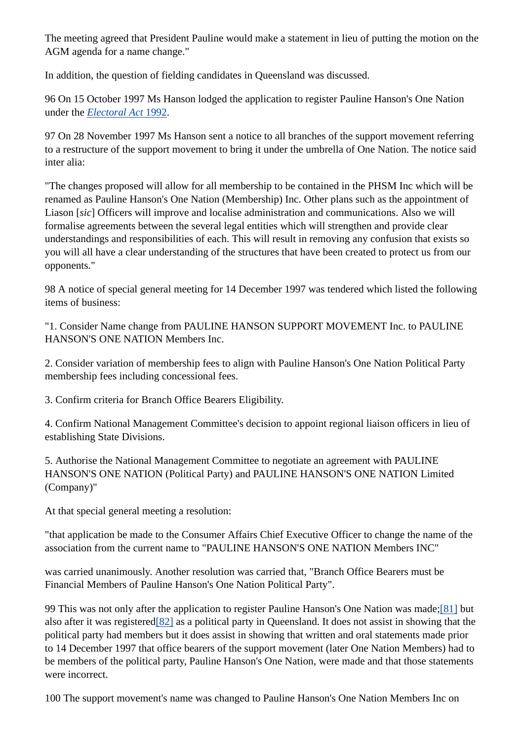The meeting agreed that President Pauline would make a statement in lieu of putting the motion on the AGM agenda for a name change."

In addition, the question of fielding candidates in Queensland was discussed.

96 On 15 October 1997 Ms Hanson lodged the application to register Pauline Hanson's One Nation under the *Electoral Act* 1992.

97 On 28 November 1997 Ms Hanson sent a notice to all branches of the support movement referring to a restructure of the support movement to bring it under the umbrella of One Nation. The notice said inter alia:

"The changes proposed will allow for all membership to be contained in the PHSM Inc which will be renamed as Pauline Hanson's One Nation (Membership) Inc. Other plans such as the appointment of Liason [*sic*] Officers will improve and localise administration and communications. Also we will formalise agreements between the several legal entities which will strengthen and provide clear understandings and responsibilities of each. This will result in removing any confusion that exists so you will all have a clear understanding of the structures that have been created to protect us from our opponents."

98 A notice of special general meeting for 14 December 1997 was tendered which listed the following items of business:

"1. Consider Name change from PAULINE HANSON SUPPORT MOVEMENT Inc. to PAULINE HANSON'S ONE NATION Members Inc.

2. Consider variation of membership fees to align with Pauline Hanson's One Nation Political Party membership fees including concessional fees.

3. Confirm criteria for Branch Office Bearers Eligibility.

4. Confirm National Management Committee's decision to appoint regional liaison officers in lieu of establishing State Divisions.

5. Authorise the National Management Committee to negotiate an agreement with PAULINE HANSON'S ONE NATION (Political Party) and PAULINE HANSON'S ONE NATION Limited (Company)"

At that special general meeting a resolution:

"that application be made to the Consumer Affairs Chief Executive Officer to change the name of the association from the current name to "PAULINE HANSON'S ONE NATION Members INC"

was carried unanimously. Another resolution was carried that, "Branch Office Bearers must be Financial Members of Pauline Hanson's One Nation Political Party".

99 This was not only after the application to register Pauline Hanson's One Nation was made;[81] but also after it was registered[82] as a political party in Queensland. It does not assist in showing that the political party had members but it does assist in showing that written and oral statements made prior to 14 December 1997 that office bearers of the support movement (later One Nation Members) had to be members of the political party, Pauline Hanson's One Nation, were made and that those statements were incorrect.

100 The support movement's name was changed to Pauline Hanson's One Nation Members Inc on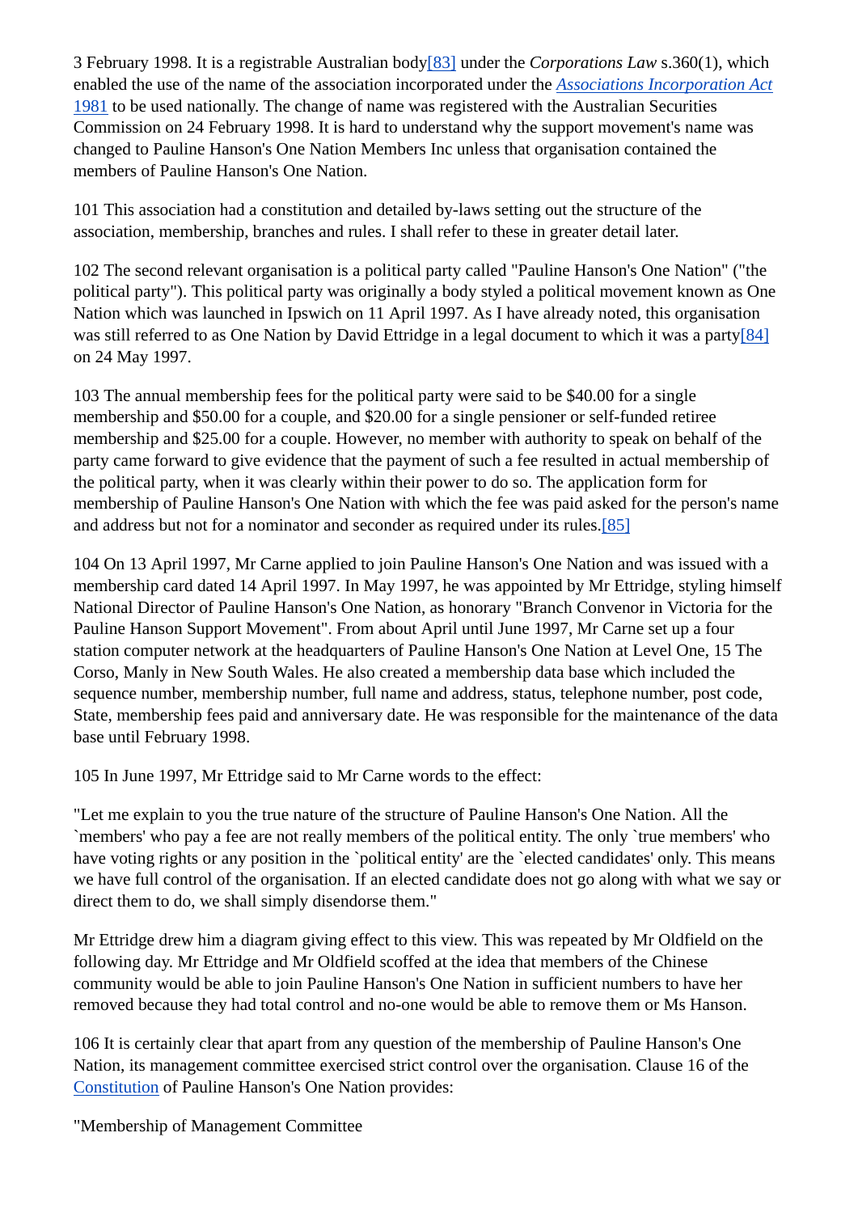3 February 1998. It is a registrable Australian body[83] under the *Corporations Law* s.360(1), which enabled the use of the name of the association incorporated under the *Associations Incorporation Act* 1981 to be used nationally. The change of name was registered with the Australian Securities Commission on 24 February 1998. It is hard to understand why the support movement's name was changed to Pauline Hanson's One Nation Members Inc unless that organisation contained the members of Pauline Hanson's One Nation.

101 This association had a constitution and detailed by-laws setting out the structure of the association, membership, branches and rules. I shall refer to these in greater detail later.

102 The second relevant organisation is a political party called "Pauline Hanson's One Nation" ("the political party"). This political party was originally a body styled a political movement known as One Nation which was launched in Ipswich on 11 April 1997. As I have already noted, this organisation was still referred to as One Nation by David Ettridge in a legal document to which it was a party[84] on 24 May 1997.

103 The annual membership fees for the political party were said to be $40.00 for a single membership and $50.00 for a couple, and $20.00 for a single pensioner or self-funded retiree membership and $25.00 for a couple. However, no member with authority to speak on behalf of the party came forward to give evidence that the payment of such a fee resulted in actual membership of the political party, when it was clearly within their power to do so. The application form for membership of Pauline Hanson's One Nation with which the fee was paid asked for the person's name and address but not for a nominator and seconder as required under its rules.[85]

104 On 13 April 1997, Mr Carne applied to join Pauline Hanson's One Nation and was issued with a membership card dated 14 April 1997. In May 1997, he was appointed by Mr Ettridge, styling himself National Director of Pauline Hanson's One Nation, as honorary "Branch Convenor in Victoria for the Pauline Hanson Support Movement". From about April until June 1997, Mr Carne set up a four station computer network at the headquarters of Pauline Hanson's One Nation at Level One, 15 The Corso, Manly in New South Wales. He also created a membership data base which included the sequence number, membership number, full name and address, status, telephone number, post code, State, membership fees paid and anniversary date. He was responsible for the maintenance of the data base until February 1998.

105 In June 1997, Mr Ettridge said to Mr Carne words to the effect:

"Let me explain to you the true nature of the structure of Pauline Hanson's One Nation. All the `members' who pay a fee are not really members of the political entity. The only `true members' who have voting rights or any position in the `political entity' are the `elected candidates' only. This means we have full control of the organisation. If an elected candidate does not go along with what we say or direct them to do, we shall simply disendorse them."

Mr Ettridge drew him a diagram giving effect to this view. This was repeated by Mr Oldfield on the following day. Mr Ettridge and Mr Oldfield scoffed at the idea that members of the Chinese community would be able to join Pauline Hanson's One Nation in sufficient numbers to have her removed because they had total control and no-one would be able to remove them or Ms Hanson.

106 It is certainly clear that apart from any question of the membership of Pauline Hanson's One Nation, its management committee exercised strict control over the organisation. Clause 16 of the Constitution of Pauline Hanson's One Nation provides:

"Membership of Management Committee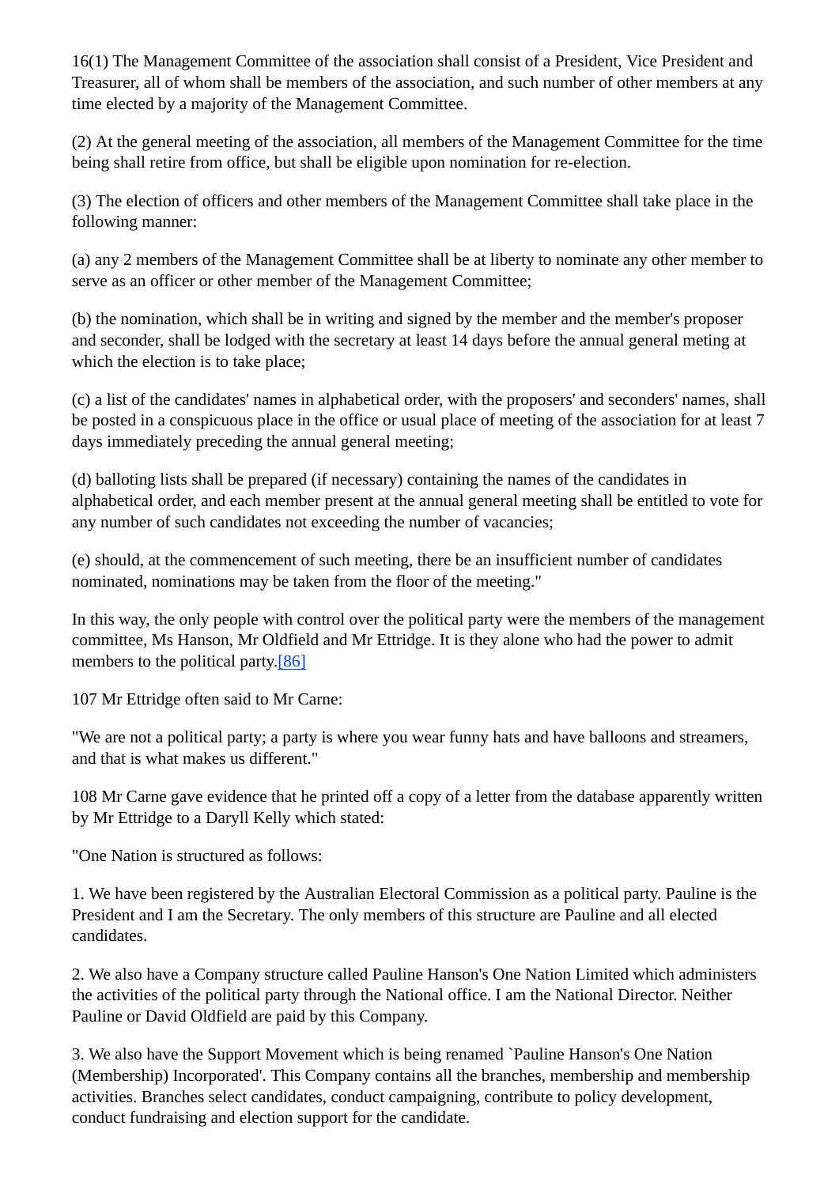16(1) The Management Committee of the association shall consist of a President, Vice President and Treasurer, all of whom shall be members of the association, and such number of other members at any time elected by a majority of the Management Committee.

(2) At the general meeting of the association, all members of the Management Committee for the time being shall retire from office, but shall be eligible upon nomination for re-election.

(3) The election of officers and other members of the Management Committee shall take place in the following manner:

(a) any 2 members of the Management Committee shall be at liberty to nominate any other member to serve as an officer or other member of the Management Committee;

(b) the nomination, which shall be in writing and signed by the member and the member's proposer and seconder, shall be lodged with the secretary at least 14 days before the annual general meting at which the election is to take place;

(c) a list of the candidates' names in alphabetical order, with the proposers' and seconders' names, shall be posted in a conspicuous place in the office or usual place of meeting of the association for at least 7 days immediately preceding the annual general meeting;

(d) balloting lists shall be prepared (if necessary) containing the names of the candidates in alphabetical order, and each member present at the annual general meeting shall be entitled to vote for any number of such candidates not exceeding the number of vacancies;

(e) should, at the commencement of such meeting, there be an insufficient number of candidates nominated, nominations may be taken from the floor of the meeting."

In this way, the only people with control over the political party were the members of the management committee, Ms Hanson, Mr Oldfield and Mr Ettridge. It is they alone who had the power to admit members to the political party.[86]

107 Mr Ettridge often said to Mr Carne:

"We are not a political party; a party is where you wear funny hats and have balloons and streamers, and that is what makes us different."

108 Mr Carne gave evidence that he printed off a copy of a letter from the database apparently written by Mr Ettridge to a Daryll Kelly which stated:

"One Nation is structured as follows:

1. We have been registered by the Australian Electoral Commission as a political party. Pauline is the President and I am the Secretary. The only members of this structure are Pauline and all elected candidates.

2. We also have a Company structure called Pauline Hanson's One Nation Limited which administers the activities of the political party through the National office. I am the National Director. Neither Pauline or David Oldfield are paid by this Company.

3. We also have the Support Movement which is being renamed `Pauline Hanson's One Nation (Membership) Incorporated'. This Company contains all the branches, membership and membership activities. Branches select candidates, conduct campaigning, contribute to policy development, conduct fundraising and election support for the candidate.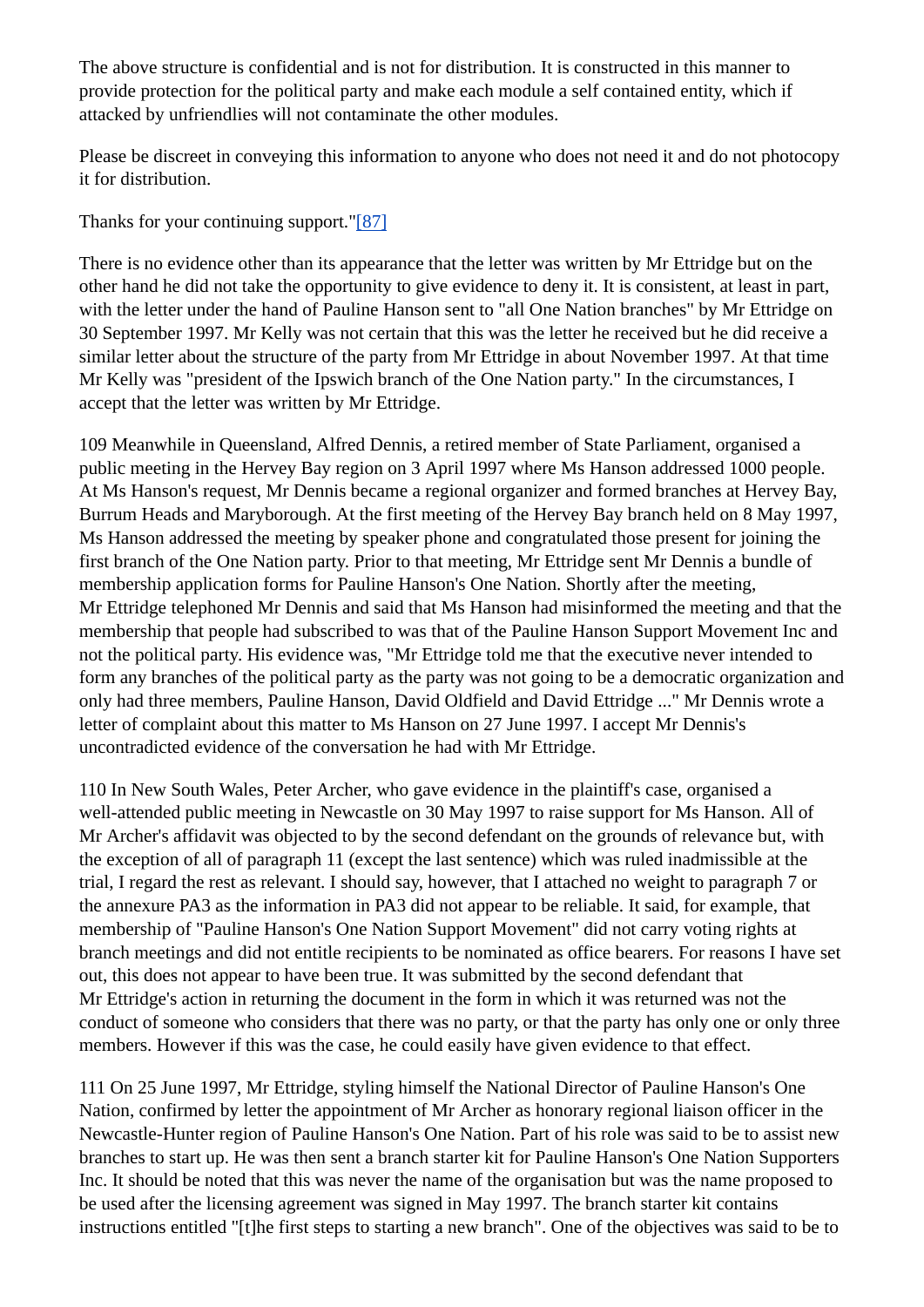The above structure is confidential and is not for distribution. It is constructed in this manner to provide protection for the political party and make each module a self contained entity, which if attacked by unfriendlies will not contaminate the other modules.

Please be discreet in conveying this information to anyone who does not need it and do not photocopy it for distribution.

Thanks for your continuing support."[87]

There is no evidence other than its appearance that the letter was written by Mr Ettridge but on the other hand he did not take the opportunity to give evidence to deny it. It is consistent, at least in part, with the letter under the hand of Pauline Hanson sent to "all One Nation branches" by Mr Ettridge on 30 September 1997. Mr Kelly was not certain that this was the letter he received but he did receive a similar letter about the structure of the party from Mr Ettridge in about November 1997. At that time Mr Kelly was "president of the Ipswich branch of the One Nation party." In the circumstances, I accept that the letter was written by Mr Ettridge.

109 Meanwhile in Queensland, Alfred Dennis, a retired member of State Parliament, organised a public meeting in the Hervey Bay region on 3 April 1997 where Ms Hanson addressed 1000 people. At Ms Hanson's request, Mr Dennis became a regional organizer and formed branches at Hervey Bay, Burrum Heads and Maryborough. At the first meeting of the Hervey Bay branch held on 8 May 1997, Ms Hanson addressed the meeting by speaker phone and congratulated those present for joining the first branch of the One Nation party. Prior to that meeting, Mr Ettridge sent Mr Dennis a bundle of membership application forms for Pauline Hanson's One Nation. Shortly after the meeting, Mr Ettridge telephoned Mr Dennis and said that Ms Hanson had misinformed the meeting and that the membership that people had subscribed to was that of the Pauline Hanson Support Movement Inc and not the political party. His evidence was, "Mr Ettridge told me that the executive never intended to form any branches of the political party as the party was not going to be a democratic organization and only had three members, Pauline Hanson, David Oldfield and David Ettridge ..." Mr Dennis wrote a letter of complaint about this matter to Ms Hanson on 27 June 1997. I accept Mr Dennis's uncontradicted evidence of the conversation he had with Mr Ettridge.

110 In New South Wales, Peter Archer, who gave evidence in the plaintiff's case, organised a well-attended public meeting in Newcastle on 30 May 1997 to raise support for Ms Hanson. All of Mr Archer's affidavit was objected to by the second defendant on the grounds of relevance but, with the exception of all of paragraph 11 (except the last sentence) which was ruled inadmissible at the trial, I regard the rest as relevant. I should say, however, that I attached no weight to paragraph 7 or the annexure PA3 as the information in PA3 did not appear to be reliable. It said, for example, that membership of "Pauline Hanson's One Nation Support Movement" did not carry voting rights at branch meetings and did not entitle recipients to be nominated as office bearers. For reasons I have set out, this does not appear to have been true. It was submitted by the second defendant that Mr Ettridge's action in returning the document in the form in which it was returned was not the conduct of someone who considers that there was no party, or that the party has only one or only three members. However if this was the case, he could easily have given evidence to that effect.

111 On 25 June 1997, Mr Ettridge, styling himself the National Director of Pauline Hanson's One Nation, confirmed by letter the appointment of Mr Archer as honorary regional liaison officer in the Newcastle-Hunter region of Pauline Hanson's One Nation. Part of his role was said to be to assist new branches to start up. He was then sent a branch starter kit for Pauline Hanson's One Nation Supporters Inc. It should be noted that this was never the name of the organisation but was the name proposed to be used after the licensing agreement was signed in May 1997. The branch starter kit contains instructions entitled "[t]he first steps to starting a new branch". One of the objectives was said to be to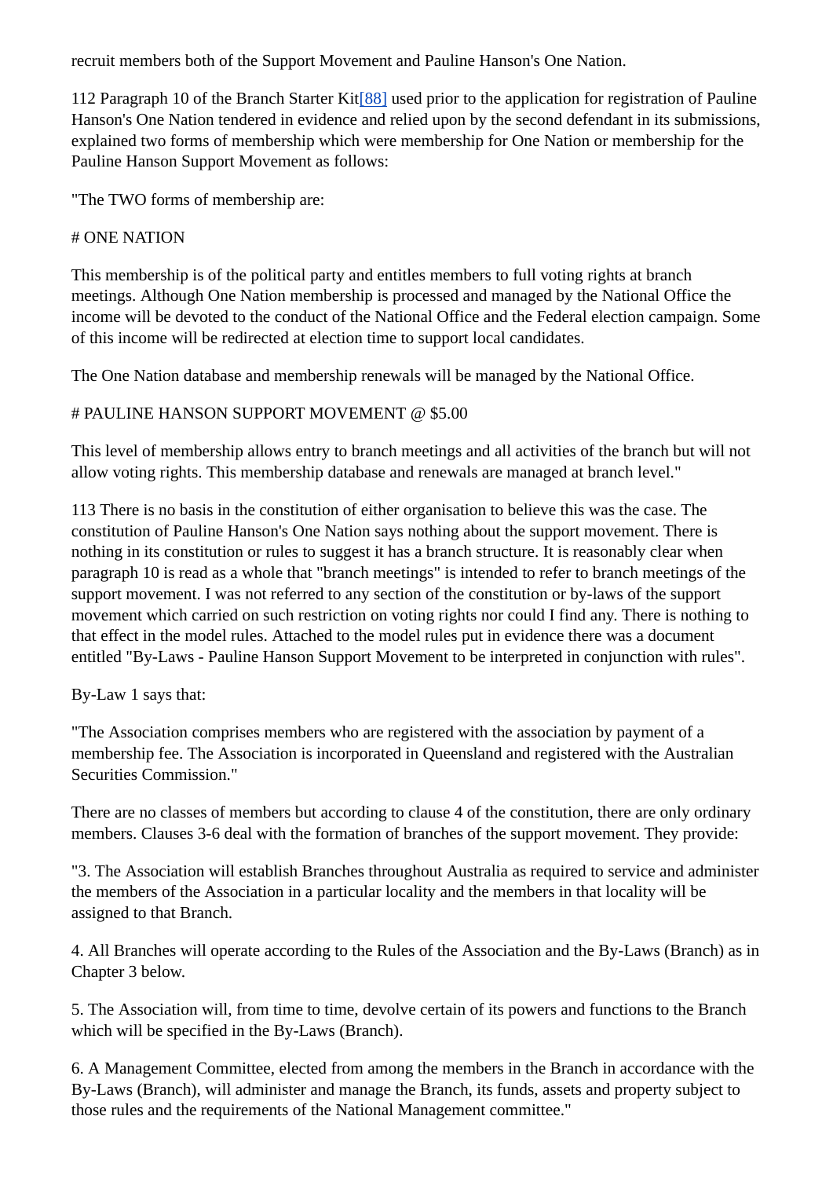recruit members both of the Support Movement and Pauline Hanson's One Nation.

112 Paragraph 10 of the Branch Starter Kit[88] used prior to the application for registration of Pauline Hanson's One Nation tendered in evidence and relied upon by the second defendant in its submissions, explained two forms of membership which were membership for One Nation or membership for the Pauline Hanson Support Movement as follows:

"The TWO forms of membership are:

# ONE NATION

This membership is of the political party and entitles members to full voting rights at branch meetings. Although One Nation membership is processed and managed by the National Office the income will be devoted to the conduct of the National Office and the Federal election campaign. Some of this income will be redirected at election time to support local candidates.

The One Nation database and membership renewals will be managed by the National Office.

# PAULINE HANSON SUPPORT MOVEMENT @ $5.00

This level of membership allows entry to branch meetings and all activities of the branch but will not allow voting rights. This membership database and renewals are managed at branch level."

113 There is no basis in the constitution of either organisation to believe this was the case. The constitution of Pauline Hanson's One Nation says nothing about the support movement. There is nothing in its constitution or rules to suggest it has a branch structure. It is reasonably clear when paragraph 10 is read as a whole that "branch meetings" is intended to refer to branch meetings of the support movement. I was not referred to any section of the constitution or by-laws of the support movement which carried on such restriction on voting rights nor could I find any. There is nothing to that effect in the model rules. Attached to the model rules put in evidence there was a document entitled "By-Laws - Pauline Hanson Support Movement to be interpreted in conjunction with rules".

By-Law 1 says that:

"The Association comprises members who are registered with the association by payment of a membership fee. The Association is incorporated in Queensland and registered with the Australian Securities Commission."

There are no classes of members but according to clause 4 of the constitution, there are only ordinary members. Clauses 3-6 deal with the formation of branches of the support movement. They provide:

"3. The Association will establish Branches throughout Australia as required to service and administer the members of the Association in a particular locality and the members in that locality will be assigned to that Branch.

4. All Branches will operate according to the Rules of the Association and the By-Laws (Branch) as in Chapter 3 below.

5. The Association will, from time to time, devolve certain of its powers and functions to the Branch which will be specified in the By-Laws (Branch).

6. A Management Committee, elected from among the members in the Branch in accordance with the By-Laws (Branch), will administer and manage the Branch, its funds, assets and property subject to those rules and the requirements of the National Management committee."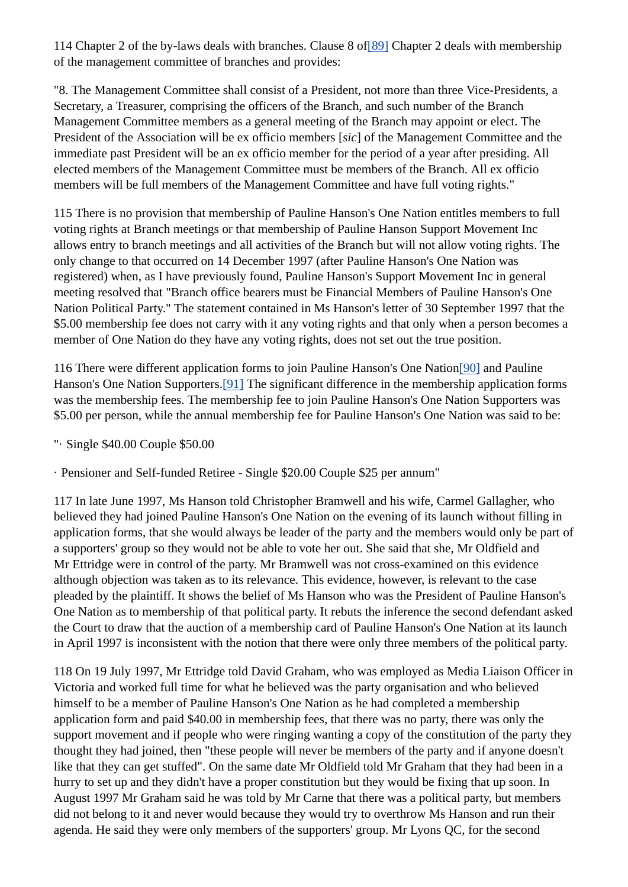114 Chapter 2 of the by-laws deals with branches. Clause 8 of[89] Chapter 2 deals with membership of the management committee of branches and provides:

"8. The Management Committee shall consist of a President, not more than three Vice-Presidents, a Secretary, a Treasurer, comprising the officers of the Branch, and such number of the Branch Management Committee members as a general meeting of the Branch may appoint or elect. The President of the Association will be ex officio members [*sic*] of the Management Committee and the immediate past President will be an ex officio member for the period of a year after presiding. All elected members of the Management Committee must be members of the Branch. All ex officio members will be full members of the Management Committee and have full voting rights."

115 There is no provision that membership of Pauline Hanson's One Nation entitles members to full voting rights at Branch meetings or that membership of Pauline Hanson Support Movement Inc allows entry to branch meetings and all activities of the Branch but will not allow voting rights. The only change to that occurred on 14 December 1997 (after Pauline Hanson's One Nation was registered) when, as I have previously found, Pauline Hanson's Support Movement Inc in general meeting resolved that "Branch office bearers must be Financial Members of Pauline Hanson's One Nation Political Party." The statement contained in Ms Hanson's letter of 30 September 1997 that the $5.00 membership fee does not carry with it any voting rights and that only when a person becomes a member of One Nation do they have any voting rights, does not set out the true position.

116 There were different application forms to join Pauline Hanson's One Nation[90] and Pauline Hanson's One Nation Supporters.[91] The significant difference in the membership application forms was the membership fees. The membership fee to join Pauline Hanson's One Nation Supporters was $5.00 per person, while the annual membership fee for Pauline Hanson's One Nation was said to be:

"· Single $40.00 Couple $50.00

· Pensioner and Self-funded Retiree - Single $20.00 Couple $25 per annum"

117 In late June 1997, Ms Hanson told Christopher Bramwell and his wife, Carmel Gallagher, who believed they had joined Pauline Hanson's One Nation on the evening of its launch without filling in application forms, that she would always be leader of the party and the members would only be part of a supporters' group so they would not be able to vote her out. She said that she, Mr Oldfield and Mr Ettridge were in control of the party. Mr Bramwell was not cross-examined on this evidence although objection was taken as to its relevance. This evidence, however, is relevant to the case pleaded by the plaintiff. It shows the belief of Ms Hanson who was the President of Pauline Hanson's One Nation as to membership of that political party. It rebuts the inference the second defendant asked the Court to draw that the auction of a membership card of Pauline Hanson's One Nation at its launch in April 1997 is inconsistent with the notion that there were only three members of the political party.

118 On 19 July 1997, Mr Ettridge told David Graham, who was employed as Media Liaison Officer in Victoria and worked full time for what he believed was the party organisation and who believed himself to be a member of Pauline Hanson's One Nation as he had completed a membership application form and paid $40.00 in membership fees, that there was no party, there was only the support movement and if people who were ringing wanting a copy of the constitution of the party they thought they had joined, then "these people will never be members of the party and if anyone doesn't like that they can get stuffed". On the same date Mr Oldfield told Mr Graham that they had been in a hurry to set up and they didn't have a proper constitution but they would be fixing that up soon. In August 1997 Mr Graham said he was told by Mr Carne that there was a political party, but members did not belong to it and never would because they would try to overthrow Ms Hanson and run their agenda. He said they were only members of the supporters' group. Mr Lyons QC, for the second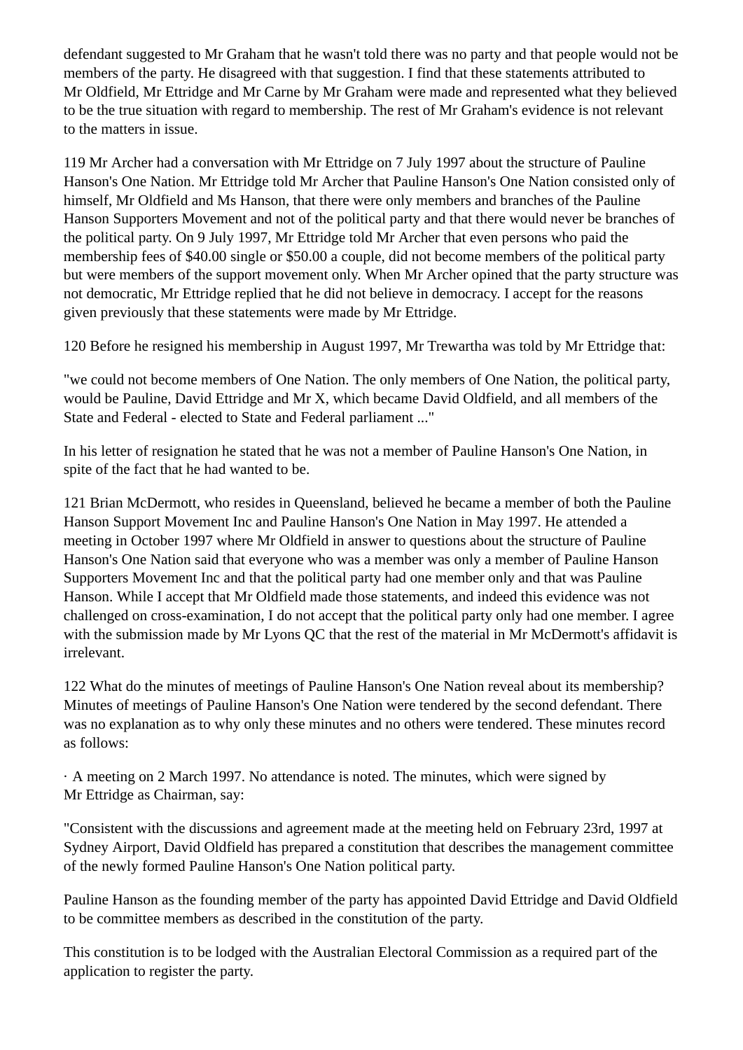defendant suggested to Mr Graham that he wasn't told there was no party and that people would not be members of the party. He disagreed with that suggestion. I find that these statements attributed to Mr Oldfield, Mr Ettridge and Mr Carne by Mr Graham were made and represented what they believed to be the true situation with regard to membership. The rest of Mr Graham's evidence is not relevant to the matters in issue.

119 Mr Archer had a conversation with Mr Ettridge on 7 July 1997 about the structure of Pauline Hanson's One Nation. Mr Ettridge told Mr Archer that Pauline Hanson's One Nation consisted only of himself, Mr Oldfield and Ms Hanson, that there were only members and branches of the Pauline Hanson Supporters Movement and not of the political party and that there would never be branches of the political party. On 9 July 1997, Mr Ettridge told Mr Archer that even persons who paid the membership fees of $40.00 single or $50.00 a couple, did not become members of the political party but were members of the support movement only. When Mr Archer opined that the party structure was not democratic, Mr Ettridge replied that he did not believe in democracy. I accept for the reasons given previously that these statements were made by Mr Ettridge.

120 Before he resigned his membership in August 1997, Mr Trewartha was told by Mr Ettridge that:

"we could not become members of One Nation. The only members of One Nation, the political party, would be Pauline, David Ettridge and Mr X, which became David Oldfield, and all members of the State and Federal - elected to State and Federal parliament ..."

In his letter of resignation he stated that he was not a member of Pauline Hanson's One Nation, in spite of the fact that he had wanted to be.

121 Brian McDermott, who resides in Queensland, believed he became a member of both the Pauline Hanson Support Movement Inc and Pauline Hanson's One Nation in May 1997. He attended a meeting in October 1997 where Mr Oldfield in answer to questions about the structure of Pauline Hanson's One Nation said that everyone who was a member was only a member of Pauline Hanson Supporters Movement Inc and that the political party had one member only and that was Pauline Hanson. While I accept that Mr Oldfield made those statements, and indeed this evidence was not challenged on cross-examination, I do not accept that the political party only had one member. I agree with the submission made by Mr Lyons QC that the rest of the material in Mr McDermott's affidavit is irrelevant.

122 What do the minutes of meetings of Pauline Hanson's One Nation reveal about its membership? Minutes of meetings of Pauline Hanson's One Nation were tendered by the second defendant. There was no explanation as to why only these minutes and no others were tendered. These minutes record as follows:

· A meeting on 2 March 1997. No attendance is noted. The minutes, which were signed by Mr Ettridge as Chairman, say:

"Consistent with the discussions and agreement made at the meeting held on February 23rd, 1997 at Sydney Airport, David Oldfield has prepared a constitution that describes the management committee of the newly formed Pauline Hanson's One Nation political party.

Pauline Hanson as the founding member of the party has appointed David Ettridge and David Oldfield to be committee members as described in the constitution of the party.

This constitution is to be lodged with the Australian Electoral Commission as a required part of the application to register the party.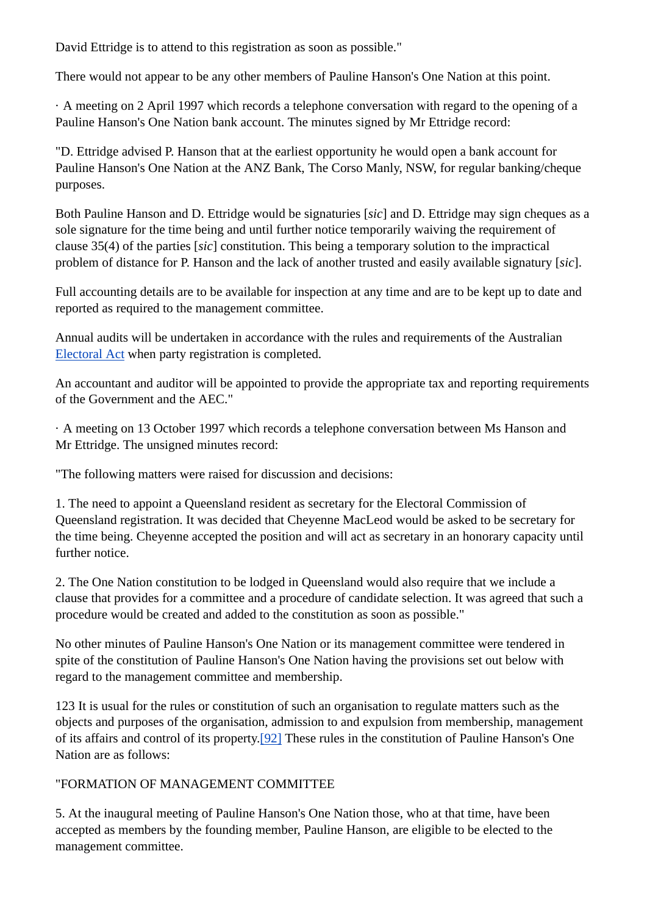David Ettridge is to attend to this registration as soon as possible."

There would not appear to be any other members of Pauline Hanson's One Nation at this point.

· A meeting on 2 April 1997 which records a telephone conversation with regard to the opening of a Pauline Hanson's One Nation bank account. The minutes signed by Mr Ettridge record:

"D. Ettridge advised P. Hanson that at the earliest opportunity he would open a bank account for Pauline Hanson's One Nation at the ANZ Bank, The Corso Manly, NSW, for regular banking/cheque purposes.

Both Pauline Hanson and D. Ettridge would be signatures [*sic*] and D. Ettridge may sign cheques as a sole signature for the time being and until further notice temporarily waiving the requirement of clause 35(4) of the parties [*sic*] constitution. This being a temporary solution to the impractical problem of distance for P. Hanson and the lack of another trusted and easily available signatury [*sic*].

Full accounting details are to be available for inspection at any time and are to be kept up to date and reported as required to the management committee.

Annual audits will be undertaken in accordance with the rules and requirements of the Australian Electoral Act when party registration is completed.

An accountant and auditor will be appointed to provide the appropriate tax and reporting requirements of the Government and the AEC."

· A meeting on 13 October 1997 which records a telephone conversation between Ms Hanson and Mr Ettridge. The unsigned minutes record:

"The following matters were raised for discussion and decisions:

1. The need to appoint a Queensland resident as secretary for the Electoral Commission of Queensland registration. It was decided that Cheyenne MacLeod would be asked to be secretary for the time being. Cheyenne accepted the position and will act as secretary in an honorary capacity until further notice.

2. The One Nation constitution to be lodged in Queensland would also require that we include a clause that provides for a committee and a procedure of candidate selection. It was agreed that such a procedure would be created and added to the constitution as soon as possible."

No other minutes of Pauline Hanson's One Nation or its management committee were tendered in spite of the constitution of Pauline Hanson's One Nation having the provisions set out below with regard to the management committee and membership.

123 It is usual for the rules or constitution of such an organisation to regulate matters such as the objects and purposes of the organisation, admission to and expulsion from membership, management of its affairs and control of its property.[92] These rules in the constitution of Pauline Hanson's One Nation are as follows:

"FORMATION OF MANAGEMENT COMMITTEE

5. At the inaugural meeting of Pauline Hanson's One Nation those, who at that time, have been accepted as members by the founding member, Pauline Hanson, are eligible to be elected to the management committee.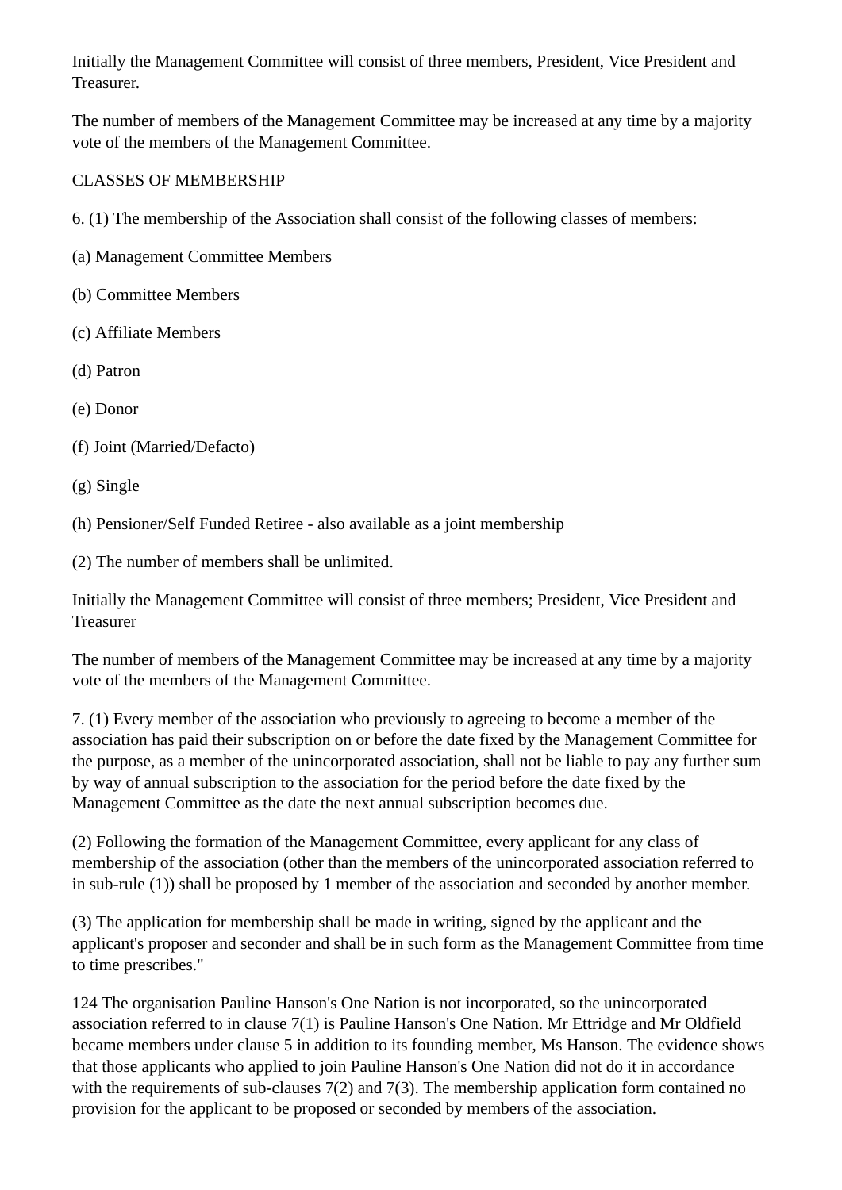Initially the Management Committee will consist of three members, President, Vice President and Treasurer.

The number of members of the Management Committee may be increased at any time by a majority vote of the members of the Management Committee.

CLASSES OF MEMBERSHIP

6. (1) The membership of the Association shall consist of the following classes of members:

(a) Management Committee Members

(b) Committee Members

(c) Affiliate Members

(d) Patron

(e) Donor

(f) Joint (Married/Defacto)

(g) Single

(h) Pensioner/Self Funded Retiree - also available as a joint membership

(2) The number of members shall be unlimited.

Initially the Management Committee will consist of three members; President, Vice President and Treasurer

The number of members of the Management Committee may be increased at any time by a majority vote of the members of the Management Committee.

7. (1) Every member of the association who previously to agreeing to become a member of the association has paid their subscription on or before the date fixed by the Management Committee for the purpose, as a member of the unincorporated association, shall not be liable to pay any further sum by way of annual subscription to the association for the period before the date fixed by the Management Committee as the date the next annual subscription becomes due.

(2) Following the formation of the Management Committee, every applicant for any class of membership of the association (other than the members of the unincorporated association referred to in sub-rule (1)) shall be proposed by 1 member of the association and seconded by another member.

(3) The application for membership shall be made in writing, signed by the applicant and the applicant's proposer and seconder and shall be in such form as the Management Committee from time to time prescribes."

124 The organisation Pauline Hanson's One Nation is not incorporated, so the unincorporated association referred to in clause 7(1) is Pauline Hanson's One Nation. Mr Ettridge and Mr Oldfield became members under clause 5 in addition to its founding member, Ms Hanson. The evidence shows that those applicants who applied to join Pauline Hanson's One Nation did not do it in accordance with the requirements of sub-clauses 7(2) and 7(3). The membership application form contained no provision for the applicant to be proposed or seconded by members of the association.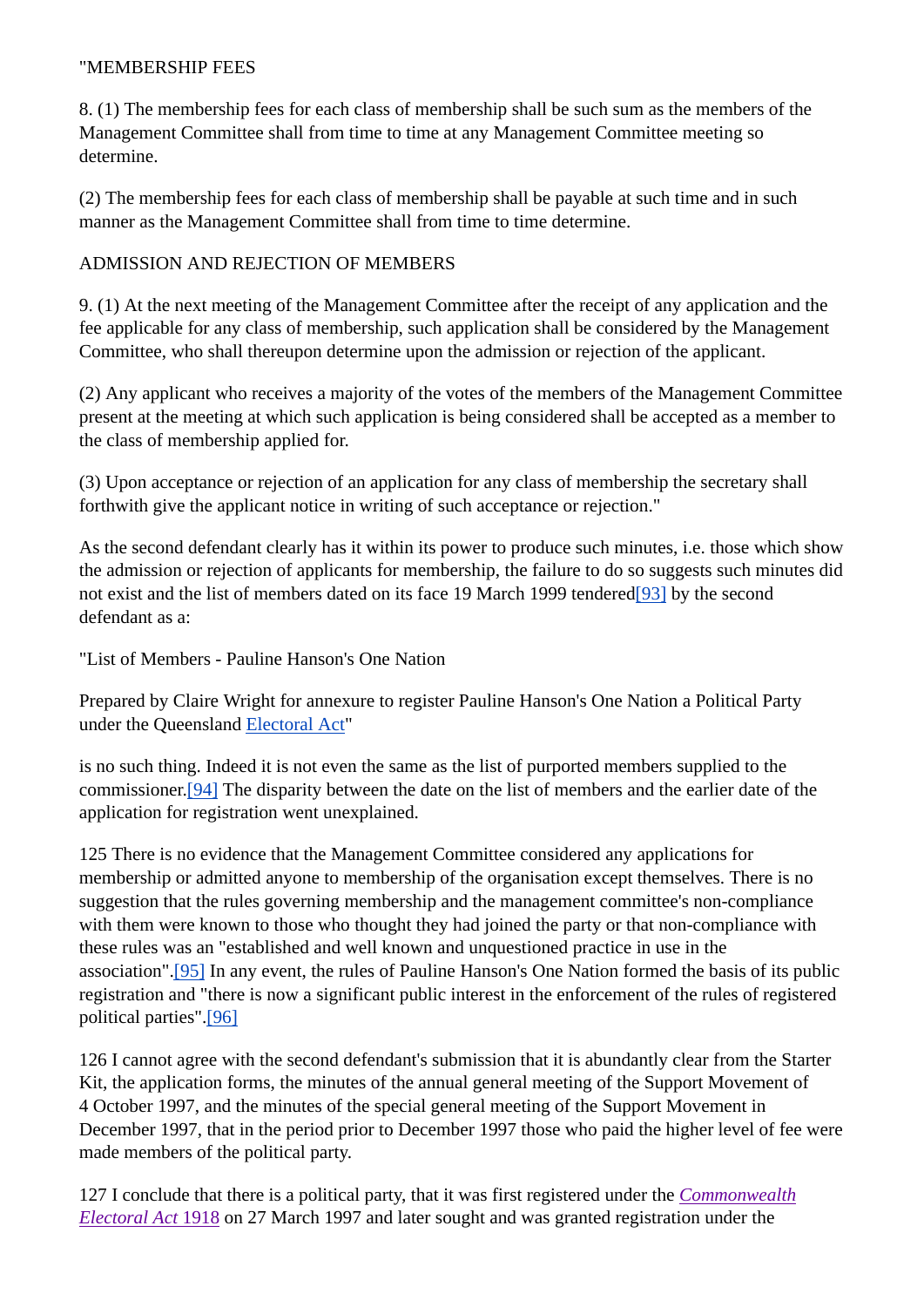"MEMBERSHIP FEES

8. (1) The membership fees for each class of membership shall be such sum as the members of the Management Committee shall from time to time at any Management Committee meeting so determine.

(2) The membership fees for each class of membership shall be payable at such time and in such manner as the Management Committee shall from time to time determine.

ADMISSION AND REJECTION OF MEMBERS

9. (1) At the next meeting of the Management Committee after the receipt of any application and the fee applicable for any class of membership, such application shall be considered by the Management Committee, who shall thereupon determine upon the admission or rejection of the applicant.

(2) Any applicant who receives a majority of the votes of the members of the Management Committee present at the meeting at which such application is being considered shall be accepted as a member to the class of membership applied for.

(3) Upon acceptance or rejection of an application for any class of membership the secretary shall forthwith give the applicant notice in writing of such acceptance or rejection."

As the second defendant clearly has it within its power to produce such minutes, i.e. those which show the admission or rejection of applicants for membership, the failure to do so suggests such minutes did not exist and the list of members dated on its face 19 March 1999 tendered[93] by the second defendant as a:

"List of Members - Pauline Hanson's One Nation

Prepared by Claire Wright for annexure to register Pauline Hanson's One Nation a Political Party under the Queensland Electoral Act"

is no such thing. Indeed it is not even the same as the list of purported members supplied to the commissioner.[94] The disparity between the date on the list of members and the earlier date of the application for registration went unexplained.

125 There is no evidence that the Management Committee considered any applications for membership or admitted anyone to membership of the organisation except themselves. There is no suggestion that the rules governing membership and the management committee's non-compliance with them were known to those who thought they had joined the party or that non-compliance with these rules was an "established and well known and unquestioned practice in use in the association".[95] In any event, the rules of Pauline Hanson's One Nation formed the basis of its public registration and "there is now a significant public interest in the enforcement of the rules of registered political parties".[96]

126 I cannot agree with the second defendant's submission that it is abundantly clear from the Starter Kit, the application forms, the minutes of the annual general meeting of the Support Movement of 4 October 1997, and the minutes of the special general meeting of the Support Movement in December 1997, that in the period prior to December 1997 those who paid the higher level of fee were made members of the political party.

127 I conclude that there is a political party, that it was first registered under the *Commonwealth Electoral Act* 1918 on 27 March 1997 and later sought and was granted registration under the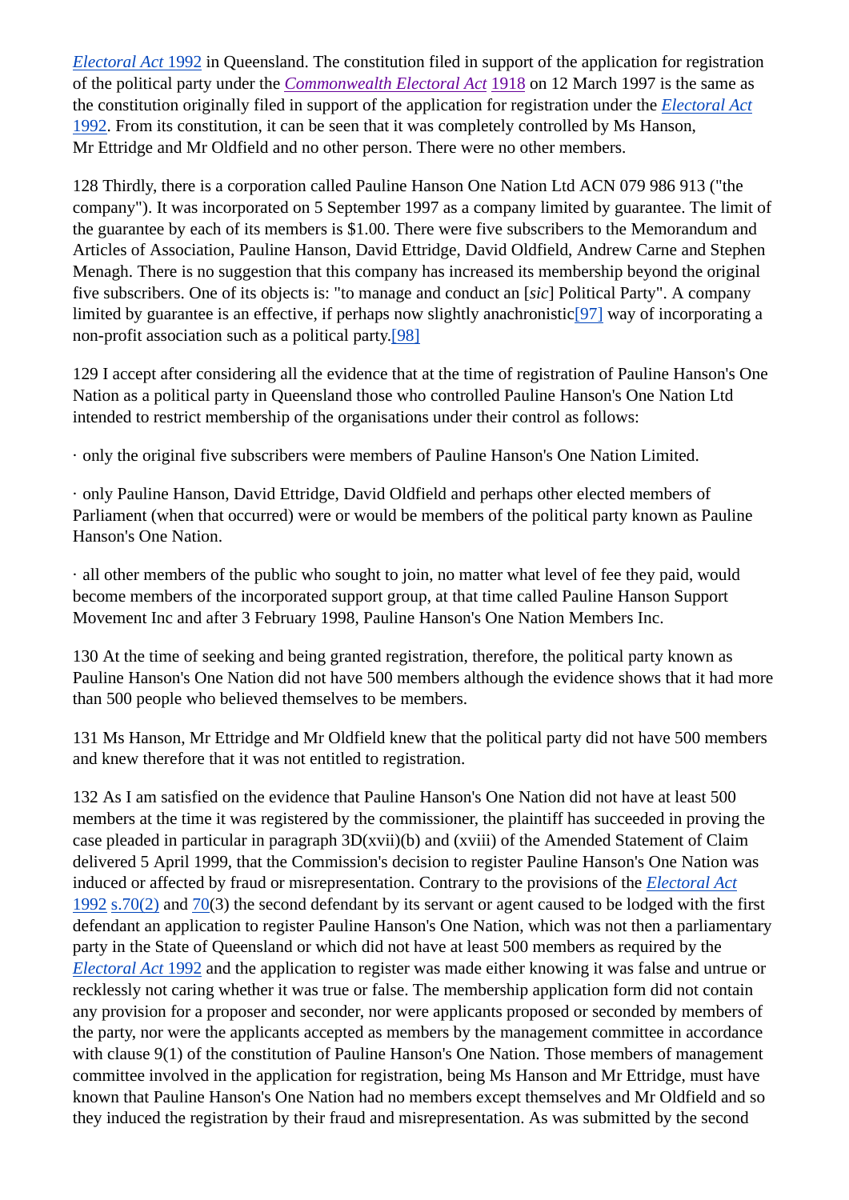*Electoral Act* 1992 in Queensland. The constitution filed in support of the application for registration of the political party under the *Commonwealth Electoral Act* 1918 on 12 March 1997 is the same as the constitution originally filed in support of the application for registration under the *Electoral Act* 1992. From its constitution, it can be seen that it was completely controlled by Ms Hanson, Mr Ettridge and Mr Oldfield and no other person. There were no other members.

128 Thirdly, there is a corporation called Pauline Hanson One Nation Ltd ACN 079 986 913 ("the company"). It was incorporated on 5 September 1997 as a company limited by guarantee. The limit of the guarantee by each of its members is $1.00. There were five subscribers to the Memorandum and Articles of Association, Pauline Hanson, David Ettridge, David Oldfield, Andrew Carne and Stephen Menagh. There is no suggestion that this company has increased its membership beyond the original five subscribers. One of its objects is: "to manage and conduct an [*sic*] Political Party". A company limited by guarantee is an effective, if perhaps now slightly anachronistic[97] way of incorporating a non-profit association such as a political party.[98]

129 I accept after considering all the evidence that at the time of registration of Pauline Hanson's One Nation as a political party in Queensland those who controlled Pauline Hanson's One Nation Ltd intended to restrict membership of the organisations under their control as follows:

· only the original five subscribers were members of Pauline Hanson's One Nation Limited.

· only Pauline Hanson, David Ettridge, David Oldfield and perhaps other elected members of Parliament (when that occurred) were or would be members of the political party known as Pauline Hanson's One Nation.

· all other members of the public who sought to join, no matter what level of fee they paid, would become members of the incorporated support group, at that time called Pauline Hanson Support Movement Inc and after 3 February 1998, Pauline Hanson's One Nation Members Inc.

130 At the time of seeking and being granted registration, therefore, the political party known as Pauline Hanson's One Nation did not have 500 members although the evidence shows that it had more than 500 people who believed themselves to be members.

131 Ms Hanson, Mr Ettridge and Mr Oldfield knew that the political party did not have 500 members and knew therefore that it was not entitled to registration.

132 As I am satisfied on the evidence that Pauline Hanson's One Nation did not have at least 500 members at the time it was registered by the commissioner, the plaintiff has succeeded in proving the case pleaded in particular in paragraph 3D(xvii)(b) and (xviii) of the Amended Statement of Claim delivered 5 April 1999, that the Commission's decision to register Pauline Hanson's One Nation was induced or affected by fraud or misrepresentation. Contrary to the provisions of the *Electoral Act* 1992 s.70(2) and 70(3) the second defendant by its servant or agent caused to be lodged with the first defendant an application to register Pauline Hanson's One Nation, which was not then a parliamentary party in the State of Queensland or which did not have at least 500 members as required by the *Electoral Act* 1992 and the application to register was made either knowing it was false and untrue or recklessly not caring whether it was true or false. The membership application form did not contain any provision for a proposer and seconder, nor were applicants proposed or seconded by members of the party, nor were the applicants accepted as members by the management committee in accordance with clause 9(1) of the constitution of Pauline Hanson's One Nation. Those members of management committee involved in the application for registration, being Ms Hanson and Mr Ettridge, must have known that Pauline Hanson's One Nation had no members except themselves and Mr Oldfield and so they induced the registration by their fraud and misrepresentation. As was submitted by the second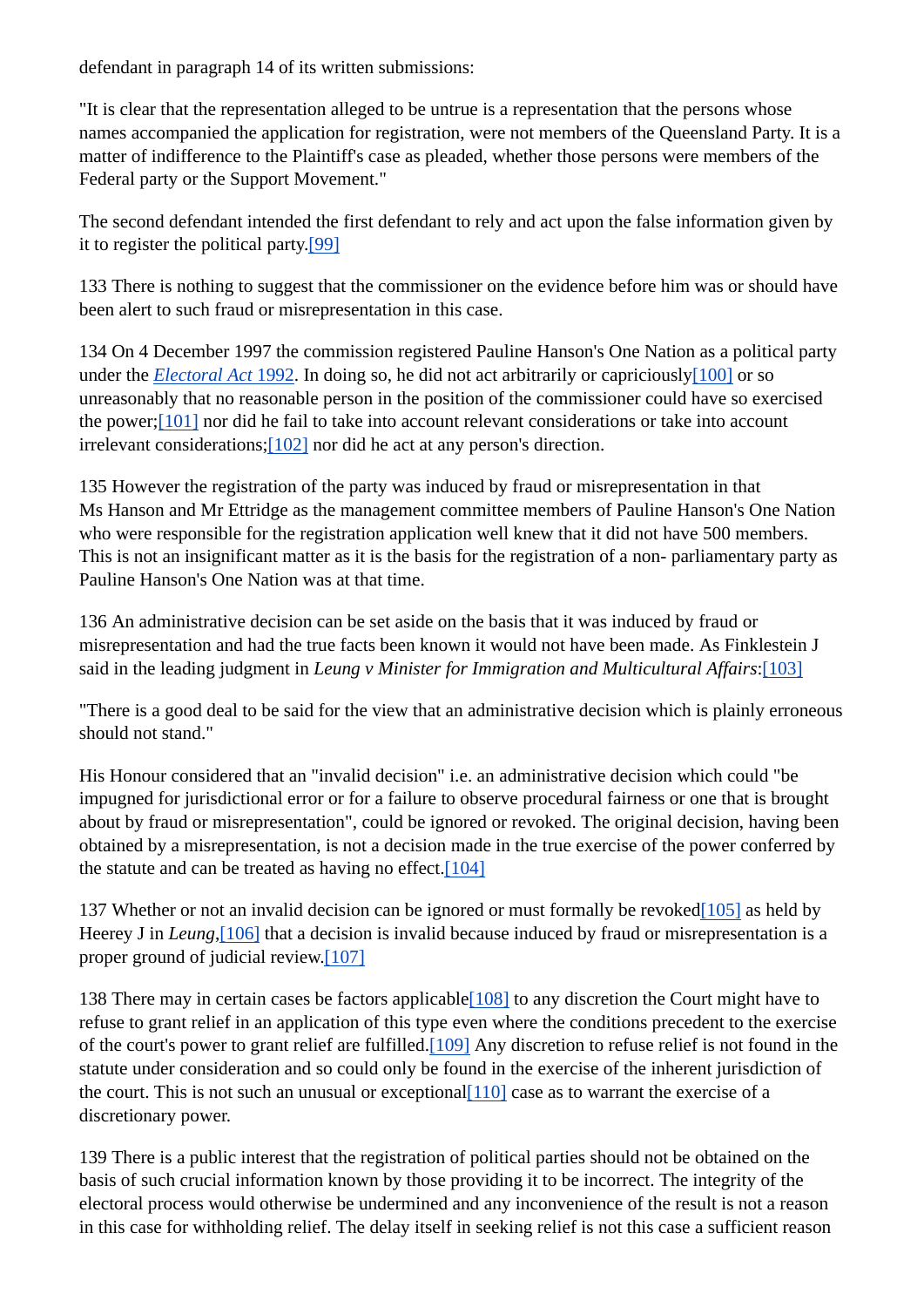defendant in paragraph 14 of its written submissions:

"It is clear that the representation alleged to be untrue is a representation that the persons whose names accompanied the application for registration, were not members of the Queensland Party. It is a matter of indifference to the Plaintiff's case as pleaded, whether those persons were members of the Federal party or the Support Movement."

The second defendant intended the first defendant to rely and act upon the false information given by it to register the political party.[99]

133 There is nothing to suggest that the commissioner on the evidence before him was or should have been alert to such fraud or misrepresentation in this case.

134 On 4 December 1997 the commission registered Pauline Hanson's One Nation as a political party under the *Electoral Act* 1992. In doing so, he did not act arbitrarily or capriciously[100] or so unreasonably that no reasonable person in the position of the commissioner could have so exercised the power;[101] nor did he fail to take into account relevant considerations or take into account irrelevant considerations;[102] nor did he act at any person's direction.

135 However the registration of the party was induced by fraud or misrepresentation in that Ms Hanson and Mr Ettridge as the management committee members of Pauline Hanson's One Nation who were responsible for the registration application well knew that it did not have 500 members. This is not an insignificant matter as it is the basis for the registration of a non- parliamentary party as Pauline Hanson's One Nation was at that time.

136 An administrative decision can be set aside on the basis that it was induced by fraud or misrepresentation and had the true facts been known it would not have been made. As Finklestein J said in the leading judgment in *Leung v Minister for Immigration and Multicultural Affairs*:[103]

"There is a good deal to be said for the view that an administrative decision which is plainly erroneous should not stand."

His Honour considered that an "invalid decision" i.e. an administrative decision which could "be impugned for jurisdictional error or for a failure to observe procedural fairness or one that is brought about by fraud or misrepresentation", could be ignored or revoked. The original decision, having been obtained by a misrepresentation, is not a decision made in the true exercise of the power conferred by the statute and can be treated as having no effect.[104]

137 Whether or not an invalid decision can be ignored or must formally be revoked[105] as held by Heerey J in *Leung*,[106] that a decision is invalid because induced by fraud or misrepresentation is a proper ground of judicial review.[107]

138 There may in certain cases be factors applicable[108] to any discretion the Court might have to refuse to grant relief in an application of this type even where the conditions precedent to the exercise of the court's power to grant relief are fulfilled.[109] Any discretion to refuse relief is not found in the statute under consideration and so could only be found in the exercise of the inherent jurisdiction of the court. This is not such an unusual or exceptional[110] case as to warrant the exercise of a discretionary power.

139 There is a public interest that the registration of political parties should not be obtained on the basis of such crucial information known by those providing it to be incorrect. The integrity of the electoral process would otherwise be undermined and any inconvenience of the result is not a reason in this case for withholding relief. The delay itself in seeking relief is not this case a sufficient reason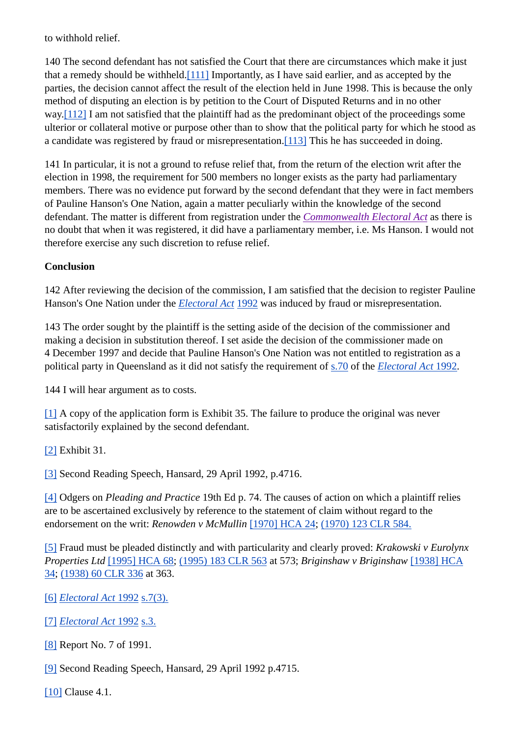to withhold relief.

140 The second defendant has not satisfied the Court that there are circumstances which make it just that a remedy should be withheld.[111] Importantly, as I have said earlier, and as accepted by the parties, the decision cannot affect the result of the election held in June 1998. This is because the only method of disputing an election is by petition to the Court of Disputed Returns and in no other way.[112] I am not satisfied that the plaintiff had as the predominant object of the proceedings some ulterior or collateral motive or purpose other than to show that the political party for which he stood as a candidate was registered by fraud or misrepresentation.[113] This he has succeeded in doing.

141 In particular, it is not a ground to refuse relief that, from the return of the election writ after the election in 1998, the requirement for 500 members no longer exists as the party had parliamentary members. There was no evidence put forward by the second defendant that they were in fact members of Pauline Hanson's One Nation, again a matter peculiarly within the knowledge of the second defendant. The matter is different from registration under the *Commonwealth Electoral Act* as there is no doubt that when it was registered, it did have a parliamentary member, i.e. Ms Hanson. I would not therefore exercise any such discretion to refuse relief.

**Conclusion**

142 After reviewing the decision of the commission, I am satisfied that the decision to register Pauline Hanson's One Nation under the *Electoral Act* 1992 was induced by fraud or misrepresentation.

143 The order sought by the plaintiff is the setting aside of the decision of the commissioner and making a decision in substitution thereof. I set aside the decision of the commissioner made on 4 December 1997 and decide that Pauline Hanson's One Nation was not entitled to registration as a political party in Queensland as it did not satisfy the requirement of s.70 of the *Electoral Act* 1992.

144 I will hear argument as to costs.

[1] A copy of the application form is Exhibit 35. The failure to produce the original was never satisfactorily explained by the second defendant.

[2] Exhibit 31.

[3] Second Reading Speech, Hansard, 29 April 1992, p.4716.

[4] Odgers on *Pleading and Practice* 19th Ed p. 74. The causes of action on which a plaintiff relies are to be ascertained exclusively by reference to the statement of claim without regard to the endorsement on the writ: *Renowden v McMullin* [1970] HCA 24; (1970) 123 CLR 584.

[5] Fraud must be pleaded distinctly and with particularity and clearly proved: *Krakowski v Eurolynx Properties Ltd* [1995] HCA 68; (1995) 183 CLR 563 at 573; *Briginshaw v Briginshaw* [1938] HCA 34; (1938) 60 CLR 336 at 363.

[6] *Electoral Act* 1992 s.7(3).

[7] *Electoral Act* 1992 s.3.

[8] Report No. 7 of 1991.

[9] Second Reading Speech, Hansard, 29 April 1992 p.4715.

[10] Clause 4.1.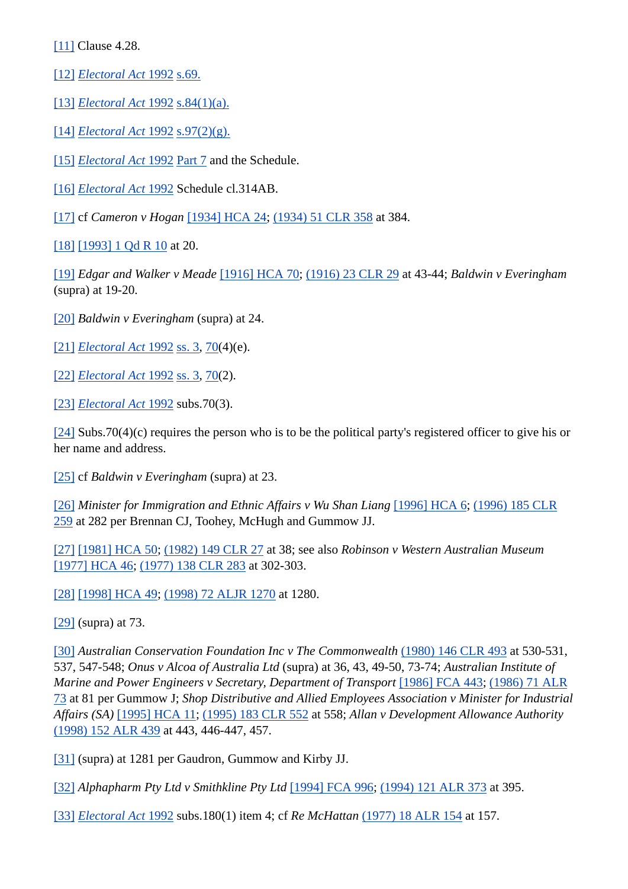[11] Clause 4.28.

[12] *Electoral Act* 1992 s.69.

[13] *Electoral Act* 1992 s.84(1)(a).

[14] *Electoral Act* 1992 s.97(2)(g).

[15] *Electoral Act* 1992 Part 7 and the Schedule.

[16] *Electoral Act* 1992 Schedule cl.314AB.

[17] cf *Cameron v Hogan* [1934] HCA 24; (1934) 51 CLR 358 at 384.

[18] [1993] 1 Qd R 10 at 20.

[19] *Edgar and Walker v Meade* [1916] HCA 70; (1916) 23 CLR 29 at 43-44; *Baldwin v Everingham* (supra) at 19-20.

[20] *Baldwin v Everingham* (supra) at 24.

[21] *Electoral Act* 1992 ss. 3, 70(4)(e).

[22] *Electoral Act* 1992 ss. 3, 70(2).

[23] *Electoral Act* 1992 subs.70(3).

[24] Subs.70(4)(c) requires the person who is to be the political party's registered officer to give his or her name and address.

[25] cf *Baldwin v Everingham* (supra) at 23.

[26] *Minister for Immigration and Ethnic Affairs v Wu Shan Liang* [1996] HCA 6; (1996) 185 CLR 259 at 282 per Brennan CJ, Toohey, McHugh and Gummow JJ.

[27] [1981] HCA 50; (1982) 149 CLR 27 at 38; see also *Robinson v Western Australian Museum* [1977] HCA 46; (1977) 138 CLR 283 at 302-303.

[28] [1998] HCA 49; (1998) 72 ALJR 1270 at 1280.

[29] (supra) at 73.

[30] *Australian Conservation Foundation Inc v The Commonwealth* (1980) 146 CLR 493 at 530-531, 537, 547-548; *Onus v Alcoa of Australia Ltd* (supra) at 36, 43, 49-50, 73-74; *Australian Institute of Marine and Power Engineers v Secretary, Department of Transport* [1986] FCA 443; (1986) 71 ALR 73 at 81 per Gummow J; *Shop Distributive and Allied Employees Association v Minister for Industrial Affairs (SA)* [1995] HCA 11; (1995) 183 CLR 552 at 558; *Allan v Development Allowance Authority* (1998) 152 ALR 439 at 443, 446-447, 457.

[31] (supra) at 1281 per Gaudron, Gummow and Kirby JJ.

[32] *Alphapharm Pty Ltd v Smithkline Pty Ltd* [1994] FCA 996; (1994) 121 ALR 373 at 395.

[33] *Electoral Act* 1992 subs.180(1) item 4; cf *Re McHattan* (1977) 18 ALR 154 at 157.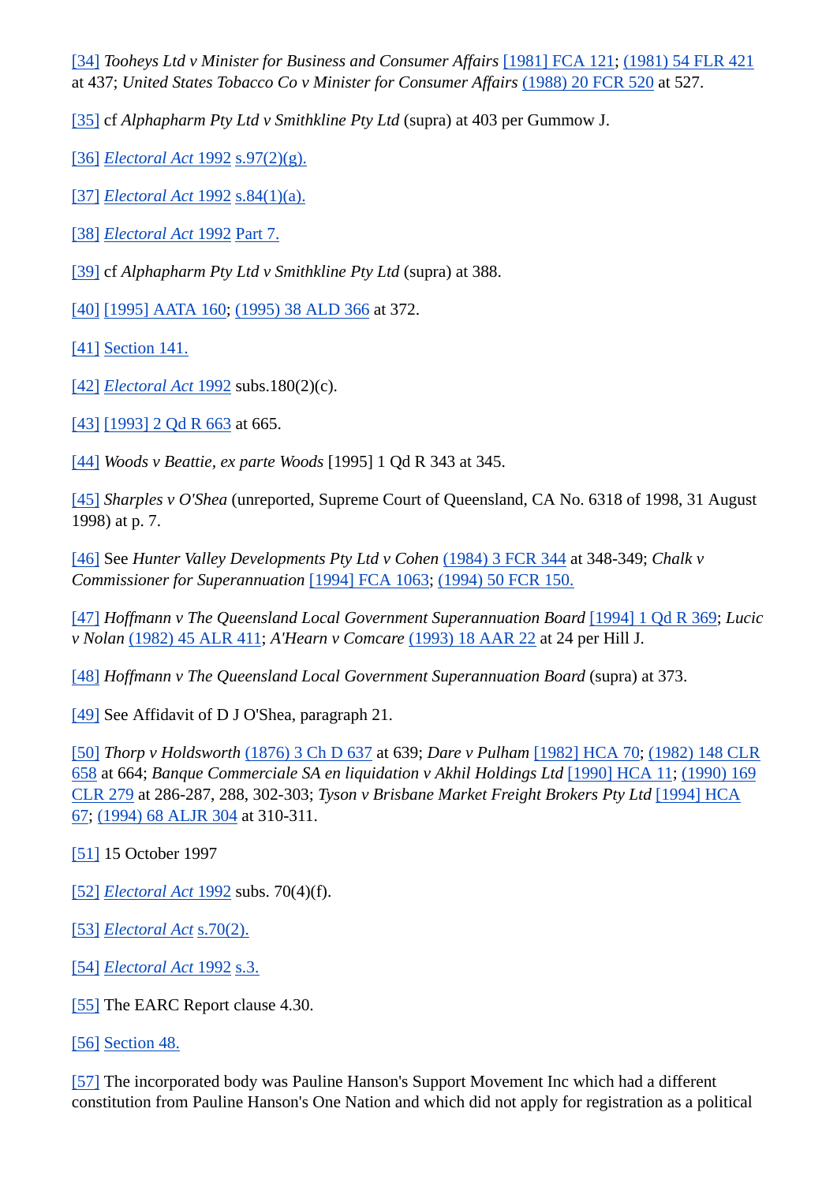[34] *Tooheys Ltd v Minister for Business and Consumer Affairs* [1981] FCA 121; (1981) 54 FLR 421 at 437; *United States Tobacco Co v Minister for Consumer Affairs* (1988) 20 FCR 520 at 527.

[35] cf *Alphapharm Pty Ltd v Smithkline Pty Ltd* (supra) at 403 per Gummow J.

[36] *Electoral Act* 1992 s.97(2)(g).

[37] *Electoral Act* 1992 s.84(1)(a).

[38] *Electoral Act* 1992 Part 7.

[39] cf *Alphapharm Pty Ltd v Smithkline Pty Ltd* (supra) at 388.

[40] [1995] AATA 160; (1995) 38 ALD 366 at 372.

[41] Section 141.

[42] *Electoral Act* 1992 subs.180(2)(c).

[43] [1993] 2 Qd R 663 at 665.

[44] *Woods v Beattie, ex parte Woods* [1995] 1 Qd R 343 at 345.

[45] *Sharples v O'Shea* (unreported, Supreme Court of Queensland, CA No. 6318 of 1998, 31 August 1998) at p. 7.

[46] See *Hunter Valley Developments Pty Ltd v Cohen* (1984) 3 FCR 344 at 348-349; *Chalk v Commissioner for Superannuation* [1994] FCA 1063; (1994) 50 FCR 150.

[47] *Hoffmann v The Queensland Local Government Superannuation Board* [1994] 1 Qd R 369; *Lucic v Nolan* (1982) 45 ALR 411; *A'Hearn v Comcare* (1993) 18 AAR 22 at 24 per Hill J.

[48] *Hoffmann v The Queensland Local Government Superannuation Board* (supra) at 373.

[49] See Affidavit of D J O'Shea, paragraph 21.

[50] *Thorp v Holdsworth* (1876) 3 Ch D 637 at 639; *Dare v Pulham* [1982] HCA 70; (1982) 148 CLR 658 at 664; *Banque Commerciale SA en liquidation v Akhil Holdings Ltd* [1990] HCA 11; (1990) 169 CLR 279 at 286-287, 288, 302-303; *Tyson v Brisbane Market Freight Brokers Pty Ltd* [1994] HCA 67; (1994) 68 ALJR 304 at 310-311.

[51] 15 October 1997

[52] *Electoral Act* 1992 subs. 70(4)(f).

[53] *Electoral Act* s.70(2).

[54] *Electoral Act* 1992 s.3.

[55] The EARC Report clause 4.30.

[56] Section 48.

[57] The incorporated body was Pauline Hanson's Support Movement Inc which had a different constitution from Pauline Hanson's One Nation and which did not apply for registration as a political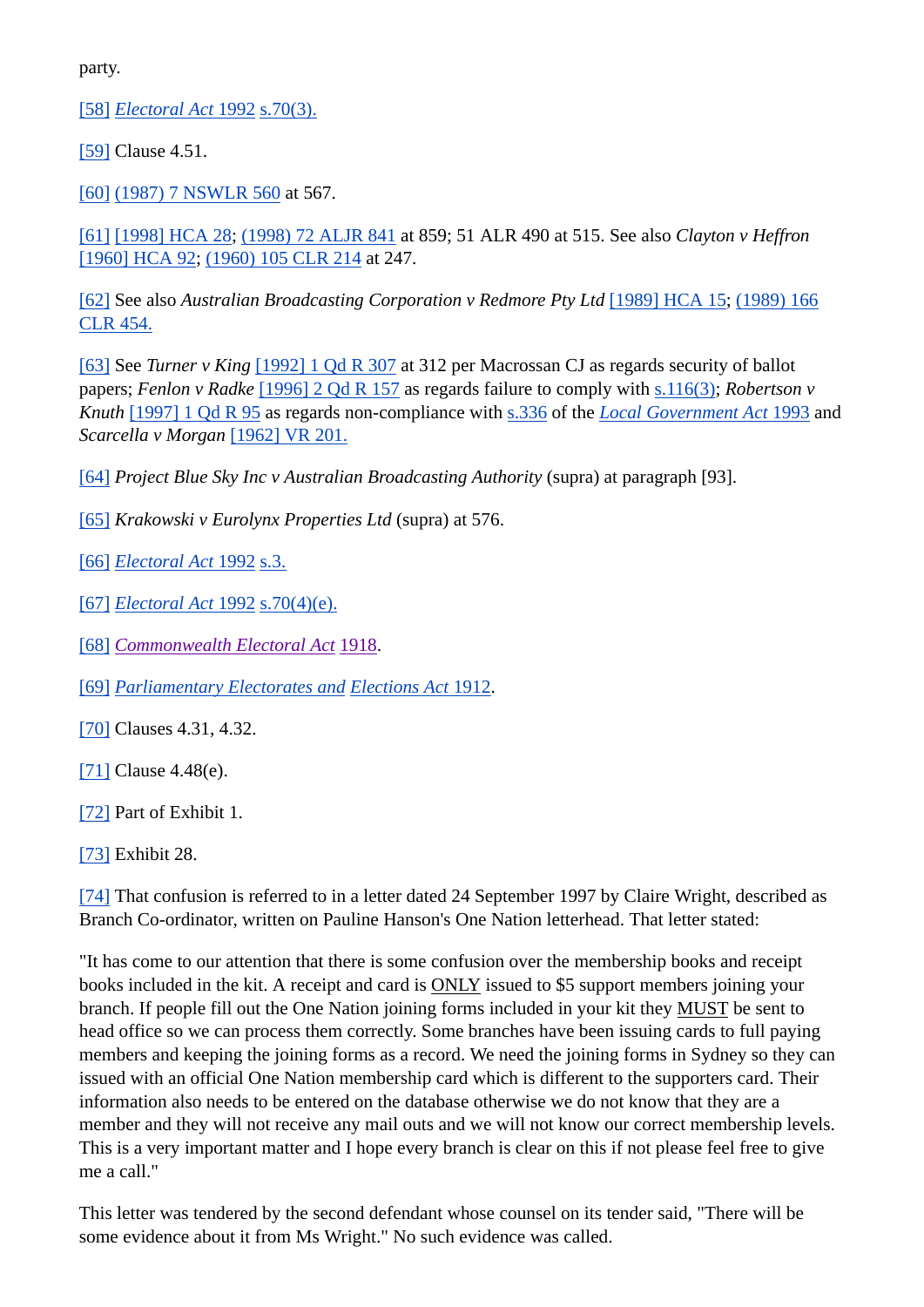party.

[58] *Electoral Act* 1992 s.70(3).

[59] Clause 4.51.

[60] (1987) 7 NSWLR 560 at 567.

[61] [1998] HCA 28; (1998) 72 ALJR 841 at 859; 51 ALR 490 at 515. See also *Clayton v Heffron* [1960] HCA 92; (1960) 105 CLR 214 at 247.

[62] See also *Australian Broadcasting Corporation v Redmore Pty Ltd* [1989] HCA 15; (1989) 166 CLR 454.

[63] See *Turner v King* [1992] 1 Qd R 307 at 312 per Macrossan CJ as regards security of ballot papers; *Fenlon v Radke* [1996] 2 Qd R 157 as regards failure to comply with s.116(3); *Robertson v Knuth* [1997] 1 Qd R 95 as regards non-compliance with s.336 of the *Local Government Act* 1993 and *Scarcella v Morgan* [1962] VR 201.

[64] *Project Blue Sky Inc v Australian Broadcasting Authority* (supra) at paragraph [93].

[65] *Krakowski v Eurolynx Properties Ltd* (supra) at 576.

[66] *Electoral Act* 1992 s.3.

[67] *Electoral Act* 1992 s.70(4)(e).

[68] *Commonwealth Electoral Act* 1918.

[69] *Parliamentary Electorates and Elections Act* 1912.

[70] Clauses 4.31, 4.32.

[71] Clause 4.48(e).

[72] Part of Exhibit 1.

[73] Exhibit 28.

[74] That confusion is referred to in a letter dated 24 September 1997 by Claire Wright, described as Branch Co-ordinator, written on Pauline Hanson's One Nation letterhead. That letter stated:

"It has come to our attention that there is some confusion over the membership books and receipt books included in the kit. A receipt and card is ONLY issued to $5 support members joining your branch. If people fill out the One Nation joining forms included in your kit they MUST be sent to head office so we can process them correctly. Some branches have been issuing cards to full paying members and keeping the joining forms as a record. We need the joining forms in Sydney so they can issued with an official One Nation membership card which is different to the supporters card. Their information also needs to be entered on the database otherwise we do not know that they are a member and they will not receive any mail outs and we will not know our correct membership levels. This is a very important matter and I hope every branch is clear on this if not please feel free to give me a call."

This letter was tendered by the second defendant whose counsel on its tender said, "There will be some evidence about it from Ms Wright." No such evidence was called.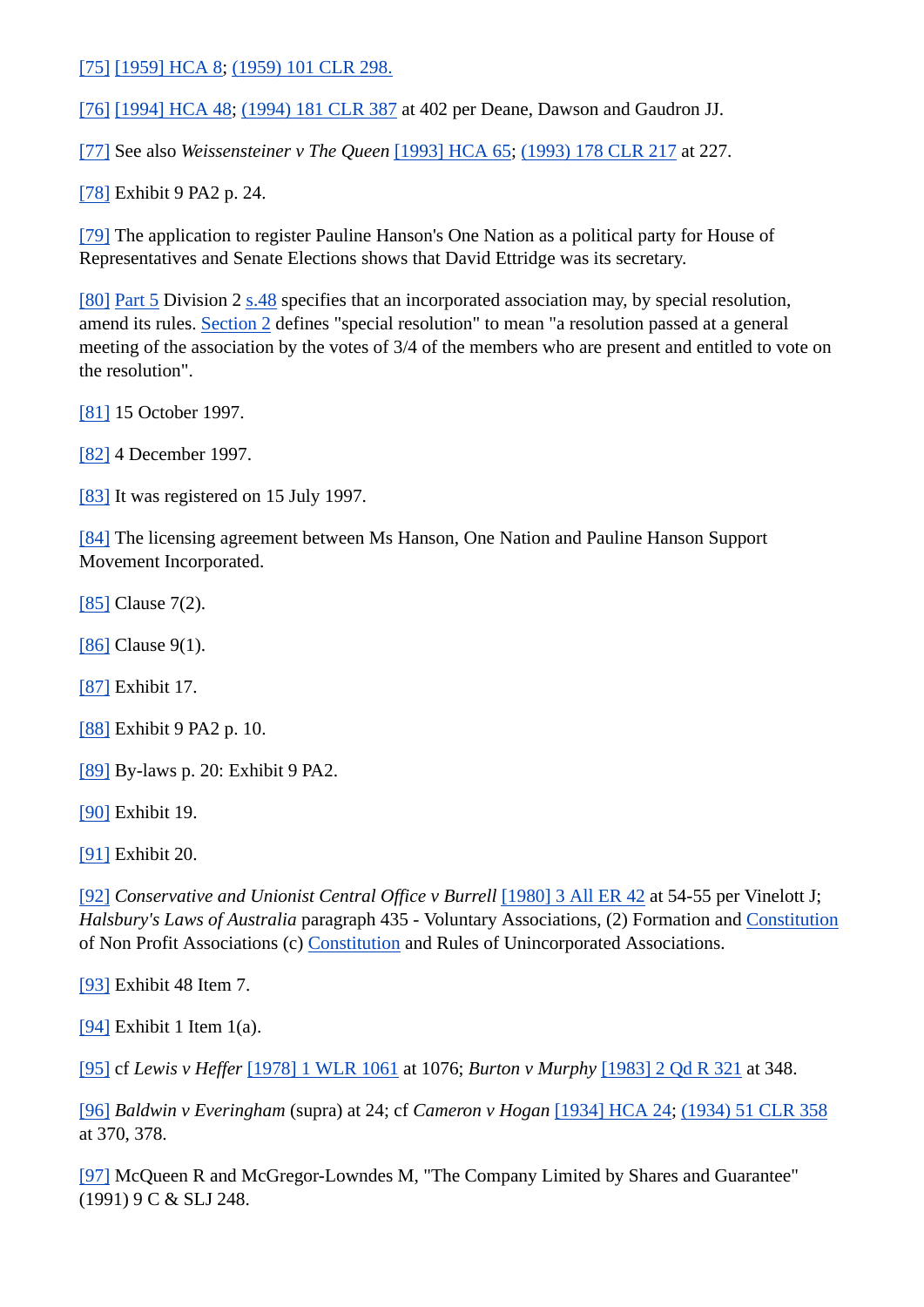[75] [1959] HCA 8; (1959) 101 CLR 298.

[76] [1994] HCA 48; (1994) 181 CLR 387 at 402 per Deane, Dawson and Gaudron JJ.

[77] See also *Weissensteiner v The Queen* [1993] HCA 65; (1993) 178 CLR 217 at 227.

[78] Exhibit 9 PA2 p. 24.

[79] The application to register Pauline Hanson's One Nation as a political party for House of Representatives and Senate Elections shows that David Ettridge was its secretary.

[80] Part 5 Division 2 s.48 specifies that an incorporated association may, by special resolution, amend its rules. Section 2 defines "special resolution" to mean "a resolution passed at a general meeting of the association by the votes of 3/4 of the members who are present and entitled to vote on the resolution".

[81] 15 October 1997.

[82] 4 December 1997.

[83] It was registered on 15 July 1997.

[84] The licensing agreement between Ms Hanson, One Nation and Pauline Hanson Support Movement Incorporated.

[85] Clause 7(2).

[86] Clause 9(1).

[87] Exhibit 17.

[88] Exhibit 9 PA2 p. 10.

[89] By-laws p. 20: Exhibit 9 PA2.

[90] Exhibit 19.

[91] Exhibit 20.

[92] *Conservative and Unionist Central Office v Burrell* [1980] 3 All ER 42 at 54-55 per Vinelott J; *Halsbury's Laws of Australia* paragraph 435 - Voluntary Associations, (2) Formation and Constitution of Non Profit Associations (c) Constitution and Rules of Unincorporated Associations.

[93] Exhibit 48 Item 7.

[94] Exhibit 1 Item 1(a).

[95] cf *Lewis v Heffer* [1978] 1 WLR 1061 at 1076; *Burton v Murphy* [1983] 2 Qd R 321 at 348.

[96] *Baldwin v Everingham* (supra) at 24; cf *Cameron v Hogan* [1934] HCA 24; (1934) 51 CLR 358 at 370, 378.

[97] McQueen R and McGregor-Lowndes M, "The Company Limited by Shares and Guarantee" (1991) 9 C & SLJ 248.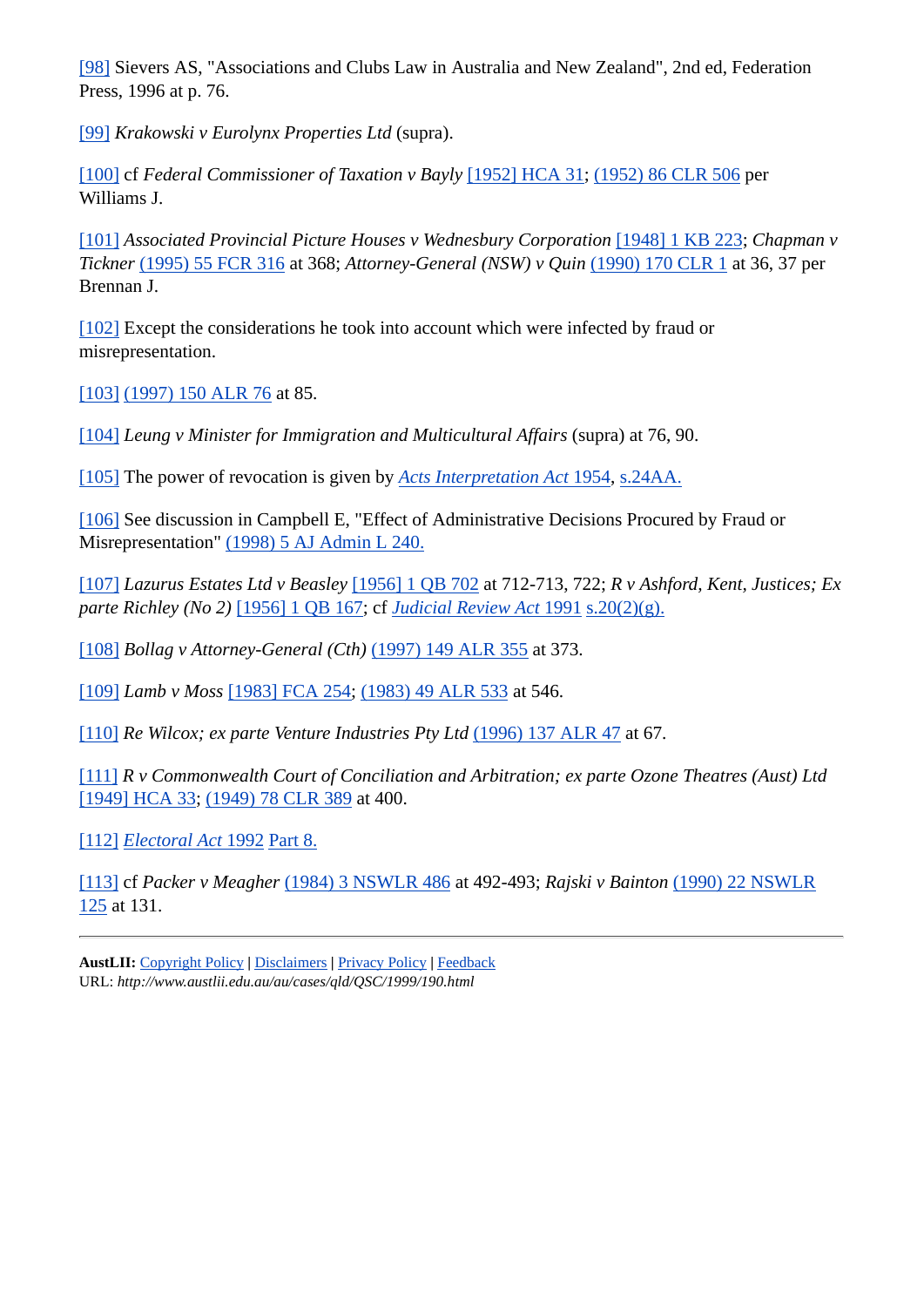[98] Sievers AS, "Associations and Clubs Law in Australia and New Zealand", 2nd ed, Federation Press, 1996 at p. 76.

[99] *Krakowski v Eurolynx Properties Ltd* (supra).

[100] cf *Federal Commissioner of Taxation v Bayly* [1952] HCA 31; (1952) 86 CLR 506 per Williams J.

[101] *Associated Provincial Picture Houses v Wednesbury Corporation* [1948] 1 KB 223; *Chapman v Tickner* (1995) 55 FCR 316 at 368; *Attorney-General (NSW) v Quin* (1990) 170 CLR 1 at 36, 37 per Brennan J.

[102] Except the considerations he took into account which were infected by fraud or misrepresentation.

[103] (1997) 150 ALR 76 at 85.

[104] *Leung v Minister for Immigration and Multicultural Affairs* (supra) at 76, 90.

[105] The power of revocation is given by *Acts Interpretation Act* 1954, s.24AA.

[106] See discussion in Campbell E, "Effect of Administrative Decisions Procured by Fraud or Misrepresentation" (1998) 5 AJ Admin L 240.

[107] *Lazurus Estates Ltd v Beasley* [1956] 1 QB 702 at 712-713, 722; *R v Ashford, Kent, Justices; Ex parte Richley (No 2)* [1956] 1 QB 167; cf *Judicial Review Act* 1991 s.20(2)(g).

[108] *Bollag v Attorney-General (Cth)* (1997) 149 ALR 355 at 373.

[109] *Lamb v Moss* [1983] FCA 254; (1983) 49 ALR 533 at 546.

[110] *Re Wilcox; ex parte Venture Industries Pty Ltd* (1996) 137 ALR 47 at 67.

[111] *R v Commonwealth Court of Conciliation and Arbitration; ex parte Ozone Theatres (Aust) Ltd* [1949] HCA 33; (1949) 78 CLR 389 at 400.

[112] *Electoral Act* 1992 Part 8.

[113] cf *Packer v Meagher* (1984) 3 NSWLR 486 at 492-493; *Rajski v Bainton* (1990) 22 NSWLR 125 at 131.

---

**AustLII:** Copyright Policy | Disclaimers | Privacy Policy | Feedback
URL: *http://www.austlii.edu.au/au/cases/qld/QSC/1999/190.html*